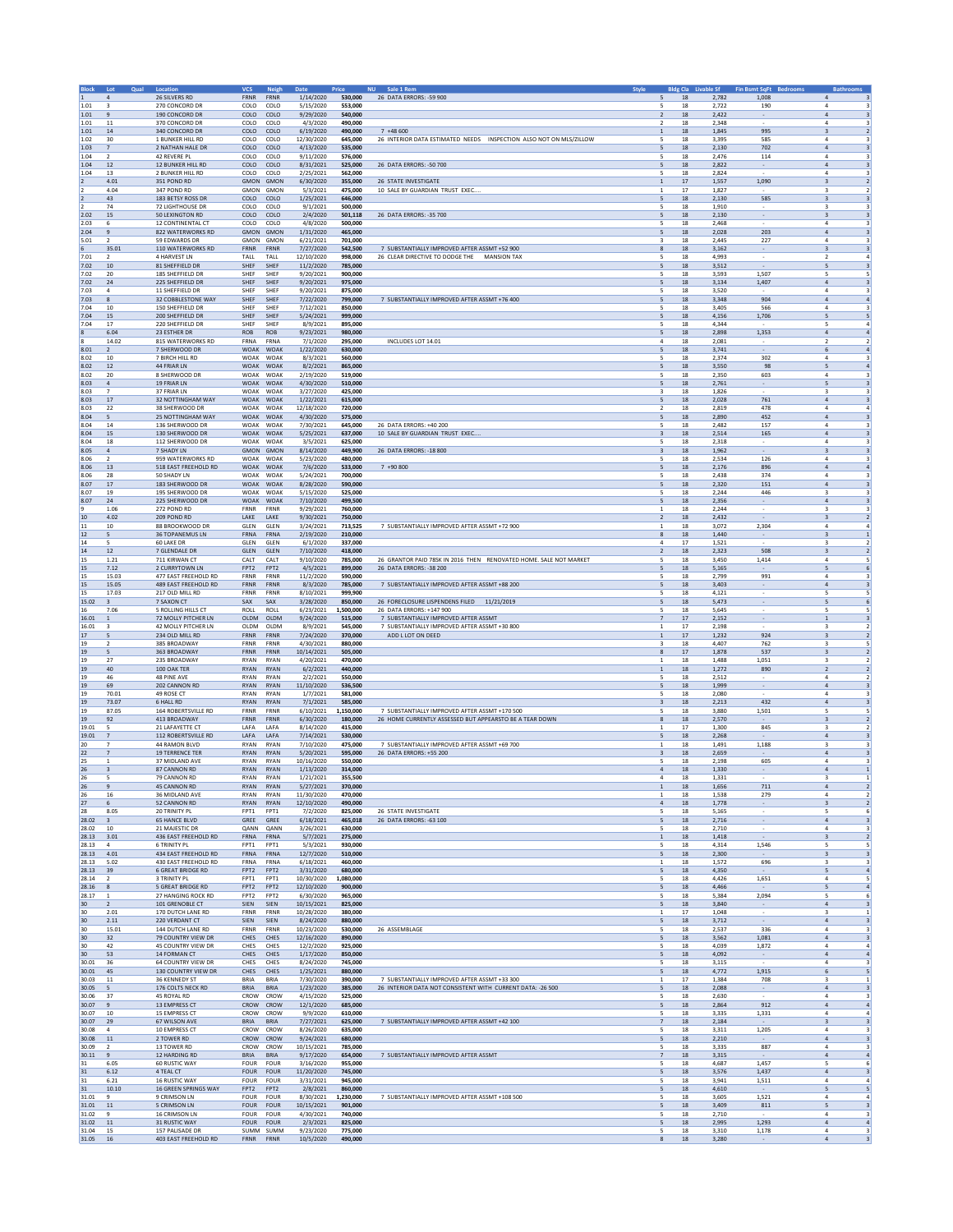| Block | Lot | Qual | Location | VCS | Neigh | Date | Price | NU | Sale 1 Rem | Style | Bldg Cla | Livable Sf | Fin Bsmt SqFt | Bedrooms | Bathrooms |
|---|---|---|---|---|---|---|---|---|---|---|---|---|---|---|---|
| 1 | 4 | | 26 SILVERS RD | FRNR | FRNR | 1/14/2020 | 530,000 | 26 | DATA ERRORS: -59 900 | 5 | 18 | 2,782 | 1,008 | 4 | 3 |
| 1.01 | 3 | | 270 CONCORD DR | COLO | COLO | 5/15/2020 | 553,000 | | | 5 | 18 | 2,722 | 190 | 4 | 3 |
| 1.01 | 9 | | 190 CONCORD DR | COLO | COLO | 9/29/2020 | 540,000 | | | 2 | 18 | 2,422 | - | 4 | 3 |
| 1.01 | 11 | | 370 CONCORD DR | COLO | COLO | 4/3/2020 | 490,000 | | | 2 | 18 | 2,348 | - | 4 | 3 |
| 1.01 | 14 | | 340 CONCORD DR | COLO | COLO | 6/19/2020 | 490,000 | 7 | +48 600 | 1 | 18 | 1,845 | 995 | 3 | 2 |
| 1.02 | 30 | | 1 BUNKER HILL RD | COLO | COLO | 12/30/2020 | 645,000 | 26 | INTERIOR DATA ESTIMATED NEEDS INSPECTION ALSO NOT ON MLS/ZILLOW | 5 | 18 | 3,395 | 585 | 4 | 3 |
| 1.03 | 7 | | 2 NATHAN HALE DR | COLO | COLO | 4/13/2020 | 535,000 | | | 5 | 18 | 2,130 | 702 | 4 | 3 |
| 1.04 | 2 | | 42 REVERE PL | COLO | COLO | 9/11/2020 | 576,000 | | | 5 | 18 | 2,476 | 114 | 4 | 3 |
| 1.04 | 12 | | 12 BUNKER HILL RD | COLO | COLO | 8/31/2021 | 525,000 | 26 | DATA ERRORS: -50 700 | 5 | 18 | 2,822 | - | 4 | 3 |
| 1.04 | 13 | | 2 BUNKER HILL RD | COLO | COLO | 2/25/2021 | 562,000 | | | 5 | 18 | 2,824 | - | 4 | 3 |
| 2 | 4.01 | | 351 POND RD | GMON | GMON | 6/30/2020 | 355,000 | 26 | STATE INVESTIGATE | 1 | 17 | 1,557 | 1,090 | 3 | 2 |
| 2 | 4.04 | | 347 POND RD | GMON | GMON | 5/3/2021 | 475,000 | 10 | SALE BY GUARDIAN TRUST EXEC.... | 1 | 17 | 1,827 | - | 3 | 2 |
| 2 | 43 | | 183 BETSY ROSS DR | COLO | COLO | 1/25/2021 | 646,000 | | | 5 | 18 | 2,130 | 585 | 3 | 3 |
| 2 | 74 | | 72 LIGHTHOUSE DR | COLO | COLO | 9/1/2021 | 500,000 | | | 5 | 18 | 1,910 | - | 3 | 3 |
| 2.02 | 15 | | 50 LEXINGTON RD | COLO | COLO | 2/4/2020 | 501,118 | 26 | DATA ERRORS: -35 700 | 5 | 18 | 2,130 | - | 3 | 3 |
| 2.03 | 6 | | 12 CONTINENTAL CT | COLO | COLO | 4/8/2020 | 500,000 | | | 5 | 18 | 2,468 | - | 4 | 3 |
| 2.04 | 9 | | 822 WATERWORKS RD | GMON | GMON | 1/31/2020 | 465,000 | | | 5 | 18 | 2,028 | 203 | 4 | 3 |
| 5.01 | 2 | | 59 EDWARDS DR | GMON | GMON | 6/21/2021 | 701,000 | | | 3 | 18 | 2,445 | 227 | 4 | 3 |
| 6 | 35.01 | | 110 WATERWORKS RD | FRNR | FRNR | 7/27/2020 | 542,500 | 7 | SUBSTANTIALLY IMPROVED AFTER ASSMT +52 900 | 8 | 18 | 3,162 | - | 3 | 3 |
| 7.01 | 2 | | 4 HARVEST LN | TALL | TALL | 12/10/2020 | 998,000 | 26 | CLEAR DIRECTIVE TO DODGE THE MANSION TAX | 5 | 18 | 4,993 | - | 2 | 4 |
| 7.02 | 10 | | 81 SHEFFIELD DR | SHEF | SHEF | 11/2/2020 | 785,000 | | | 5 | 18 | 3,512 | - | 5 | 3 |
| 7.02 | 20 | | 185 SHEFFIELD DR | SHEF | SHEF | 9/20/2021 | 900,000 | | | 5 | 18 | 3,593 | 1,507 | 5 | 5 |
| 7.02 | 24 | | 225 SHEFFIELD DR | SHEF | SHEF | 9/20/2021 | 975,000 | | | 5 | 18 | 3,134 | 1,407 | 4 | 5 |
| 7.03 | 4 | | 11 SHEFFIELD DR | SHEF | SHEF | 9/20/2021 | 875,000 | | | 5 | 18 | 3,520 | - | 4 | 3 |
| 7.03 | 8 | | 32 COBBLESTONE WAY | SHEF | SHEF | 7/22/2020 | 799,000 | 7 | SUBSTANTIALLY IMPROVED AFTER ASSMT +76 400 | 5 | 18 | 3,348 | 904 | 4 | 4 |
| 7.04 | 10 | | 150 SHEFFIELD DR | SHEF | SHEF | 7/12/2021 | 850,000 | | | 5 | 18 | 3,405 | 566 | 4 | 3 |
| 7.04 | 15 | | 200 SHEFFIELD DR | SHEF | SHEF | 5/24/2021 | 999,000 | | | 5 | 18 | 4,156 | 1,706 | 5 | 5 |
| 7.04 | 17 | | 220 SHEFFIELD DR | SHEF | SHEF | 8/9/2021 | 895,000 | | | 5 | 18 | 4,344 | - | 5 | 4 |
| 8 | 6.04 | | 23 ESTHER DR | ROB | ROB | 9/23/2021 | 980,000 | | | 5 | 18 | 2,898 | 1,353 | 4 | 4 |
| 8 | 14.02 | | 815 WATERWORKS RD | FRNA | FRNA | 7/1/2020 | 295,000 | | INCLUDES LOT 14.01 | 4 | 18 | 2,081 | - | 2 | 2 |
| 8.01 | 2 | | 7 SHERWOOD DR | WOAK | WOAK | 1/22/2020 | 630,000 | | | 5 | 18 | 3,741 | - | 6 | 4 |
| 8.02 | 10 | | 7 BIRCH HILL RD | WOAK | WOAK | 8/3/2021 | 560,000 | | | 5 | 18 | 2,374 | 302 | 4 | 3 |
| 8.02 | 12 | | 44 FRIAR LN | WOAK | WOAK | 8/2/2021 | 865,000 | | | 5 | 18 | 3,550 | 98 | 5 | 4 |
| 8.02 | 20 | | 8 SHERWOOD DR | WOAK | WOAK | 2/19/2020 | 519,000 | | | 5 | 18 | 2,350 | 603 | 4 | 3 |
| 8.03 | 4 | | 19 FRIAR LN | WOAK | WOAK | 4/30/2020 | 510,000 | | | 5 | 18 | 2,761 | - | 5 | 3 |
| 8.03 | 7 | | 37 FRIAR LN | WOAK | WOAK | 3/27/2020 | 425,000 | | | 3 | 18 | 1,826 | - | 3 | 3 |
| 8.03 | 17 | | 32 NOTTINGHAM WAY | WOAK | WOAK | 1/22/2021 | 615,000 | | | 5 | 18 | 2,028 | 761 | 4 | 3 |
| 8.03 | 22 | | 38 SHERWOOD DR | WOAK | WOAK | 12/18/2020 | 720,000 | | | 2 | 18 | 2,819 | 478 | 4 | 4 |
| 8.04 | 5 | | 25 NOTTINGHAM WAY | WOAK | WOAK | 4/30/2020 | 575,000 | | | 5 | 18 | 2,890 | 452 | 4 | 3 |
| 8.04 | 14 | | 136 SHERWOOD DR | WOAK | WOAK | 7/30/2021 | 645,000 | 26 | DATA ERRORS: +40 200 | 5 | 18 | 2,482 | 157 | 4 | 3 |
| 8.04 | 15 | | 130 SHERWOOD DR | WOAK | WOAK | 5/25/2021 | 637,000 | 10 | SALE BY GUARDIAN TRUST EXEC.... | 3 | 18 | 2,514 | 165 | 4 | 3 |
| 8.04 | 18 | | 112 SHERWOOD DR | WOAK | WOAK | 3/5/2021 | 625,000 | | | 5 | 18 | 2,318 | - | 4 | 3 |
| 8.05 | 4 | | 7 SHADY LN | GMON | GMON | 8/14/2020 | 449,900 | 26 | DATA ERRORS: -18 800 | 3 | 18 | 1,962 | - | 3 | 3 |
| 8.06 | 2 | | 959 WATERWORKS RD | WOAK | WOAK | 5/23/2020 | 480,000 | | | 5 | 18 | 2,534 | 126 | 4 | 3 |
| 8.06 | 13 | | 518 EAST FREEHOLD RD | WOAK | WOAK | 7/6/2020 | 533,000 | 7 | +90 800 | 5 | 18 | 2,176 | 896 | 4 | 4 |
| 8.06 | 28 | | 50 SHADY LN | WOAK | WOAK | 5/24/2021 | 700,000 | | | 5 | 18 | 2,438 | 374 | 4 | 3 |
| 8.07 | 17 | | 183 SHERWOOD DR | WOAK | WOAK | 8/28/2020 | 590,000 | | | 5 | 18 | 2,320 | 151 | 4 | 3 |
| 8.07 | 19 | | 195 SHERWOOD DR | WOAK | WOAK | 5/15/2020 | 525,000 | | | 5 | 18 | 2,244 | 446 | 3 | 3 |
| 8.07 | 24 | | 225 SHERWOOD DR | WOAK | WOAK | 7/10/2020 | 499,500 | | | 5 | 18 | 2,356 | - | 4 | 3 |
| 9 | 1.06 | | 272 POND RD | FRNR | FRNR | 9/29/2021 | 760,000 | | | 1 | 18 | 2,244 | - | 3 | 3 |
| 10 | 4.02 | | 209 POND RD | LAKE | LAKE | 9/30/2021 | 750,000 | | | 2 | 18 | 2,432 | - | 3 | 2 |
| 11 | 10 | | 88 BROOKWOOD DR | GLEN | GLEN | 3/24/2021 | 713,525 | 7 | SUBSTANTIALLY IMPROVED AFTER ASSMT +72 900 | 1 | 18 | 3,072 | 2,304 | 4 | 4 |
| 12 | 5 | | 36 TOPANEMUS LN | FRNA | FRNA | 2/19/2020 | 210,000 | | | 8 | 18 | 1,440 | - | 3 | 1 |
| 14 | 5 | | 60 LAKE DR | GLEN | GLEN | 6/1/2020 | 337,000 | | | 4 | 17 | 1,521 | - | 3 | 2 |
| 14 | 12 | | 7 GLENDALE DR | GLEN | GLEN | 7/10/2020 | 418,000 | | | 2 | 18 | 2,323 | 508 | 3 | 2 |
| 15 | 1.21 | | 711 KIRWAN CT | CALT | CALT | 9/10/2020 | 785,000 | 26 | GRANTOR PAID 785K IN 2016 THEN RENOVATED HOME. SALE NOT MARKET | 5 | 18 | 3,450 | 1,414 | 4 | 5 |
| 15 | 7.12 | | 2 CURRYTOWN LN | FPT2 | FPT2 | 4/5/2021 | 899,000 | 26 | DATA ERRORS: -38 200 | 5 | 18 | 5,165 | - | 5 | 6 |
| 15 | 15.03 | | 477 EAST FREEHOLD RD | FRNR | FRNR | 11/2/2020 | 590,000 | | | 5 | 18 | 2,799 | 991 | 4 | 3 |
| 15 | 15.05 | | 489 EAST FREEHOLD RD | FRNR | FRNR | 8/3/2020 | 785,000 | 7 | SUBSTANTIALLY IMPROVED AFTER ASSMT +88 200 | 5 | 18 | 3,403 | - | 4 | 3 |
| 15 | 17.03 | | 217 OLD MILL RD | FRNR | FRNR | 8/10/2021 | 999,900 | | | 5 | 18 | 4,121 | - | 5 | 5 |
| 15.02 | 3 | | 7 SAXON CT | SAX | SAX | 3/28/2020 | 850,000 | 26 | FORECLOSURE LISPENDENS FILED 11/21/2019 | 5 | 18 | 5,473 | - | 5 | 6 |
| 16 | 7.06 | | 5 ROLLING HILLS CT | ROLL | ROLL | 6/23/2021 | 1,500,000 | 26 | DATA ERRORS: +147 900 | 5 | 18 | 5,645 | - | 5 | 5 |
| 16.01 | 1 | | 72 MOLLY PITCHER LN | OLDM | OLDM | 9/24/2020 | 515,000 | 7 | SUBSTANTIALLY IMPROVED AFTER ASSMT | 7 | 17 | 2,152 | - | 1 | 3 |
| 16.01 | 3 | | 42 MOLLY PITCHER LN | OLDM | OLDM | 8/9/2021 | 545,000 | 7 | SUBSTANTIALLY IMPROVED AFTER ASSMT +30 800 | 1 | 17 | 2,198 | - | 3 | 2 |
| 17 | 5 | | 234 OLD MILL RD | FRNR | FRNR | 7/24/2020 | 370,000 | | ADD L LOT ON DEED | 1 | 17 | 1,232 | 924 | 3 | 2 |
| 19 | 2 | | 385 BROADWAY | FRNR | FRNR | 4/30/2021 | 880,000 | | | 3 | 18 | 4,407 | 762 | 3 | 5 |
| 19 | 5 | | 363 BROADWAY | FRNR | FRNR | 10/14/2021 | 505,000 | | | 8 | 17 | 1,878 | 537 | 3 | 2 |
| 19 | 27 | | 235 BROADWAY | RYAN | RYAN | 4/20/2021 | 470,000 | | | 1 | 18 | 1,488 | 1,051 | 3 | 2 |
| 19 | 40 | | 100 OAK TER | RYAN | RYAN | 6/2/2021 | 440,000 | | | 1 | 18 | 1,272 | 890 | 2 | 2 |
| 19 | 46 | | 48 PINE AVE | RYAN | RYAN | 2/2/2021 | 550,000 | | | 5 | 18 | 2,512 | - | 4 | 2 |
| 19 | 69 | | 202 CANNON RD | RYAN | RYAN | 11/10/2020 | 536,500 | | | 5 | 18 | 1,999 | - | 4 | 3 |
| 19 | 70.01 | | 49 ROSE CT | RYAN | RYAN | 1/7/2021 | 581,000 | | | 5 | 18 | 2,080 | - | 4 | 3 |
| 19 | 73.07 | | 6 HALL RD | RYAN | RYAN | 7/1/2021 | 585,000 | | | 3 | 18 | 2,213 | 432 | 4 | 3 |
| 19 | 87.05 | | 164 ROBERTSVILLE RD | FRNR | FRNR | 6/10/2021 | 1,150,000 | 7 | SUBSTANTIALLY IMPROVED AFTER ASSMT +170 500 | 5 | 18 | 3,880 | 1,501 | 5 | 5 |
| 19 | 92 | | 413 BROADWAY | FRNR | FRNR | 6/30/2020 | 180,000 | 26 | HOME CURRENTLY ASSESSED BUT APPEARSTO BE A TEAR DOWN | 8 | 18 | 2,570 | - | 3 | 2 |
| 19.01 | 5 | | 21 LAFAYETTE CT | LAFA | LAFA | 8/14/2020 | 415,000 | | | 1 | 17 | 1,300 | 845 | 3 | 2 |
| 19.01 | 7 | | 112 ROBERTSVILLE RD | LAFA | LAFA | 7/14/2021 | 530,000 | | | 5 | 18 | 2,268 | - | 4 | 3 |
| 20 | 7 | | 44 RAMON BLVD | RYAN | RYAN | 7/10/2020 | 475,000 | 7 | SUBSTANTIALLY IMPROVED AFTER ASSMT +69 700 | 1 | 18 | 1,491 | 1,188 | 3 | 3 |
| 22 | 7 | | 19 TERRENCE TER | RYAN | RYAN | 5/20/2021 | 595,000 | 26 | DATA ERRORS: +55 200 | 3 | 18 | 2,659 | - | 4 | 3 |
| 25 | 1 | | 37 MIDLAND AVE | RYAN | RYAN | 10/16/2020 | 550,000 | | | 5 | 18 | 2,198 | 605 | 4 | 3 |
| 26 | 3 | | 87 CANNON RD | RYAN | RYAN | 1/13/2020 | 314,000 | | | 4 | 18 | 1,330 | - | 4 | 1 |
| 26 | 5 | | 79 CANNON RD | RYAN | RYAN | 1/21/2021 | 355,500 | | | 4 | 18 | 1,331 | - | 3 | 1 |
| 26 | 9 | | 45 CANNON RD | RYAN | RYAN | 5/27/2021 | 370,000 | | | 1 | 18 | 1,656 | 711 | 4 | 2 |
| 26 | 16 | | 36 MIDLAND AVE | RYAN | RYAN | 11/30/2020 | 470,000 | | | 1 | 18 | 1,538 | 279 | 4 | 2 |
| 27 | 6 | | 52 CANNON RD | RYAN | RYAN | 12/10/2020 | 490,000 | | | 4 | 18 | 1,778 | - | 3 | 2 |
| 28 | 8.05 | | 20 TRINITY PL | FPT1 | FPT1 | 7/2/2020 | 825,000 | 26 | STATE INVESTIGATE | 5 | 18 | 5,165 | - | 5 | 6 |
| 28.02 | 3 | | 65 HANCE BLVD | GREE | GREE | 6/18/2021 | 465,018 | 26 | DATA ERRORS: -63 100 | 5 | 18 | 2,716 | - | 4 | 3 |
| 28.02 | 10 | | 21 MAJESTIC DR | QANN | QANN | 3/26/2021 | 630,000 | | | 5 | 18 | 2,710 | - | 4 | 3 |
| 28.13 | 3.01 | | 436 EAST FREEHOLD RD | FRNA | FRNA | 5/7/2021 | 275,000 | | | 1 | 18 | 1,418 | - | 3 | 2 |
| 28.13 | 4 | | 6 TRINITY PL | FPT1 | FPT1 | 5/3/2021 | 930,000 | | | 5 | 18 | 4,314 | 1,546 | 5 | 5 |
| 28.13 | 4.01 | | 434 EAST FREEHOLD RD | FRNA | FRNA | 12/7/2020 | 510,000 | | | 5 | 18 | 2,300 | - | 3 | 3 |
| 28.13 | 5.02 | | 430 EAST FREEHOLD RD | FRNA | FRNA | 6/18/2021 | 460,000 | | | 1 | 18 | 1,572 | 696 | 3 | 3 |
| 28.13 | 39 | | 6 GREAT BRIDGE RD | FPT2 | FPT2 | 3/31/2020 | 680,000 | | | 5 | 18 | 4,350 | - | 5 | 4 |
| 28.14 | 2 | | 3 TRINITY PL | FPT1 | FPT1 | 10/30/2020 | 1,080,000 | | | 5 | 18 | 4,426 | 1,651 | 4 | 5 |
| 28.16 | 8 | | 5 GREAT BRIDGE RD | FPT2 | FPT2 | 12/10/2020 | 900,000 | | | 5 | 18 | 4,466 | - | 5 | 4 |
| 28.17 | 1 | | 27 HANGING ROCK RD | FPT2 | FPT2 | 6/30/2020 | 965,000 | | | 5 | 18 | 5,384 | 2,094 | 5 | 6 |
| 30 | 2 | | 101 GRENOBLE CT | SIEN | SIEN | 10/15/2021 | 825,000 | | | 5 | 18 | 3,840 | - | 4 | 3 |
| 30 | 2.01 | | 170 DUTCH LANE RD | FRNR | FRNR | 10/28/2020 | 380,000 | | | 1 | 17 | 1,048 | - | 3 | 1 |
| 30 | 2.11 | | 220 VERDANT CT | SIEN | SIEN | 8/24/2020 | 880,000 | | | 5 | 18 | 3,712 | - | 4 | 3 |
| 30 | 15.01 | | 144 DUTCH LANE RD | FRNR | FRNR | 10/23/2020 | 530,000 | 26 | ASSEMBLAGE | 5 | 18 | 2,537 | 336 | 4 | 3 |
| 30 | 32 | | 79 COUNTRY VIEW DR | CHES | CHES | 12/16/2020 | 890,000 | | | 5 | 18 | 3,562 | 1,081 | 4 | 3 |
| 30 | 42 | | 45 COUNTRY VIEW DR | CHES | CHES | 12/2/2020 | 925,000 | | | 5 | 18 | 4,039 | 1,872 | 4 | 4 |
| 30 | 53 | | 14 FORMAN CT | CHES | CHES | 1/17/2020 | 850,000 | | | 5 | 18 | 4,092 | - | 4 | 4 |
| 30.01 | 36 | | 64 COUNTRY VIEW DR | CHES | CHES | 8/24/2020 | 745,000 | | | 5 | 18 | 3,115 | - | 4 | 3 |
| 30.01 | 45 | | 130 COUNTRY VIEW DR | CHES | CHES | 1/25/2021 | 880,000 | | | 5 | 18 | 4,772 | 1,915 | 6 | 5 |
| 30.03 | 11 | | 36 KENNEDY ST | BRIA | BRIA | 7/30/2020 | 390,000 | 7 | SUBSTANTIALLY IMPROVED AFTER ASSMT +33 300 | 1 | 17 | 1,384 | 708 | 3 | 1 |
| 30.05 | 5 | | 176 COLTS NECK RD | BRIA | BRIA | 1/23/2020 | 385,000 | 26 | INTERIOR DATA NOT CONSISTENT WITH CURRENT DATA: -26 500 | 5 | 18 | 2,088 | - | 4 | 3 |
| 30.06 | 37 | | 45 ROYAL RD | CROW | CROW | 4/15/2020 | 525,000 | | | 5 | 18 | 2,630 | - | 4 | 3 |
| 30.07 | 9 | | 13 EMPRESS CT | CROW | CROW | 12/1/2020 | 685,000 | | | 5 | 18 | 2,864 | 912 | 4 | 4 |
| 30.07 | 10 | | 15 EMPRESS CT | CROW | CROW | 9/9/2020 | 610,000 | | | 5 | 18 | 3,335 | 1,331 | 4 | 4 |
| 30.07 | 29 | | 67 WILSON AVE | BRIA | BRIA | 7/27/2021 | 625,000 | 7 | SUBSTANTIALLY IMPROVED AFTER ASSMT +42 100 | 7 | 18 | 2,184 | - | 3 | 3 |
| 30.08 | 4 | | 10 EMPRESS CT | CROW | CROW | 8/26/2020 | 635,000 | | | 5 | 18 | 3,311 | 1,205 | 4 | 3 |
| 30.08 | 11 | | 2 TOWER RD | CROW | CROW | 9/24/2021 | 680,000 | | | 5 | 18 | 2,210 | - | 4 | 3 |
| 30.09 | 2 | | 13 TOWER RD | CROW | CROW | 10/15/2021 | 765,000 | | | 5 | 18 | 3,335 | 887 | 4 | 3 |
| 30.11 | 9 | | 12 HARDING RD | BRIA | BRIA | 9/17/2020 | 654,000 | 7 | SUBSTANTIALLY IMPROVED AFTER ASSMT | 7 | 18 | 3,315 | - | 4 | 4 |
| 31 | 6.05 | | 60 RUSTIC WAY | FOUR | FOUR | 3/16/2020 | 955,000 | | | 5 | 18 | 4,687 | 1,457 | 5 | 6 |
| 31 | 6.12 | | 4 TEAL CT | FOUR | FOUR | 11/20/2020 | 745,000 | | | 5 | 18 | 3,576 | 1,437 | 4 | 3 |
| 31 | 6.21 | | 16 RUSTIC WAY | FOUR | FOUR | 3/31/2021 | 945,000 | | | 5 | 18 | 3,941 | 1,511 | 4 | 4 |
| 31 | 10.10 | | 16 GREEN SPRINGS WAY | FPT2 | FPT2 | 2/8/2021 | 860,000 | | | 5 | 18 | 4,610 | - | 5 | 5 |
| 31.01 | 9 | | 9 CRIMSON LN | FOUR | FOUR | 8/30/2021 | 1,230,000 | 7 | SUBSTANTIALLY IMPROVED AFTER ASSMT +108 500 | 5 | 18 | 3,605 | 1,521 | 4 | 4 |
| 31.01 | 11 | | 5 CRIMSON LN | FOUR | FOUR | 10/15/2021 | 901,000 | | | 5 | 18 | 3,409 | 811 | 5 | 3 |
| 31.02 | 9 | | 16 CRIMSON LN | FOUR | FOUR | 4/30/2021 | 740,000 | | | 5 | 18 | 2,710 | - | 4 | 3 |
| 31.02 | 11 | | 31 RUSTIC WAY | FOUR | FOUR | 2/3/2021 | 825,000 | | | 5 | 18 | 2,995 | 1,293 | 4 | 4 |
| 31.04 | 15 | | 157 PALISADE DR | SUMM | SUMM | 9/23/2020 | 775,000 | | | 5 | 18 | 3,310 | 1,178 | 4 | 3 |
| 31.05 | 16 | | 403 EAST FREEHOLD RD | FRNR | FRNR | 10/5/2020 | 490,000 | | | 8 | 18 | 3,280 | - | 4 | 3 |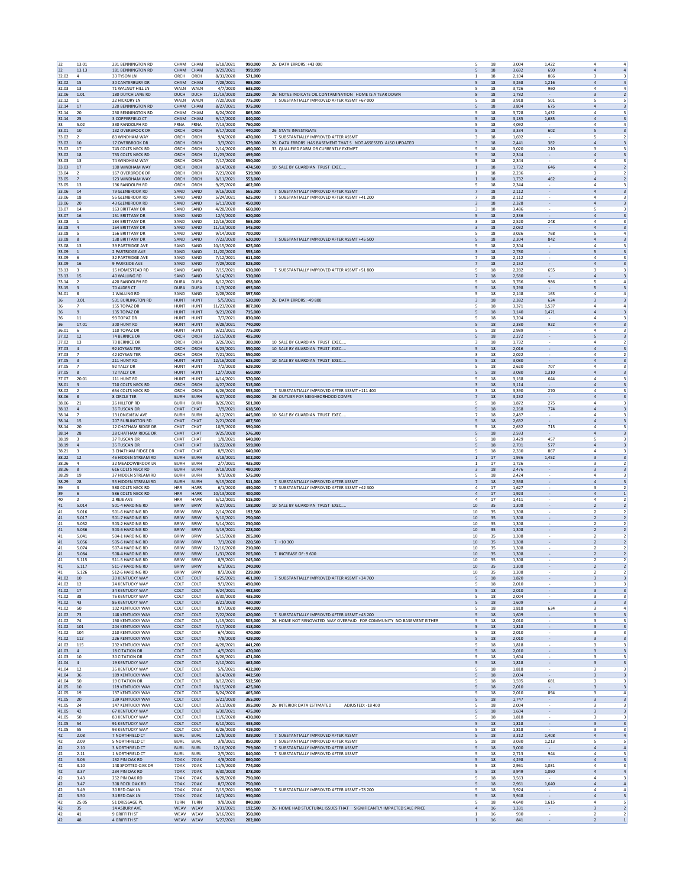| | | | | | | | | | | | | | |
|---|---|---|---|---|---|---|---|---|---|---|---|---|---|
| 32 | 13.01 | 291 BENNINGTON RD | CHAM | CHAM | 6/18/2021 | 990,000 | 26 DATA ERRORS: +43 000 | 5 | 18 | 3,004 | 1,422 | 4 | 4 |
| 32 | 13.13 | 181 BENNINGTON RD | CHAM | CHAM | 9/29/2021 | 999,999 | | 5 | 18 | 3,692 | 690 | 4 | 4 |
| 32.02 | 4 | 33 TYSON LN | ORCH | ORCH | 8/31/2020 | 571,000 | | 1 | 18 | 2,104 | 866 | 3 | 3 |
| 32.02 | 15 | 30 CANTERBURY DR | CHAM | CHAM | 7/28/2021 | 985,000 | | 5 | 18 | 3,268 | 1,216 | 4 | 4 |
| 32.03 | 13 | 71 WALNUT HILL LN | WALN | WALN | 4/7/2020 | 635,000 | | 5 | 18 | 3,726 | 960 | 4 | 4 |
| 32.06 | 1.01 | 180 DUTCH LANE RD | DUCH | DUCH | 11/19/2020 | 225,000 | 26 NOTES INDICATE OIL CONTAMINATION HOME IS A TEAR DOWN | 8 | 18 | 1,782 | - | 3 | 2 |
| 32.12 | 1 | 22 HICKORY LN | WALN | WALN | 7/20/2020 | 775,000 | 7 SUBSTANTIALLY IMPROVED AFTER ASSMT +67 000 | 5 | 18 | 3,918 | 501 | 5 | 5 |
| 32.14 | 17 | 220 BENNINGTON RD | CHAM | CHAM | 8/27/2021 | 975,000 | | 5 | 18 | 3,804 | 675 | 4 | 3 |
| 32.14 | 20 | 250 BENNINGTON RD | CHAM | CHAM | 8/24/2020 | 865,000 | | 5 | 18 | 3,728 | 1,432 | 4 | 3 |
| 32.14 | 25 | 3 COPPERFIELD CT | CHAM | CHAM | 9/17/2020 | 840,000 | | 5 | 18 | 3,185 | 1,685 | 4 | 3 |
| 33 | 5.02 | 330 RANDOLPH RD | FRNA | FRNA | 7/13/2020 | 760,000 | | 5 | 18 | 4,092 | - | 4 | 4 |
| 33.01 | 10 | 132 OVERBROOK DR | ORCH | ORCH | 9/17/2020 | 440,000 | 26 STATE INVESTIGATE | 5 | 18 | 3,334 | 602 | 5 | 3 |
| 33.02 | 2 | 83 WINDHAM WAY | ORCH | ORCH | 9/4/2020 | 470,000 | 7 SUBSTANTIALLY IMPROVED AFTER ASSMT | 3 | 18 | 1,692 | - | 5 | 2 |
| 33.02 | 10 | 17 OVERBROOK DR | ORCH | ORCH | 3/3/2021 | 579,000 | 26 DATA ERRORS HAS BASEMENT THAT S NOT ASSESSED ALSO UPDATED | 3 | 18 | 2,441 | 382 | 4 | 3 |
| 33.02 | 17 | 743 COLTS NECK RD | ORCH | ORCH | 2/14/2020 | 490,000 | 33 QUALIFIED FARM OR CURRENTLY EXEMPT | 5 | 18 | 3,020 | 210 | 3 | 3 |
| 33.02 | 18 | 733 COLTS NECK RD | ORCH | ORCH | 11/23/2020 | 499,000 | | 5 | 18 | 2,344 | - | 4 | 3 |
| 33.03 | 13 | 74 WINDHAM WAY | ORCH | ORCH | 7/17/2020 | 550,000 | | 5 | 18 | 2,344 | - | 4 | 3 |
| 33.03 | 17 | 100 WINDHAM WAY | ORCH | ORCH | 8/14/2020 | 474,500 | 10 SALE BY GUARDIAN TRUST EXEC.... | 5 | 18 | 1,732 | 646 | 4 | 2 |
| 33.04 | 2 | 167 OVERBROOK DR | ORCH | ORCH | 7/21/2020 | 539,900 | | 1 | 18 | 2,236 | - | 3 | 2 |
| 33.05 | 7 | 123 WINDHAM WAY | ORCH | ORCH | 8/11/2021 | 553,000 | | 1 | 18 | 1,732 | 462 | 4 | 2 |
| 33.05 | 13 | 136 RANDOLPH RD | ORCH | ORCH | 9/25/2020 | 462,000 | | 5 | 18 | 2,344 | - | 4 | 3 |
| 33.06 | 14 | 79 GLENBROOK RD | SAND | SAND | 9/16/2020 | 565,000 | 7 SUBSTANTIALLY IMPROVED AFTER ASSMT | 7 | 18 | 2,112 | - | 4 | 3 |
| 33.06 | 18 | 55 GLENBROOK RD | SAND | SAND | 5/24/2021 | 625,000 | 7 SUBSTANTIALLY IMPROVED AFTER ASSMT +41 200 | 7 | 18 | 2,112 | - | 4 | 3 |
| 33.06 | 20 | 43 GLENBROOK RD | SAND | SAND | 6/11/2020 | 450,000 | | 3 | 18 | 2,328 | - | 4 | 3 |
| 33.07 | 14 | 163 BRITTANY DR | SAND | SAND | 4/28/2020 | 660,000 | | 3 | 18 | 3,486 | - | 5 | 3 |
| 33.07 | 16 | 151 BRITTANY DR | SAND | SAND | 12/4/2020 | 620,000 | | 5 | 18 | 2,336 | - | 4 | 3 |
| 33.08 | 1 | 184 BRITTANY DR | SAND | SAND | 12/16/2020 | 565,000 | | 3 | 18 | 2,520 | 248 | 4 | 3 |
| 33.08 | 4 | 164 BRITTANY DR | SAND | SAND | 11/13/2020 | 545,000 | | 3 | 18 | 2,032 | - | 4 | 3 |
| 33.08 | 5 | 156 BRITTANY DR | SAND | SAND | 9/14/2020 | 700,000 | | 5 | 18 | 3,026 | 768 | 5 | 4 |
| 33.08 | 8 | 138 BRITTANY DR | SAND | SAND | 7/23/2020 | 620,000 | 7 SUBSTANTIALLY IMPROVED AFTER ASSMT +45 500 | 5 | 18 | 2,304 | 842 | 4 | 3 |
| 33.08 | 13 | 39 PARTRIDGE AVE | SAND | SAND | 10/15/2020 | 625,000 | | 5 | 18 | 2,304 | - | 4 | 3 |
| 33.09 | 1 | 2 PARTRIDGE AVE | SAND | SAND | 11/20/2020 | 555,100 | | 3 | 18 | 2,780 | - | 5 | 3 |
| 33.09 | 6 | 32 PARTRIDGE AVE | SAND | SAND | 7/12/2021 | 611,000 | | 7 | 18 | 2,112 | - | 4 | 3 |
| 33.09 | 16 | 9 PARKSIDE AVE | SAND | SAND | 7/29/2020 | 525,000 | | 7 | 18 | 2,152 | - | 4 | 3 |
| 33.13 | 3 | 15 HOMESTEAD RD | SAND | SAND | 7/15/2021 | 630,000 | 7 SUBSTANTIALLY IMPROVED AFTER ASSMT +51 800 | 5 | 18 | 2,282 | 655 | 3 | 3 |
| 33.13 | 15 | 40 WALLING RD | SAND | SAND | 5/14/2021 | 530,000 | | 7 | 18 | 2,580 | - | 4 | 3 |
| 33.14 | 2 | 420 RANDOLPH RD | DURA | DURA | 8/12/2021 | 698,000 | | 5 | 18 | 3,766 | 986 | 5 | 4 |
| 33.15 | 3 | 70 ALDER CT | DURA | DURA | 11/3/2020 | 695,000 | | 5 | 18 | 3,298 | - | 5 | 3 |
| 34.01 | 8 | 1 WALLING RD | SAND | SAND | 2/28/2020 | 397,500 | | 5 | 18 | 2,148 | 163 | 4 | 4 |
| 36 | 3.01 | 531 BURLINGTON RD | HUNT | HUNT | 5/5/2021 | 530,000 | 26 DATA ERRORS: -49 800 | 3 | 18 | 2,382 | 624 | 3 | 3 |
| 36 | 7 | 155 TOPAZ DR | HUNT | HUNT | 11/23/2020 | 807,000 | | 5 | 18 | 3,371 | 1,537 | 4 | 4 |
| 36 | 9 | 135 TOPAZ DR | HUNT | HUNT | 9/21/2020 | 715,000 | | 5 | 18 | 3,140 | 1,471 | 4 | 3 |
| 36 | 11 | 93 TOPAZ DR | HUNT | HUNT | 7/7/2021 | 830,000 | | 5 | 18 | 3,204 | - | 4 | 3 |
| 36 | 17.01 | 300 HUNT RD | HUNT | HUNT | 9/28/2021 | 740,000 | | 5 | 18 | 2,380 | 922 | 4 | 3 |
| 36.01 | 6 | 110 TOPAZ DR | HUNT | HUNT | 9/21/2021 | 775,000 | | 5 | 18 | 2,989 | - | 4 | 3 |
| 37.02 | 12 | 74 BERNICE DR | ORCH | ORCH | 12/15/2020 | 495,000 | | 5 | 18 | 2,272 | - | 5 | 3 |
| 37.02 | 13 | 70 BERNICE DR | ORCH | ORCH | 3/26/2021 | 300,000 | 10 SALE BY GUARDIAN TRUST EXEC.... | 3 | 18 | 1,732 | - | 4 | 2 |
| 37.03 | 4 | 92 JOYSAN TER | ORCH | ORCH | 8/23/2021 | 550,000 | 10 SALE BY GUARDIAN TRUST EXEC.... | 5 | 18 | 2,016 | - | 4 | 3 |
| 37.03 | 7 | 42 JOYSAN TER | ORCH | ORCH | 7/21/2021 | 550,000 | | 3 | 18 | 2,022 | - | 4 | 2 |
| 37.05 | 3 | 211 HUNT RD | HUNT | HUNT | 12/16/2020 | 625,000 | 10 SALE BY GUARDIAN TRUST EXEC.... | 5 | 18 | 3,080 | - | 4 | 3 |
| 37.05 | 7 | 92 TALLY DR | HUNT | HUNT | 7/2/2020 | 629,000 | | 5 | 18 | 2,620 | 707 | 4 | 3 |
| 37.05 | 8 | 72 TALLY DR | HUNT | HUNT | 12/7/2020 | 650,000 | | 5 | 18 | 3,080 | 1,310 | 4 | 3 |
| 37.07 | 20.01 | 111 HUNT RD | HUNT | HUNT | 4/14/2021 | 570,000 | | 5 | 18 | 3,168 | 644 | 4 | 3 |
| 38.01 | 3 | 710 COLTS NECK RD | ORCH | ORCH | 4/27/2020 | 515,000 | | 3 | 18 | 3,114 | - | 4 | 3 |
| 38.02 | 2 | 654 COLTS NECK RD | ORCH | ORCH | 8/26/2020 | 555,000 | 7 SUBSTANTIALLY IMPROVED AFTER ASSMT +111 400 | 3 | 18 | 3,390 | 270 | 4 | 3 |
| 38.06 | 8 | 8 CIRCLE TER | BURH | BURH | 6/27/2020 | 450,000 | 26 OUTLIER FOR NEIGHBORHOOD COMPS | 7 | 18 | 3,232 | - | 4 | 3 |
| 38.06 | 21 | 26 HILLTOP RD | BURH | BURH | 8/26/2021 | 501,000 | | 5 | 18 | 1,872 | 275 | 4 | 3 |
| 38.12 | 4 | 36 TUSCAN DR | CHAT | CHAT | 7/9/2021 | 618,500 | | 5 | 18 | 2,268 | 774 | 4 | 3 |
| 38.14 | 7 | 13 LONGVIEW AVE | BURH | BURH | 4/12/2021 | 445,000 | 10 SALE BY GUARDIAN TRUST EXEC.... | 7 | 18 | 2,487 | - | 4 | 3 |
| 38.14 | 15 | 207 BURLINGTON RD | CHAT | CHAT | 2/21/2020 | 487,500 | | 5 | 18 | 2,632 | - | 4 | 3 |
| 38.14 | 20 | 12 CHATHAM RIDGE DR | CHAT | CHAT | 10/5/2020 | 590,000 | | 5 | 18 | 2,632 | 715 | 4 | 3 |
| 38.14 | 28 | 28 CHATHAM RIDGE DR | CHAT | CHAT | 9/25/2020 | 576,300 | | 5 | 18 | 2,593 | - | 4 | 3 |
| 38.19 | 3 | 37 TUSCAN DR | CHAT | CHAT | 1/8/2021 | 640,000 | | 5 | 18 | 3,429 | 457 | 5 | 3 |
| 38.19 | 4 | 35 TUSCAN DR | CHAT | CHAT | 10/22/2020 | 599,000 | | 5 | 18 | 2,701 | 577 | 4 | 3 |
| 38.21 | 3 | 3 CHATHAM RIDGE DR | CHAT | CHAT | 8/9/2021 | 640,000 | | 5 | 18 | 2,330 | 867 | 4 | 3 |
| 38.22 | 12 | 46 HIDDEN STREAM RD | BURH | BURH | 3/18/2021 | 502,000 | | 1 | 17 | 1,936 | 1,452 | 3 | 3 |
| 38.26 | 4 | 32 MEADOWBROOK LN | BURH | BURH | 2/7/2021 | 435,000 | | 1 | 17 | 1,726 | - | 3 | 2 |
| 38.26 | 8 | 616 COLTS NECK RD | BURH | BURH | 9/18/2020 | 480,000 | | 3 | 18 | 2,476 | - | 3 | 3 |
| 38.29 | 19 | 37 HIDDEN STREAM RD | BURH | BURH | 9/1/2020 | 575,000 | | 5 | 18 | 2,424 | - | 4 | 3 |
| 38.29 | 28 | 55 HIDDEN STREAM RD | BURH | BURH | 9/15/2020 | 511,000 | 7 SUBSTANTIALLY IMPROVED AFTER ASSMT | 7 | 18 | 2,568 | - | 4 | 3 |
| 39 | 3 | 580 COLTS NECK RD | HRR | HARR | 6/1/2020 | 430,000 | 7 SUBSTANTIALLY IMPROVED AFTER ASSMT +42 300 | 4 | 17 | 1,627 | - | 3 | 2 |
| 39 | 6 | 586 COLTS NECK RD | HRR | HARR | 10/13/2020 | 400,000 | | 4 | 17 | 1,923 | - | 4 | 1 |
| 40 | 2 | 2 REJE AVE | HRR | HARR | 5/12/2021 | 515,000 | | 4 | 17 | 1,411 | - | 4 | 2 |
| 41 | 5.014 | 501-4 HARDING RD | BRIW | BRIW | 9/27/2021 | 198,000 | 10 SALE BY GUARDIAN TRUST EXEC.... | 10 | 35 | 1,308 | - | 2 | 2 |
| 41 | 5.016 | 501-6 HARDING RD | BRIW | BRIW | 2/14/2020 | 192,500 | | 10 | 35 | 1,308 | - | 2 | 2 |
| 41 | 5.017 | 501-7 HARDING RD | BRIW | BRIW | 9/10/2021 | 250,000 | | 10 | 35 | 1,308 | - | 2 | 2 |
| 41 | 5.032 | 503-2 HARDING RD | BRIW | BRIW | 5/14/2021 | 230,000 | | 10 | 35 | 1,308 | - | 2 | 2 |
| 41 | 5.036 | 503-6 HARDING RD | BRIW | BRIW | 4/19/2021 | 228,000 | | 10 | 35 | 1,308 | - | 2 | 2 |
| 41 | 5.041 | 504-1 HARDING RD | BRIW | BRIW | 5/15/2020 | 205,000 | | 10 | 35 | 1,308 | - | 2 | 2 |
| 41 | 5.056 | 505-6 HARDING RD | BRIW | BRIW | 7/1/2020 | 220,500 | 7 +10 300 | 10 | 35 | 1,308 | - | 2 | 2 |
| 41 | 5.074 | 507-4 HARDING RD | BRIW | BRIW | 12/16/2020 | 210,000 | | 10 | 35 | 1,308 | - | 2 | 2 |
| 41 | 5.084 | 508-4 HARDING RD | BRIW | BRIW | 1/31/2020 | 205,000 | 7 INCREASE OF: 9 600 | 10 | 35 | 1,308 | - | 2 | 2 |
| 41 | 5.115 | 511-5 HARDING RD | BRIW | BRIW | 8/9/2021 | 245,000 | | 10 | 35 | 1,308 | - | 2 | 2 |
| 41 | 5.117 | 511-7 HARDING RD | BRIW | BRIW | 6/1/2021 | 240,000 | | 10 | 35 | 1,308 | - | 2 | 2 |
| 41 | 5.126 | 512-6 HARDING RD | BRIW | BRIW | 8/3/2020 | 239,000 | | 10 | 35 | 1,308 | - | 2 | 2 |
| 41.02 | 10 | 20 KENTUCKY WAY | COLT | COLT | 6/25/2021 | 461,000 | 7 SUBSTANTIALLY IMPROVED AFTER ASSMT +34 700 | 5 | 18 | 1,820 | - | 3 | 3 |
| 41.02 | 12 | 24 KENTUCKY WAY | COLT | COLT | 9/1/2021 | 490,000 | | 5 | 18 | 2,010 | - | 3 | 3 |
| 41.02 | 17 | 34 KENTUCKY WAY | COLT | COLT | 9/24/2021 | 492,500 | | 5 | 18 | 2,010 | - | 3 | 3 |
| 41.02 | 38 | 76 KENTUCKY WAY | COLT | COLT | 3/30/2020 | 435,000 | | 5 | 18 | 2,004 | - | 3 | 3 |
| 41.02 | 43 | 86 KENTUCKY WAY | COLT | COLT | 8/21/2020 | 420,000 | | 5 | 18 | 1,609 | - | 3 | 3 |
| 41.02 | 50 | 102 KENTUCKY WAY | COLT | COLT | 8/7/2020 | 440,000 | | 5 | 18 | 1,818 | 634 | 3 | 4 |
| 41.02 | 73 | 148 KENTUCKY WAY | COLT | COLT | 7/22/2020 | 420,000 | 7 SUBSTANTIALLY IMPROVED AFTER ASSMT +43 200 | 5 | 18 | 1,609 | - | 3 | 3 |
| 41.02 | 74 | 150 KENTUCKY WAY | COLT | COLT | 1/15/2021 | 505,000 | 26 HOME NOT RENOVATED WAY OVERPAID FOR COMMUNITY NO BASEMENT EITHER | 5 | 18 | 2,010 | - | 3 | 3 |
| 41.02 | 101 | 204 KENTUCKY WAY | COLT | COLT | 7/17/2020 | 418,000 | | 5 | 18 | 1,818 | - | 3 | 3 |
| 41.02 | 104 | 210 KENTUCKY WAY | COLT | COLT | 6/4/2021 | 470,000 | | 5 | 18 | 2,010 | - | 3 | 3 |
| 41.02 | 112 | 226 KENTUCKY WAY | COLT | COLT | 7/8/2020 | 429,000 | | 5 | 18 | 2,010 | - | 3 | 3 |
| 41.02 | 115 | 232 KENTUCKY WAY | COLT | COLT | 4/28/2021 | 441,200 | | 5 | 18 | 1,818 | - | 3 | 3 |
| 41.03 | 4 | 18 CITATION DR | COLT | COLT | 4/5/2021 | 470,000 | | 5 | 18 | 2,010 | - | 3 | 3 |
| 41.03 | 10 | 30 CITATION DR | COLT | COLT | 8/26/2021 | 471,000 | | 5 | 18 | 1,604 | - | 3 | 3 |
| 41.04 | 4 | 19 KENTUCKY WAY | COLT | COLT | 2/10/2021 | 462,000 | | 5 | 18 | 1,818 | - | 3 | 3 |
| 41.04 | 12 | 35 KENTUCKY WAY | COLT | COLT | 5/6/2021 | 432,000 | | 5 | 18 | 1,818 | - | 3 | 3 |
| 41.04 | 36 | 189 KENTUCKY WAY | COLT | COLT | 8/14/2020 | 442,500 | | 5 | 18 | 2,004 | - | 3 | 3 |
| 41.04 | 50 | 19 CITATION DR | COLT | COLT | 8/12/2021 | 512,500 | | 5 | 18 | 1,595 | 681 | 3 | 3 |
| 41.05 | 10 | 119 KENTUCKY WAY | COLT | COLT | 10/15/2020 | 425,000 | | 5 | 18 | 2,010 | - | 3 | 3 |
| 41.05 | 19 | 137 KENTUCKY WAY | COLT | COLT | 8/24/2020 | 465,000 | | 5 | 18 | 2,010 | 894 | 3 | 4 |
| 41.05 | 20 | 139 KENTUCKY WAY | COLT | COLT | 5/21/2020 | 365,000 | | 5 | 18 | 1,747 | - | 3 | 3 |
| 41.05 | 24 | 147 KENTUCKY WAY | COLT | COLT | 3/11/2020 | 395,000 | 26 INTERIOR DATA ESTIMATED ADJUSTED: -18 400 | 5 | 18 | 2,004 | - | 3 | 3 |
| 41.05 | 42 | 67 KENTUCKY WAY | COLT | COLT | 6/30/2021 | 475,000 | | 5 | 18 | 1,604 | - | 3 | 3 |
| 41.05 | 50 | 83 KENTUCKY WAY | COLT | COLT | 11/6/2020 | 430,000 | | 5 | 18 | 1,818 | - | 3 | 3 |
| 41.05 | 54 | 91 KENTUCKY WAY | COLT | COLT | 8/10/2021 | 435,000 | | 5 | 18 | 1,818 | - | 3 | 3 |
| 41.05 | 55 | 93 KENTUCKY WAY | COLT | COLT | 8/26/2020 | 419,000 | | 5 | 18 | 1,818 | - | 3 | 3 |
| 42 | 2.08 | 7 NORTHFIELD CT | BURL | BURL | 12/8/2020 | 839,000 | 7 SUBSTANTIALLY IMPROVED AFTER ASSMT | 5 | 18 | 3,312 | 1,408 | 4 | 4 |
| 42 | 2.09 | 5 NORTHFIELD CT | BURL | BURL | 3/8/2021 | 850,000 | 7 SUBSTANTIALLY IMPROVED AFTER ASSMT | 5 | 18 | 3,030 | 1,213 | 5 | 5 |
| 42 | 2.10 | 3 NORTHFIELD CT | BURL | BURL | 12/16/2020 | 799,000 | 7 SUBSTANTIALLY IMPROVED AFTER ASSMT | 5 | 18 | 3,000 | - | 4 | 4 |
| 42 | 2.11 | 1 NORTHFIELD CT | BURL | BURL | 2/5/2021 | 840,000 | 7 SUBSTANTIALLY IMPROVED AFTER ASSMT | 5 | 18 | 2,713 | 944 | 4 | 3 |
| 42 | 3.06 | 132 PIN OAK RD | 7OAK | 7OAK | 4/8/2020 | 860,000 | | 5 | 18 | 4,298 | - | 4 | 3 |
| 42 | 3.10 | 148 SPOTTED OAK DR | 7OAK | 7OAK | 11/5/2020 | 774,000 | | 5 | 18 | 2,961 | 1,031 | 4 | 3 |
| 42 | 3.37 | 234 PIN OAK RD | 7OAK | 7OAK | 9/30/2020 | 878,000 | | 5 | 18 | 3,949 | 1,090 | 4 | 4 |
| 42 | 3.43 | 252 PIN OAK RD | 7OAK | 7OAK | 8/28/2020 | 790,000 | | 5 | 18 | 3,563 | - | 4 | 3 |
| 42 | 3.47 | 308 ROCK OAK RD | 7OAK | 7OAK | 8/7/2020 | 750,000 | | 5 | 18 | 2,961 | 1,640 | 4 | 4 |
| 42 | 3.49 | 30 RED OAK LN | 7OAK | 7OAK | 7/15/2021 | 950,000 | 7 SUBSTANTIALLY IMPROVED AFTER ASSMT +78 200 | 5 | 18 | 3,924 | - | 4 | 4 |
| 42 | 3.50 | 34 RED OAK LN | 7OAK | 7OAK | 10/1/2021 | 930,000 | | 5 | 18 | 3,948 | - | 4 | 3 |
| 42 | 25.05 | 51 DRESSAGE PL | TURN | TURN | 9/8/2020 | 840,000 | | 5 | 18 | 4,640 | 1,615 | 4 | 5 |
| 42 | 35 | 14 ASBURY AVE | WEAV | WEAV | 3/31/2021 | 192,500 | 26 HOME HAD STUCTURAL ISSUES THAT SIGNIFICANTLY IMPACTED SALE PRICE | 4 | 16 | 1,331 | - | 3 | 2 |
| 42 | 41 | 9 GRIFFITH ST | WEAV | WEAV | 3/16/2021 | 350,000 | | 1 | 16 | 930 | - | 2 | 2 |
| 42 | 48 | 4 GRIFFITH ST | WEAV | WEAV | 5/27/2021 | 282,000 | | 1 | 16 | 841 | - | 2 | 1 |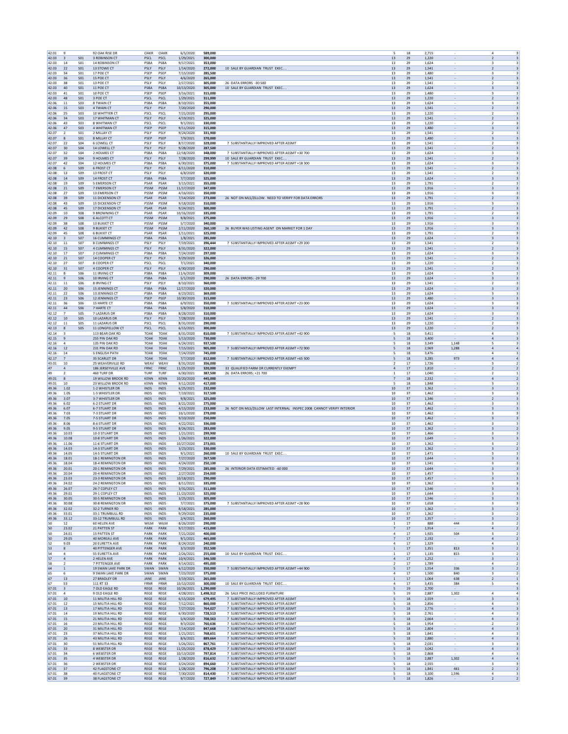| | | | | | | | | | | | | | | |
|---|---|---|---|---|---|---|---|---|---|---|---|---|---|---|
| 42.01 | 9 | | 92 OAK RISE DR | OAKR | OAKR | 6/5/2020 | 589,000 | | 5 | 18 | 2,715 | - | 4 | 3 |
| 42.03 | 3 | S01 | 3 ROBINSON CT | PSCL | PSCL | 1/29/2021 | 300,000 | | 13 | 29 | 1,220 | - | 2 | 3 |
| 42.03 | 14 | S01 | 14 ROBINSON CT | PSBA | PSBA | 9/17/2021 | 353,000 | | 13 | 29 | 1,624 | - | 3 | 3 |
| 42.03 | 22 | S01 | 13 STOWE CT | PSLY | PSLY | 1/14/2020 | 272,000 | 10 SALE BY GUARDIAN TRUST EXEC.... | 13 | 29 | 1,541 | - | 2 | 3 |
| 42.03 | 34 | S01 | 17 POE CT | PSEP | PSEP | 7/15/2020 | 285,500 | | 13 | 29 | 1,480 | - | 3 | 3 |
| 42.03 | 36 | S01 | 15 POE CT | PSLY | PSLY | 4/6/2020 | 265,000 | | 13 | 29 | 1,541 | - | 2 | 3 |
| 42.03 | 38 | S01 | 13 POE CT | PSLY | PSLY | 2/17/2021 | 305,000 | 26 DATA ERRORS -30 500 | 13 | 29 | 1,541 | - | 2 | 3 |
| 42.03 | 40 | S01 | 11 POE CT | PSBA | PSBA | 10/13/2020 | 305,000 | 10 SALE BY GUARDIAN TRUST EXEC.... | 13 | 29 | 1,624 | - | 3 | 3 |
| 42.03 | 41 | S01 | 10 POE CT | PSEP | PSEP | 3/16/2021 | 315,000 | | 13 | 29 | 1,480 | - | 3 | 3 |
| 42.03 | 48 | S01 | 3 POE CT | PSCL | PSCL | 1/29/2021 | 311,000 | | 13 | 29 | 1,220 | - | 2 | 3 |
| 42.06 | 11 | S03 | 8 TWAIN CT | PSBA | PSBA | 8/10/2021 | 355,000 | | 13 | 29 | 1,624 | - | 3 | 3 |
| 42.06 | 15 | S03 | 4 TWAIN CT | PSLY | PSLY | 7/20/2020 | 290,000 | | 13 | 29 | 1,541 | - | 2 | 3 |
| 42.06 | 25 | S03 | 10 WHITTIER CT | PSCL | PSCL | 7/21/2020 | 295,000 | | 13 | 29 | 1,220 | - | 2 | 3 |
| 42.06 | 34 | S03 | 17 WHITMAN CT | PSLY | PSLY | 4/19/2021 | 325,000 | | 13 | 29 | 1,541 | - | 2 | 3 |
| 42.06 | 43 | S03 | 8 WHITMAN CT | PSCL | PSCL | 9/1/2021 | 330,000 | | 13 | 29 | 1,220 | - | 2 | 3 |
| 42.06 | 47 | S03 | 4 WHITMAN CT | PSEP | PSEP | 9/11/2020 | 315,000 | | 13 | 29 | 1,480 | - | 3 | 3 |
| 42.07 | 2 | S01 | 2 MILLAY CT | PSLY | PSLY | 9/24/2020 | 331,900 | | 13 | 29 | 1,541 | - | 2 | 3 |
| 42.07 | 8 | S01 | 8 MILLAY CT | PSEP | PSEP | 7/9/2021 | 370,000 | | 13 | 29 | 1,480 | - | 3 | 3 |
| 42.07 | 22 | S04 | 6 LOWELL CT | PSLY | PSLY | 8/17/2020 | 329,000 | 7 SUBSTANTIALLY IMPROVED AFTER ASSMT | 13 | 29 | 1,541 | - | 2 | 3 |
| 42.07 | 30 | S04 | 14 LOWELL CT | PSLY | PSLY | 9/28/2020 | 287,500 | | 13 | 29 | 1,541 | - | 2 | 3 |
| 42.07 | 32 | S04 | 2 HOLMES CT | PSBA | PSBA | 12/18/2020 | 348,000 | 7 SUBSTANTIALLY IMPROVED AFTER ASSMT +30 700 | 13 | 29 | 1,624 | - | 3 | 3 |
| 42.07 | 39 | S04 | 9 HOLMES CT | PSLY | PSLY | 7/28/2020 | 299,999 | 10 SALE BY GUARDIAN TRUST EXEC.... | 13 | 29 | 1,541 | - | 2 | 3 |
| 42.07 | 42 | S04 | 12 HOLMES CT | PSBA | PSBA | 6/30/2021 | 375,000 | 7 SUBSTANTIALLY IMPROVED AFTER ASSMT +18 300 | 13 | 29 | 1,624 | - | 3 | 3 |
| 42.08 | 6 | S09 | 6 FROST CT | PSLY | PSLY | 8/11/2020 | 310,000 | | 13 | 29 | 1,541 | - | 2 | 3 |
| 42.08 | 13 | S09 | 13 FROST CT | PSLY | PSLY | 6/8/2020 | 320,000 | | 13 | 29 | 1,541 | - | 2 | 3 |
| 42.08 | 14 | S09 | 14 FROST CT | PSBA | PSBA | 7/7/2020 | 325,000 | | 13 | 29 | 1,624 | - | 3 | 3 |
| 42.08 | 19 | S09 | 5 EMERSON CT | PSAR | PSAR | 3/15/2021 | 355,000 | | 13 | 29 | 1,791 | - | 2 | 3 |
| 42.08 | 21 | S09 | 7 EMERSON CT | PSSM | PSSM | 11/17/2020 | 347,000 | | 13 | 29 | 1,916 | - | 3 | 3 |
| 42.08 | 27 | S09 | 13 EMERSON CT | PSSM | PSSM | 4/16/2021 | 350,000 | | 13 | 29 | 1,916 | - | 3 | 3 |
| 42.08 | 39 | S09 | 11 DICKENSON CT | PSAR | PSAR | 7/14/2020 | 273,000 | 26 NOT ON MLS/ZILLOW. NEED TO VERIFY FOR DATA ERRORS | 13 | 29 | 1,791 | - | 2 | 3 |
| 42.08 | 43 | S09 | 15 DICKENSON CT | PSSM | PSSM | 9/18/2020 | 310,000 | | 13 | 29 | 1,916 | - | 3 | 3 |
| 42.08 | 45 | S09 | 17 DICKENSON CT | PSAR | PSAR | 9/24/2021 | 300,000 | | 13 | 29 | 1,791 | - | 2 | 3 |
| 42.09 | 10 | S08 | 9 BROWNING CT | PSAR | PSAR | 10/16/2020 | 335,000 | | 13 | 29 | 1,791 | - | 2 | 3 |
| 42.09 | 29 | S08 | 6 ALCOTT CT | PSSM | PSSM | 9/8/2021 | 375,000 | | 13 | 29 | 1,916 | - | 3 | 3 |
| 42.09 | 38 | S08 | 13 BUKIET CT | PSSM | PSSM | 5/7/2020 | 340,000 | | 13 | 29 | 1,916 | - | 3 | 3 |
| 42.09 | 42 | S08 | 9 BUKIET CT | PSSM | PSSM | 2/11/2020 | 260,100 | 26 BUYER WAS LISTING AGENT ON MARKET FOR 1 DAY | 13 | 29 | 1,916 | - | 3 | 3 |
| 42.09 | 45 | S08 | 6 BUKIET CT | PSAR | PSAR | 1/11/2021 | 325,000 | | 13 | 29 | 1,791 | - | 2 | 3 |
| 42.10 | 3 | S07 | 16 CUMMINGS CT | PSBA | PSBA | 1/8/2021 | 285,000 | | 13 | 29 | 1,624 | - | 3 | 3 |
| 42.10 | 11 | S07 | 8 CUMMINGS CT | PSLY | PSLY | 7/19/2021 | 396,444 | 7 SUBSTANTIALLY IMPROVED AFTER ASSMT +29 200 | 13 | 29 | 1,541 | - | 2 | 3 |
| 42.10 | 15 | S07 | 4 CUMMINGS CT | PSLY | PSLY | 8/31/2020 | 322,000 | | 13 | 29 | 1,541 | - | 2 | 3 |
| 42.10 | 17 | S07 | 2 CUMMINGS CT | PSBA | PSBA | 7/24/2020 | 297,000 | | 13 | 29 | 1,624 | - | 3 | 3 |
| 42.10 | 21 | S07 | 14 COOPER CT | PSLY | PSLY | 9/29/2020 | 326,000 | | 13 | 29 | 1,541 | - | 2 | 3 |
| 42.10 | 27 | S07 | 8 COOPER CT | PSCL | PSCL | 7/1/2021 | 340,000 | | 13 | 29 | 1,220 | - | 2 | 3 |
| 42.10 | 31 | S07 | 4 COOPER CT | PSLY | PSLY | 6/30/2020 | 290,000 | | 13 | 29 | 1,541 | - | 2 | 3 |
| 42.11 | 8 | S06 | 11 IRVING CT | PSBA | PSBA | 11/6/2020 | 309,000 | | 13 | 29 | 1,624 | - | 3 | 3 |
| 42.11 | 9 | S06 | 10 IRVING CT | PSBA | PSBA | 5/1/2020 | 290,000 | 26 DATA ERRORS: -29 700 | 13 | 29 | 1,624 | - | 3 | 3 |
| 42.11 | 11 | S06 | 8 IRVING CT | PSLY | PSLY | 8/10/2021 | 360,000 | | 13 | 29 | 1,541 | - | 2 | 3 |
| 42.11 | 20 | S06 | 15 JENNINGS CT | PSBA | PSBA | 12/17/2020 | 320,000 | | 13 | 29 | 1,624 | - | 3 | 3 |
| 42.11 | 22 | S06 | 13 JENNINGS CT | PSBA | PSBA | 6/23/2021 | 369,000 | | 13 | 29 | 1,624 | - | 3 | 3 |
| 42.11 | 23 | S06 | 12 JENNINGS CT | PSEP | PSEP | 10/30/2020 | 315,000 | | 13 | 29 | 1,480 | - | 3 | 3 |
| 42.11 | 36 | S06 | 15 HARTE CT | PSBA | PSBA | 6/9/2021 | 350,000 | 7 SUBSTANTIALLY IMPROVED AFTER ASSMT +23 000 | 13 | 29 | 1,624 | - | 3 | 3 |
| 42.11 | 44 | S06 | 7 HARTE CT | PSBA | PSBA | 5/8/2020 | 310,000 | | 13 | 29 | 1,624 | - | 3 | 3 |
| 42.12 | 7 | S05 | 7 LAZARUS DR | PSBA | PSBA | 8/28/2020 | 310,000 | | 13 | 29 | 1,624 | - | 3 | 3 |
| 42.12 | 10 | S05 | 10 LAZARUS DR | PSLY | PSLY | 7/28/2020 | 310,000 | | 13 | 29 | 1,541 | - | 2 | 3 |
| 42.12 | 11 | S05 | 11 LAZARUS DR | PSCL | PSCL | 8/31/2020 | 290,000 | | 13 | 29 | 1,220 | - | 2 | 3 |
| 42.13 | 8 | S05 | 11 LONGFELLOW CT | PSCL | PSCL | 6/15/2021 | 300,000 | | 13 | 29 | 1,220 | - | 2 | 3 |
| 42.14 | 3 | | 113 BEAR OAK RD | 7OAK | 7OAK | 8/31/2020 | 810,000 | 7 SUBSTANTIALLY IMPROVED AFTER ASSMT +42 900 | 5 | 18 | 3,411 | - | 4 | 3 |
| 42.15 | 9 | | 255 PIN OAK RD | 7OAK | 7OAK | 5/13/2020 | 730,000 | | 5 | 18 | 3,400 | - | 4 | 3 |
| 42.16 | 4 | | 135 PIN OAK RD | 7OAK | 7OAK | 6/24/2021 | 937,500 | | 5 | 18 | 3,349 | 1,148 | 5 | 3 |
| 42.16 | 12 | | 231 PIN OAK RD | 7OAK | 7OAK | 7/15/2021 | 905,000 | 7 SUBSTANTIALLY IMPROVED AFTER ASSMT +72 900 | 5 | 18 | 2,969 | 1,288 | 4 | 4 |
| 42.16 | 14 | | 5 ENGLISH PATH | 7OAK | 7OAK | 7/24/2020 | 745,000 | | 5 | 18 | 3,476 | - | 4 | 3 |
| 42.17 | 7 | | 35 SCARLET DR | 7OAK | 7OAK | 7/7/2020 | 812,000 | 7 SUBSTANTIALLY IMPROVED AFTER ASSMT +65 500 | 5 | 18 | 3,285 | 973 | 4 | 4 |
| 43.01 | 10 | | 25 WEAVERVILLE RD | WEAV | WEAV | 8/31/2020 | 356,000 | | 2 | 17 | 1,726 | - | 3 | 2 |
| 47 | 4 | | 186 JERSEYVILLE AVE | FRNC | FRNC | 11/25/2020 | 320,000 | 33 QUALIFIED FARM OR CURRENTLY EXEMPT | 4 | 17 | 1,810 | - | 2 | 2 |
| 49 | 2 | | 460 TURF DR | TURF | TURF | 6/30/2021 | 387,500 | 26 DATA ERRORS: +21 700 | 1 | 17 | 1,040 | - | 2 | 1 |
| 49.01 | 8 | | 19 WILLOW BROOK RD | KENN | KENN | 10/20/2020 | 445,000 | | 7 | 18 | 2,332 | - | 4 | 2 |
| 49.01 | 10 | | 23 WILLOW BROOK RD | KENN | KENN | 9/11/2020 | 417,000 | | 5 | 18 | 1,848 | - | 3 | 3 |
| 49.36 | 1.02 | | 1-2 WHISTLER DR | INDS | INDS | 6/25/2021 | 232,000 | | 10 | 37 | 1,362 | - | 3 | 2 |
| 49.36 | 1.05 | | 1-5 WHISTLER DR | INDS | INDS | 7/19/2021 | 317,500 | | 10 | 37 | 1,462 | - | 3 | 3 |
| 49.36 | 3.07 | | 3-7 WHISTLER DR | INDS | INDS | 9/8/2021 | 325,000 | | 10 | 37 | 1,346 | - | 2 | 3 |
| 49.36 | 6.02 | | 6-2 STUART DR | INDS | INDS | 8/21/2020 | 275,000 | | 10 | 37 | 1,462 | - | 3 | 3 |
| 49.36 | 6.07 | | 6-7 STUART DR | INDS | INDS | 4/15/2020 | 233,000 | 26 NOT ON MLS/ZILLOW LAST INTERNAL INSPEC 2008 CANNOT VERIFY INTERIOR | 10 | 37 | 1,462 | - | 3 | 3 |
| 49.36 | 7.03 | | 7-3 STUART DR | INDS | INDS | 10/1/2020 | 279,000 | | 10 | 37 | 1,462 | - | 3 | 3 |
| 49.36 | 7.05 | | 7-5 STUART DR | INDS | INDS | 9/10/2020 | 250,000 | | 10 | 37 | 1,462 | - | 3 | 3 |
| 49.36 | 8.06 | | 8-6 STUART DR | INDS | INDS | 4/22/2021 | 336,000 | | 10 | 37 | 1,462 | - | 3 | 3 |
| 49.36 | 9.05 | | 9-5 STUART DR | INDS | INDS | 8/26/2021 | 283,000 | | 10 | 37 | 1,362 | - | 3 | 2 |
| 49.36 | 10.03 | | 10-3 STUART DR | INDS | INDS | 1/21/2021 | 299,900 | | 10 | 37 | 1,466 | - | 3 | 3 |
| 49.36 | 10.08 | | 10-8 STUART DR | INDS | INDS | 1/26/2021 | 322,000 | | 10 | 37 | 1,649 | - | 3 | 3 |
| 49.36 | 11.06 | | 11-6 STUART DR | INDS | INDS | 10/27/2020 | 273,001 | | 10 | 37 | 1,362 | - | 3 | 2 |
| 49.36 | 14.03 | | 14-3 STUART DR | INDS | INDS | 3/23/2021 | 330,000 | | 10 | 37 | 1,362 | - | 3 | 2 |
| 49.36 | 14.05 | | 14-5 STUART DR | INDS | INDS | 9/1/2021 | 260,000 | 10 SALE BY GUARDIAN TRUST EXEC.... | 10 | 37 | 1,471 | - | 3 | 3 |
| 49.36 | 18.01 | | 18-1 REMINGTON DR | INDS | INDS | 7/27/2020 | 267,500 | | 10 | 37 | 1,644 | - | 3 | 3 |
| 49.36 | 18.04 | | 18-4 REMINGTON DR | INDS | INDS | 4/24/2020 | 250,100 | | 10 | 37 | 1,541 | - | 3 | 3 |
| 49.36 | 20.01 | | 20-1 REMINGTON DR | INDS | INDS | 7/29/2021 | 285,000 | 26 INTERIOR DATA ESTIMATED -60 000 | 10 | 37 | 1,644 | - | 3 | 3 |
| 49.36 | 20.04 | | 20-4 REMINGTON DR | INDS | INDS | 2/27/2020 | 254,000 | | 10 | 37 | 1,457 | - | 3 | 3 |
| 49.36 | 23.03 | | 23-3 REMINGTON DR | INDS | INDS | 10/18/2021 | 290,000 | | 10 | 37 | 1,457 | - | 3 | 3 |
| 49.36 | 24.02 | | 24-2 REMINGTON DR | INDS | INDS | 8/11/2021 | 335,000 | | 10 | 37 | 1,362 | - | 3 | 3 |
| 49.36 | 26.07 | | 26-7 COPLEY CT | INDS | INDS | 3/31/2021 | 311,000 | | 10 | 37 | 1,546 | - | 3 | 3 |
| 49.36 | 29.01 | | 29-1 COPLEY CT | INDS | INDS | 11/23/2020 | 325,000 | | 10 | 37 | 1,644 | - | 3 | 3 |
| 49.36 | 30.05 | | 30-5 REMINGTON DR | INDS | INDS | 3/25/2021 | 305,000 | | 10 | 37 | 1,546 | - | 3 | 3 |
| 49.36 | 30.08 | | 30-8 REMINGTON DR | INDS | INDS | 7/7/2021 | 375,000 | 7 SUBSTANTIALLY IMPROVED AFTER ASSMT +28 900 | 10 | 37 | 1,658 | - | 3 | 3 |
| 49.36 | 32.02 | | 32-2 TURNER RD | INDS | INDS | 8/18/2021 | 285,000 | | 10 | 37 | 1,362 | - | 3 | 2 |
| 49.36 | 33.01 | | 33-1 TRUMBULL RD | INDS | INDS | 9/29/2020 | 235,000 | | 10 | 37 | 1,362 | - | 3 | 2 |
| 49.36 | 33.12 | | 33-12 TRUMBULL RD | INDS | INDS | 2/4/2021 | 260,000 | | 10 | 37 | 1,357 | - | 3 | 2 |
| 50 | 12 | | 60 HELEN AVE | WILM | WILM | 8/26/2020 | 290,000 | | 1 | 17 | 888 | 444 | 3 | 2 |
| 50 | 23.02 | | 21 PATTEN ST | PARK | PARK | 9/17/2021 | 415,000 | | 7 | 17 | 1,914 | - | 4 | 2 |
| 50 | 24.01 | | 15 PATTEN ST | PARK | PARK | 7/21/2020 | 400,000 | | 4 | 17 | 1,925 | 504 | 3 | 2 |
| 50 | 29.05 | | 40 MOREAU AVE | PARK | PARK | 9/1/2021 | 465,000 | | 7 | 17 | 2,192 | - | 4 | 2 |
| 52 | 9.03 | | 20 EURETTA AVE | PARK | PARK | 8/24/2020 | 240,000 | | 4 | 17 | 1,329 | - | 4 | 1 |
| 53 | 8 | | 40 PITTENGER AVE | PARK | PARK | 3/3/2020 | 352,500 | | 1 | 17 | 1,351 | 813 | 3 | 2 |
| 54 | 4 | | 55 EURETTA AVE | PARK | PARK | 2/26/2021 | 255,000 | 10 SALE BY GUARDIAN TRUST EXEC.... | 1 | 17 | 1,135 | 815 | 3 | 2 |
| 57 | 4 | | 2 HELEN AVE | PARK | PARK | 10/4/2021 | 346,500 | | 4 | 17 | 1,252 | - | 3 | 1 |
| 58 | 2 | | 7 PITTENGER AVE | PARK | PARK | 9/14/2021 | 495,000 | | 2 | 17 | 1,789 | - | 4 | 2 |
| 64 | 1 | | 19 SWAN LAKE PARK DR | SWAN | SWAN | 6/12/2020 | 350,000 | 7 SUBSTANTIALLY IMPROVED AFTER ASSMT +44 900 | 5 | 17 | 1,554 | 336 | 3 | 2 |
| 65 | 6 | | 9 SWAN LAKE PARK DR | SWAN | SWAN | 7/23/2020 | 375,000 | | 4 | 17 | 1,500 | 840 | 3 | 2 |
| 67 | 13 | | 27 BRADLEY DR | JANE | JANE | 3/19/2021 | 265,000 | | 1 | 17 | 1,064 | 638 | 2 | 1 |
| 67 | 53 | | 111 RT 33 | FRNR | FRNR | 10/13/2020 | 300,000 | 10 SALE BY GUARDIAN TRUST EXEC.... | 4 | 17 | 3,435 | 384 | 5 | 4 |
| 67.01 | 3 | | 7 OLD EAGLE RD | REGE | REGE | 10/26/2021 | 1,290,000 | | 5 | 19 | 2,700 | | | 3 |
| 67.01 | 4 | | 9 OLD EAGLE RD | REGE | REGE | 4/28/2021 | 1,498,312 | 26 SALE PRICE INCLUDED FURNITURE | 5 | 19 | 2,887 | 1,302 | 4 | 4 |
| 67.01 | 10 | | 11 MILITIA HILL RD | REGE | REGE | 6/15/2020 | 679,495 | 7 SUBSTANTIALLY IMPROVED AFTER ASSMT | 5 | 18 | 2,559 | - | 3 | 3 |
| 67.01 | 12 | | 15 MILITIA HILL RD | REGE | REGE | 7/12/2021 | 860,000 | 7 SUBSTANTIALLY IMPROVED AFTER ASSMT | 5 | 18 | 2,856 | - | 4 | 3 |
| 67.01 | 13 | | 17 MILITIA HILL RD | REGE | REGE | 7/27/2020 | 764,027 | 7 SUBSTANTIALLY IMPROVED AFTER ASSMT | 5 | 18 | 2,776 | - | 4 | 3 |
| 67.01 | 14 | | 19 MILITIA HILL RD | REGE | REGE | 6/30/2020 | 728,513 | 7 SUBSTANTIALLY IMPROVED AFTER ASSMT | 5 | 18 | 2,761 | - | 4 | 3 |
| 67.01 | 15 | | 21 MILITIA HILL RD | REGE | REGE | 5/4/2020 | 708,563 | 7 SUBSTANTIALLY IMPROVED AFTER ASSMT | 5 | 18 | 2,664 | - | 4 | 3 |
| 67.01 | 16 | | 23 MILITIA HILL RD | REGE | REGE | 9/3/2020 | 760,636 | 7 SUBSTANTIALLY IMPROVED AFTER ASSMT | 5 | 18 | 1,954 | - | 2 | 2 |
| 67.01 | 20 | | 31 MILITIA HILL RD | REGE | REGE | 7/14/2020 | 847,668 | 7 SUBSTANTIALLY IMPROVED AFTER ASSMT | 5 | 18 | 2,804 | - | 4 | 3 |
| 67.01 | 23 | | 37 MILITIA HILL RD | REGE | REGE | 1/21/2021 | 768,651 | 7 SUBSTANTIALLY IMPROVED AFTER ASSMT | 5 | 18 | 1,841 | - | 4 | 3 |
| 67.01 | 26 | | 43 MILITIA HILL RD | REGE | REGE | 8/6/2021 | 889,664 | 7 SUBSTANTIALLY IMPROVED AFTER ASSMT | 5 | 18 | 2,880 | - | 4 | 3 |
| 67.01 | 30 | | 51 MILITIA HILL RD | REGE | REGE | 5/26/2021 | 867,761 | 7 SUBSTANTIALLY IMPROVED AFTER ASSMT | 5 | 18 | 2,031 | - | 3 | 3 |
| 67.01 | 33 | | 8 WEBSTER DR | REGE | REGE | 11/25/2020 | 878,429 | 7 SUBSTANTIALLY IMPROVED AFTER ASSMT | 5 | 18 | 3,042 | - | 4 | 3 |
| 67.01 | 34 | | 6 WEBSTER DR | REGE | REGE | 10/13/2020 | 797,814 | 7 SUBSTANTIALLY IMPROVED AFTER ASSMT | 5 | 18 | 2,868 | - | 4 | 3 |
| 67.01 | 35 | | 4 WEBSTER DR | REGE | REGE | 1/28/2020 | 816,632 | 7 SUBSTANTIALLY IMPROVED AFTER ASSMT | 5 | 18 | 2,887 | 1,302 | 4 | 4 |
| 67.01 | 36 | | 2 WEBSTER DR | REGE | REGE | 3/24/2020 | 894,660 | 7 SUBSTANTIALLY IMPROVED AFTER ASSMT | 5 | 18 | 2,555 | - | 3 | 3 |
| 67.01 | 37 | | 42 FLAGSTONE CT | REGE | REGE | 1/28/2020 | 796,208 | 7 SUBSTANTIALLY IMPROVED AFTER ASSMT | 5 | 18 | 1,841 | 461 | 2 | 2 |
| 67.01 | 38 | | 40 FLAGSTONE CT | REGE | REGE | 7/30/2020 | 814,430 | 7 SUBSTANTIALLY IMPROVED AFTER ASSMT | 5 | 18 | 3,100 | 1,596 | 4 | 3 |
| 67.01 | 39 | | 38 FLAGSTONE CT | REGE | REGE | 9/7/2020 | 727,849 | 7 SUBSTANTIALLY IMPROVED AFTER ASSMT | 5 | 18 | 1,826 | - | 2 | 2 |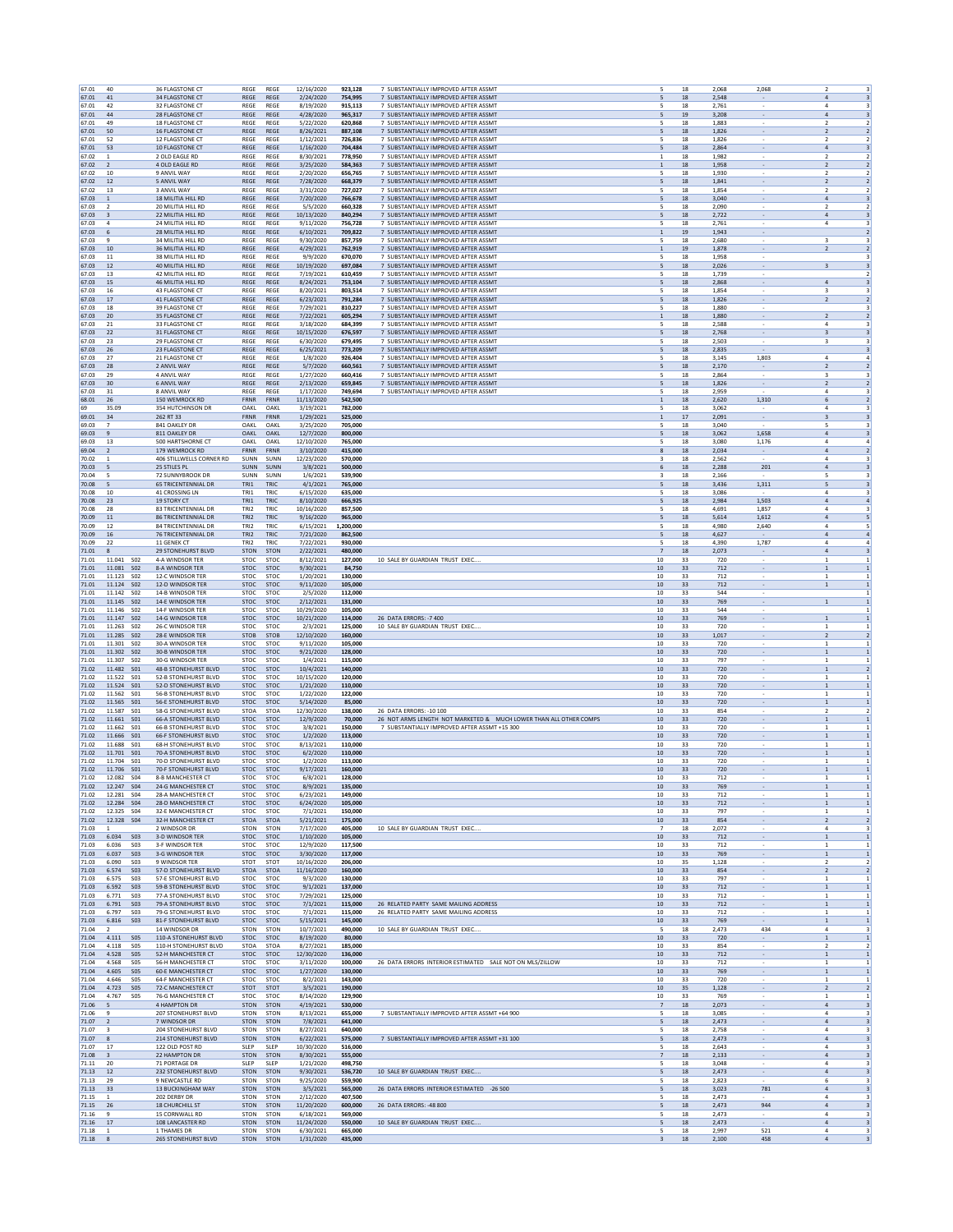| Block | Lot | Qual | Location | | | Date | Price | Notes | | | | | | |
|---|---|---|---|---|---|---|---|---|---|---|---|---|---|---|
| 67.01 | 40 | | 36 FLAGSTONE CT | REGE | REGE | 12/16/2020 | 923,128 | 7 SUBSTANTIALLY IMPROVED AFTER ASSMT | 5 | 18 | 2,068 | 2,068 | 2 | 3 |
| 67.01 | 41 | | 34 FLAGSTONE CT | REGE | REGE | 2/24/2020 | 754,995 | 7 SUBSTANTIALLY IMPROVED AFTER ASSMT | 5 | 18 | 2,548 | - | 4 | 3 |
| 67.01 | 42 | | 32 FLAGSTONE CT | REGE | REGE | 8/19/2020 | 915,113 | 7 SUBSTANTIALLY IMPROVED AFTER ASSMT | 5 | 18 | 2,761 | - | 4 | 3 |
| 67.01 | 44 | | 28 FLAGSTONE CT | REGE | REGE | 4/28/2020 | 965,317 | 7 SUBSTANTIALLY IMPROVED AFTER ASSMT | 5 | 19 | 3,208 | - | 4 | 3 |
| 67.01 | 49 | | 18 FLAGSTONE CT | REGE | REGE | 5/22/2020 | 620,868 | 7 SUBSTANTIALLY IMPROVED AFTER ASSMT | 5 | 18 | 1,883 | - | 2 | 2 |
| 67.01 | 50 | | 16 FLAGSTONE CT | REGE | REGE | 8/26/2021 | 887,108 | 7 SUBSTANTIALLY IMPROVED AFTER ASSMT | 5 | 18 | 1,826 | - | 2 | 2 |
| 67.01 | 52 | | 12 FLAGSTONE CT | REGE | REGE | 1/12/2021 | 726,836 | 7 SUBSTANTIALLY IMPROVED AFTER ASSMT | 5 | 18 | 1,826 | - | 2 | 2 |
| 67.01 | 53 | | 10 FLAGSTONE CT | REGE | REGE | 1/16/2020 | 704,484 | 7 SUBSTANTIALLY IMPROVED AFTER ASSMT | 5 | 18 | 2,864 | - | 4 | 3 |
| 67.02 | 1 | | 2 OLD EAGLE RD | REGE | REGE | 8/30/2021 | 778,950 | 7 SUBSTANTIALLY IMPROVED AFTER ASSMT | 1 | 18 | 1,982 | - | 2 | 2 |
| 67.02 | 2 | | 4 OLD EAGLE RD | REGE | REGE | 3/25/2020 | 584,363 | 7 SUBSTANTIALLY IMPROVED AFTER ASSMT | 1 | 18 | 1,958 | - | 2 | 2 |
| 67.02 | 10 | | 9 ANVIL WAY | REGE | REGE | 2/20/2020 | 656,765 | 7 SUBSTANTIALLY IMPROVED AFTER ASSMT | 5 | 18 | 1,930 | - | 2 | 2 |
| 67.02 | 12 | | 5 ANVIL WAY | REGE | REGE | 7/28/2020 | 668,379 | 7 SUBSTANTIALLY IMPROVED AFTER ASSMT | 5 | 18 | 1,841 | - | 2 | 2 |
| 67.02 | 13 | | 3 ANVIL WAY | REGE | REGE | 3/31/2020 | 727,027 | 7 SUBSTANTIALLY IMPROVED AFTER ASSMT | 5 | 18 | 1,854 | - | 2 | 2 |
| 67.03 | 1 | | 18 MILITIA HILL RD | REGE | REGE | 7/20/2020 | 766,678 | 7 SUBSTANTIALLY IMPROVED AFTER ASSMT | 5 | 18 | 3,040 | - | 4 | 3 |
| 67.03 | 2 | | 20 MILITIA HILL RD | REGE | REGE | 5/5/2020 | 660,328 | 7 SUBSTANTIALLY IMPROVED AFTER ASSMT | 5 | 18 | 2,090 | - | 2 | 2 |
| 67.03 | 3 | | 22 MILITIA HILL RD | REGE | REGE | 10/13/2020 | 840,294 | 7 SUBSTANTIALLY IMPROVED AFTER ASSMT | 5 | 18 | 2,722 | - | 4 | 3 |
| 67.03 | 4 | | 24 MILITIA HILL RD | REGE | REGE | 9/11/2020 | 756,728 | 7 SUBSTANTIALLY IMPROVED AFTER ASSMT | 5 | 18 | 2,761 | - | 4 | 3 |
| 67.03 | 6 | | 28 MILITIA HILL RD | REGE | REGE | 6/10/2021 | 709,822 | 7 SUBSTANTIALLY IMPROVED AFTER ASSMT | 1 | 19 | 1,943 | - | | 2 |
| 67.03 | 9 | | 34 MILITIA HILL RD | REGE | REGE | 9/30/2020 | 857,759 | 7 SUBSTANTIALLY IMPROVED AFTER ASSMT | 5 | 18 | 2,680 | - | 3 | 3 |
| 67.03 | 10 | | 36 MILITIA HILL RD | REGE | REGE | 4/29/2021 | 762,919 | 7 SUBSTANTIALLY IMPROVED AFTER ASSMT | 1 | 19 | 1,878 | - | 2 | 2 |
| 67.03 | 11 | | 38 MILITIA HILL RD | REGE | REGE | 9/9/2020 | 670,070 | 7 SUBSTANTIALLY IMPROVED AFTER ASSMT | 5 | 18 | 1,958 | - | | 3 |
| 67.03 | 12 | | 40 MILITIA HILL RD | REGE | REGE | 10/19/2020 | 697,084 | 7 SUBSTANTIALLY IMPROVED AFTER ASSMT | 5 | 18 | 2,026 | - | 3 | 3 |
| 67.03 | 13 | | 42 MILITIA HILL RD | REGE | REGE | 7/19/2021 | 610,459 | 7 SUBSTANTIALLY IMPROVED AFTER ASSMT | 5 | 18 | 1,739 | - | | 2 |
| 67.03 | 15 | | 46 MILITIA HILL RD | REGE | REGE | 8/24/2021 | 753,104 | 7 SUBSTANTIALLY IMPROVED AFTER ASSMT | 5 | 18 | 2,868 | - | 4 | 3 |
| 67.03 | 16 | | 43 FLAGSTONE CT | REGE | REGE | 8/20/2021 | 803,514 | 7 SUBSTANTIALLY IMPROVED AFTER ASSMT | 5 | 18 | 1,854 | - | 3 | 3 |
| 67.03 | 17 | | 41 FLAGSTONE CT | REGE | REGE | 6/23/2021 | 791,284 | 7 SUBSTANTIALLY IMPROVED AFTER ASSMT | 5 | 18 | 1,826 | - | 2 | 2 |
| 67.03 | 18 | | 39 FLAGSTONE CT | REGE | REGE | 7/29/2021 | 810,227 | 7 SUBSTANTIALLY IMPROVED AFTER ASSMT | 5 | 18 | 1,880 | - | | 3 |
| 67.03 | 20 | | 35 FLAGSTONE CT | REGE | REGE | 7/22/2021 | 605,294 | 7 SUBSTANTIALLY IMPROVED AFTER ASSMT | 1 | 18 | 1,880 | - | 2 | 2 |
| 67.03 | 21 | | 33 FLAGSTONE CT | REGE | REGE | 3/18/2020 | 684,399 | 7 SUBSTANTIALLY IMPROVED AFTER ASSMT | 5 | 18 | 2,588 | - | 4 | 3 |
| 67.03 | 22 | | 31 FLAGSTONE CT | REGE | REGE | 10/15/2020 | 676,597 | 7 SUBSTANTIALLY IMPROVED AFTER ASSMT | 5 | 18 | 2,768 | - | 3 | 3 |
| 67.03 | 23 | | 29 FLAGSTONE CT | REGE | REGE | 6/30/2020 | 679,495 | 7 SUBSTANTIALLY IMPROVED AFTER ASSMT | 5 | 18 | 2,503 | - | 3 | 3 |
| 67.03 | 26 | | 23 FLAGSTONE CT | REGE | REGE | 6/25/2021 | 773,209 | 7 SUBSTANTIALLY IMPROVED AFTER ASSMT | 5 | 18 | 2,835 | - | | 3 |
| 67.03 | 27 | | 21 FLAGSTONE CT | REGE | REGE | 1/8/2020 | 926,404 | 7 SUBSTANTIALLY IMPROVED AFTER ASSMT | 5 | 18 | 3,145 | 1,803 | 4 | 4 |
| 67.03 | 28 | | 2 ANVIL WAY | REGE | REGE | 5/7/2020 | 660,561 | 7 SUBSTANTIALLY IMPROVED AFTER ASSMT | 5 | 18 | 2,170 | - | 2 | 2 |
| 67.03 | 29 | | 4 ANVIL WAY | REGE | REGE | 1/27/2020 | 660,416 | 7 SUBSTANTIALLY IMPROVED AFTER ASSMT | 5 | 18 | 2,864 | - | 3 | 3 |
| 67.03 | 30 | | 6 ANVIL WAY | REGE | REGE | 2/13/2020 | 659,845 | 7 SUBSTANTIALLY IMPROVED AFTER ASSMT | 5 | 18 | 1,826 | - | 2 | 2 |
| 67.03 | 31 | | 8 ANVIL WAY | REGE | REGE | 1/17/2020 | 749,694 | 7 SUBSTANTIALLY IMPROVED AFTER ASSMT | 5 | 18 | 2,959 | - | 4 | 3 |
| 68.01 | 26 | | 150 WEMROCK RD | FRNR | FRNR | 11/13/2020 | 542,500 | | 1 | 18 | 2,620 | 1,310 | 6 | 2 |
| 69 | 35.09 | | 354 HUTCHINSON DR | OAKL | OAKL | 3/19/2021 | 782,000 | | 5 | 18 | 3,062 | - | 4 | 3 |
| 69.01 | 34 | | 262 RT 33 | FRNR | FRNR | 1/29/2021 | 525,000 | | 1 | 17 | 2,091 | - | 3 | 3 |
| 69.03 | 7 | | 841 OAKLEY DR | OAKL | OAKL | 3/25/2020 | 705,000 | | 5 | 18 | 3,040 | - | 5 | 3 |
| 69.03 | 9 | | 811 OAKLEY DR | OAKL | OAKL | 12/7/2020 | 800,000 | | 5 | 18 | 3,062 | 1,658 | 4 | 3 |
| 69.03 | 13 | | 500 HARTSHORNE CT | OAKL | OAKL | 12/10/2020 | 765,000 | | 5 | 18 | 3,080 | 1,176 | 4 | 4 |
| 69.04 | 2 | | 179 WEMROCK RD | FRNR | FRNR | 3/10/2020 | 415,000 | | 8 | 18 | 2,034 | - | 4 | 2 |
| 70.02 | 1 | | 406 STILLWELLS CORNER RD | SUNN | SUNN | 12/23/2020 | 570,000 | | 3 | 18 | 2,562 | - | 4 | 3 |
| 70.03 | 5 | | 25 STILES PL | SUNN | SUNN | 3/8/2021 | 500,000 | | 6 | 18 | 2,288 | 201 | 4 | 3 |
| 70.04 | 5 | | 72 SUNNYBROOK DR | SUNN | SUNN | 1/6/2021 | 539,900 | | 3 | 18 | 2,166 | - | 5 | 3 |
| 70.08 | 5 | | 65 TRICENTENNIAL DR | TRI1 | TRIC | 4/1/2021 | 765,000 | | 5 | 18 | 3,436 | 1,311 | 5 | 3 |
| 70.08 | 10 | | 41 CROSSING LN | TRI1 | TRIC | 6/15/2020 | 635,000 | | 5 | 18 | 3,086 | - | 4 | 3 |
| 70.08 | 23 | | 19 STORY CT | TRI1 | TRIC | 8/10/2020 | 666,925 | | 5 | 18 | 2,984 | 1,503 | 4 | 4 |
| 70.08 | 28 | | 83 TRICENTENNIAL DR | TRI2 | TRIC | 10/16/2020 | 857,500 | | 5 | 18 | 4,691 | 1,857 | 4 | 3 |
| 70.09 | 11 | | 86 TRICENTENNIAL DR | TRI2 | TRIC | 9/16/2020 | 965,000 | | 5 | 18 | 5,614 | 1,612 | 4 | 5 |
| 70.09 | 12 | | 84 TRICENTENNIAL DR | TRI2 | TRIC | 6/15/2021 | 1,200,000 | | 5 | 18 | 4,980 | 2,640 | 4 | 5 |
| 70.09 | 16 | | 76 TRICENTENNIAL DR | TRI2 | TRIC | 7/21/2020 | 862,500 | | 5 | 18 | 4,627 | - | 4 | 4 |
| 70.09 | 22 | | 11 GENEK CT | TRI2 | TRIC | 7/22/2021 | 930,000 | | 5 | 18 | 4,390 | 1,787 | 4 | 4 |
| 71.01 | 8 | | 29 STONEHURST BLVD | STON | STON | 2/22/2021 | 480,000 | | 7 | 18 | 2,073 | - | 4 | 3 |
| 71.01 | 11.041 | S02 | 4-A WINDSOR TER | STOC | STOC | 8/12/2021 | 127,000 | 10 SALE BY GUARDIAN TRUST EXEC.... | 10 | 33 | 720 | - | 1 | 1 |
| 71.01 | 11.081 | S02 | 8-A WINDSOR TER | STOC | STOC | 9/30/2021 | 84,750 | | 10 | 33 | 712 | - | 1 | 1 |
| 71.01 | 11.123 | S02 | 12-C WINDSOR TER | STOC | STOC | 1/20/2021 | 130,000 | | 10 | 33 | 712 | - | 1 | 1 |
| 71.01 | 11.124 | S02 | 12-D WINDSOR TER | STOC | STOC | 9/11/2020 | 105,000 | | 10 | 33 | 712 | - | 1 | 1 |
| 71.01 | 11.142 | S02 | 14-B WINDSOR TER | STOC | STOC | 2/5/2020 | 112,000 | | 10 | 33 | 544 | - | | 1 |
| 71.01 | 11.145 | S02 | 14-E WINDSOR TER | STOC | STOC | 2/12/2021 | 131,000 | | 10 | 33 | 769 | - | 1 | 1 |
| 71.01 | 11.146 | S02 | 14-F WINDSOR TER | STOC | STOC | 10/29/2020 | 105,000 | | 10 | 33 | 544 | - | | 1 |
| 71.01 | 11.147 | S02 | 14-G WINDSOR TER | STOC | STOC | 10/21/2020 | 114,000 | 26 DATA ERRORS: -7 400 | 10 | 33 | 769 | - | 1 | 1 |
| 71.01 | 11.263 | S02 | 26-C WINDSOR TER | STOC | STOC | 2/3/2021 | 125,000 | 10 SALE BY GUARDIAN TRUST EXEC.... | 10 | 33 | 720 | - | 1 | 1 |
| 71.01 | 11.285 | S02 | 28-E WINDSOR TER | STOB | STOB | 12/10/2020 | 160,000 | | 10 | 33 | 1,017 | - | 2 | 2 |
| 71.01 | 11.301 | S02 | 30-A WINDSOR TER | STOC | STOC | 9/11/2020 | 105,000 | | 10 | 33 | 720 | - | 1 | 1 |
| 71.01 | 11.302 | S02 | 30-B WINDSOR TER | STOC | STOC | 9/21/2020 | 128,000 | | 10 | 33 | 720 | - | 1 | 1 |
| 71.01 | 11.307 | S02 | 30-G WINDSOR TER | STOC | STOC | 1/4/2021 | 115,000 | | 10 | 33 | 797 | - | 1 | 1 |
| 71.02 | 11.482 | S01 | 48-B STONEHURST BLVD | STOC | STOC | 10/4/2021 | 140,000 | | 10 | 33 | 720 | - | 1 | 2 |
| 71.02 | 11.522 | S01 | 52-B STONEHURST BLVD | STOC | STOC | 10/15/2020 | 120,000 | | 10 | 33 | 720 | - | 1 | 1 |
| 71.02 | 11.524 | S01 | 52-D STONEHURST BLVD | STOC | STOC | 1/21/2020 | 110,000 | | 10 | 33 | 720 | - | 1 | 1 |
| 71.02 | 11.562 | S01 | 56-B STONEHURST BLVD | STOC | STOC | 1/22/2020 | 122,000 | | 10 | 33 | 720 | - | 1 | 1 |
| 71.02 | 11.565 | S01 | 56-E STONEHURST BLVD | STOC | STOC | 5/14/2020 | 85,000 | | 10 | 33 | 720 | - | 1 | 1 |
| 71.02 | 11.587 | S01 | 58-G STONEHURST BLVD | STOA | STOA | 12/30/2020 | 138,000 | 26 DATA ERRORS: -10 100 | 10 | 33 | 854 | - | 2 | 2 |
| 71.02 | 11.661 | S01 | 66-A STONEHURST BLVD | STOC | STOC | 12/9/2020 | 70,000 | 26 NOT ARMS LENGTH NOT MARKETED & MUCH LOWER THAN ALL OTHER COMPS | 10 | 33 | 720 | - | 1 | 1 |
| 71.02 | 11.662 | S01 | 66-B STONEHURST BLVD | STOC | STOC | 3/8/2021 | 150,000 | 7 SUBSTANTIALLY IMPROVED AFTER ASSMT +15 300 | 10 | 33 | 720 | - | 1 | 1 |
| 71.02 | 11.666 | S01 | 66-F STONEHURST BLVD | STOC | STOC | 1/2/2020 | 113,000 | | 10 | 33 | 720 | - | 1 | 1 |
| 71.02 | 11.688 | S01 | 68-H STONEHURST BLVD | STOC | STOC | 8/13/2021 | 110,000 | | 10 | 33 | 720 | - | 1 | 1 |
| 71.02 | 11.701 | S01 | 70-A STONEHURST BLVD | STOC | STOC | 6/2/2020 | 110,000 | | 10 | 33 | 720 | - | 1 | 1 |
| 71.02 | 11.704 | S01 | 70-D STONEHURST BLVD | STOC | STOC | 1/2/2020 | 113,000 | | 10 | 33 | 720 | - | 1 | 1 |
| 71.02 | 11.706 | S01 | 70-F STONEHURST BLVD | STOC | STOC | 9/17/2021 | 160,000 | | 10 | 33 | 720 | - | 1 | 1 |
| 71.02 | 12.082 | S04 | 8-B MANCHESTER CT | STOC | STOC | 6/8/2021 | 128,000 | | 10 | 33 | 712 | - | 1 | 1 |
| 71.02 | 12.247 | S04 | 24-G MANCHESTER CT | STOC | STOC | 8/9/2021 | 135,000 | | 10 | 33 | 769 | - | 1 | 1 |
| 71.02 | 12.281 | S04 | 28-A MANCHESTER CT | STOC | STOC | 6/23/2021 | 149,000 | | 10 | 33 | 712 | - | 1 | 1 |
| 71.02 | 12.284 | S04 | 28-D MANCHESTER CT | STOC | STOC | 6/24/2020 | 105,000 | | 10 | 33 | 712 | - | 1 | 1 |
| 71.02 | 12.325 | S04 | 32-E MANCHESTER CT | STOC | STOC | 7/1/2021 | 150,000 | | 10 | 33 | 797 | - | 1 | 1 |
| 71.02 | 12.328 | S04 | 32-H MANCHESTER CT | STOA | STOA | 5/21/2021 | 175,000 | | 10 | 33 | 854 | - | 2 | 2 |
| 71.03 | 1 | | 2 WINDSOR DR | STON | STON | 7/17/2020 | 405,000 | 10 SALE BY GUARDIAN TRUST EXEC.... | 7 | 18 | 2,072 | - | 4 | 3 |
| 71.03 | 6.034 | S03 | 3-D WINDSOR TER | STOC | STOC | 1/10/2020 | 105,000 | | 10 | 33 | 712 | - | 1 | 1 |
| 71.03 | 6.036 | S03 | 3-F WINDSOR TER | STOC | STOC | 12/9/2020 | 117,500 | | 10 | 33 | 712 | - | 1 | 1 |
| 71.03 | 6.037 | S03 | 3-G WINDSOR TER | STOC | STOC | 3/30/2020 | 117,000 | | 10 | 33 | 769 | - | 1 | 1 |
| 71.03 | 6.090 | S03 | 9 WINDSOR TER | STOT | STOT | 10/16/2020 | 206,000 | | 10 | 35 | 1,128 | - | 2 | 2 |
| 71.03 | 6.574 | S03 | 57-D STONEHURST BLVD | STOA | STOA | 11/16/2020 | 160,000 | | 10 | 33 | 854 | - | 2 | 2 |
| 71.03 | 6.575 | S03 | 57-E STONEHURST BLVD | STOC | STOC | 9/3/2020 | 130,000 | | 10 | 33 | 797 | - | 1 | 1 |
| 71.03 | 6.592 | S03 | 59-B STONEHURST BLVD | STOC | STOC | 9/1/2021 | 137,000 | | 10 | 33 | 712 | - | 1 | 1 |
| 71.03 | 6.771 | S03 | 77-A STONEHURST BLVD | STOC | STOC | 7/29/2021 | 125,000 | | 10 | 33 | 712 | - | 1 | 1 |
| 71.03 | 6.791 | S03 | 79-A STONEHURST BLVD | STOC | STOC | 7/1/2021 | 115,000 | 26 RELATED PARTY SAME MAILING ADDRESS | 10 | 33 | 712 | - | 1 | 1 |
| 71.03 | 6.797 | S03 | 79-G STONEHURST BLVD | STOC | STOC | 7/1/2021 | 115,000 | 26 RELATED PARTY SAME MAILING ADDRESS | 10 | 33 | 712 | - | 1 | 1 |
| 71.03 | 6.816 | S03 | 81-F STONEHURST BLVD | STOC | STOC | 5/15/2021 | 145,000 | | 10 | 33 | 769 | - | 1 | 1 |
| 71.04 | 2 | | 14 WINDSOR DR | STON | STON | 10/7/2021 | 490,000 | 10 SALE BY GUARDIAN TRUST EXEC.... | 5 | 18 | 2,473 | 434 | 4 | 3 |
| 71.04 | 4.111 | S05 | 110-A STONEHURST BLVD | STOC | STOC | 8/19/2020 | 80,000 | | 10 | 33 | 720 | - | 1 | 1 |
| 71.04 | 4.118 | S05 | 110-H STONEHURST BLVD | STOA | STOA | 8/27/2021 | 185,000 | | 10 | 33 | 854 | - | 2 | 2 |
| 71.04 | 4.528 | S05 | 52-H MANCHESTER CT | STOC | STOC | 12/30/2020 | 136,000 | | 10 | 33 | 712 | - | 1 | 1 |
| 71.04 | 4.568 | S05 | 56-H MANCHESTER CT | STOC | STOC | 3/11/2020 | 100,000 | 26 DATA ERRORS INTERIOR ESTIMATED SALE NOT ON MLS/ZILLOW | 10 | 33 | 712 | - | 1 | 1 |
| 71.04 | 4.605 | S05 | 60-E MANCHESTER CT | STOC | STOC | 1/27/2020 | 130,000 | | 10 | 33 | 769 | - | 1 | 1 |
| 71.04 | 4.646 | S05 | 64-F MANCHESTER CT | STOC | STOC | 8/2/2021 | 143,000 | | 10 | 33 | 720 | - | 1 | 1 |
| 71.04 | 4.723 | S05 | 72-C MANCHESTER CT | STOT | STOT | 3/5/2021 | 190,000 | | 10 | 35 | 1,128 | - | 2 | 2 |
| 71.04 | 4.767 | S05 | 76-G MANCHESTER CT | STOC | STOC | 8/14/2020 | 129,900 | | 10 | 33 | 769 | - | 1 | 1 |
| 71.06 | 5 | | 4 HAMPTON DR | STON | STON | 4/19/2021 | 530,000 | | 7 | 18 | 2,073 | - | 4 | 3 |
| 71.06 | 9 | | 207 STONEHURST BLVD | STON | STON | 8/13/2021 | 655,000 | 7 SUBSTANTIALLY IMPROVED AFTER ASSMT +64 900 | 5 | 18 | 3,085 | - | 4 | 3 |
| 71.07 | 2 | | 7 WINDSOR DR | STON | STON | 7/8/2021 | 641,000 | | 5 | 18 | 2,473 | - | 4 | 3 |
| 71.07 | 3 | | 204 STONEHURST BLVD | STON | STON | 8/27/2021 | 640,000 | | 5 | 18 | 2,758 | - | 4 | 3 |
| 71.07 | 8 | | 214 STONEHURST BLVD | STON | STON | 6/22/2021 | 575,000 | 7 SUBSTANTIALLY IMPROVED AFTER ASSMT +31 100 | 5 | 18 | 2,473 | - | 4 | 3 |
| 71.07 | 17 | | 122 OLD POST RD | SLEP | SLEP | 10/30/2020 | 516,000 | | 5 | 18 | 2,643 | - | 4 | 3 |
| 71.08 | 3 | | 22 HAMPTON DR | STON | STON | 8/30/2021 | 555,000 | | 7 | 18 | 2,133 | - | 4 | 3 |
| 71.11 | 20 | | 71 PORTAGE DR | SLEP | SLEP | 1/21/2020 | 498,750 | | 5 | 18 | 3,048 | - | 4 | 3 |
| 71.13 | 12 | | 232 STONEHURST BLVD | STON | STON | 9/30/2021 | 536,720 | 10 SALE BY GUARDIAN TRUST EXEC.... | 5 | 18 | 2,473 | - | 4 | 3 |
| 71.13 | 29 | | 9 NEWCASTLE RD | STON | STON | 9/25/2020 | 559,900 | | 5 | 18 | 2,823 | - | 6 | 3 |
| 71.13 | 33 | | 13 BUCKINGHAM WAY | STON | STON | 3/5/2021 | 565,000 | 26 DATA ERRORS INTERIOR ESTIMATED -26 500 | 5 | 18 | 3,023 | 781 | 4 | 3 |
| 71.15 | 1 | | 202 DERBY DR | STON | STON | 2/12/2020 | 407,500 | | 5 | 18 | 2,473 | - | 4 | 3 |
| 71.15 | 26 | | 18 CHURCHILL ST | STON | STON | 11/20/2020 | 600,000 | 26 DATA ERRORS: -48 800 | 5 | 18 | 2,473 | 944 | 4 | 3 |
| 71.16 | 9 | | 15 CORNWALL RD | STON | STON | 6/18/2021 | 569,000 | | 5 | 18 | 2,473 | - | 4 | 3 |
| 71.16 | 17 | | 108 LANCASTER RD | STON | STON | 11/24/2020 | 550,000 | 10 SALE BY GUARDIAN TRUST EXEC.... | 5 | 18 | 2,473 | - | 4 | 3 |
| 71.18 | 1 | | 1 THAMES DR | STON | STON | 6/30/2021 | 665,000 | | 5 | 18 | 2,997 | 521 | 4 | 3 |
| 71.18 | 8 | | 265 STONEHURST BLVD | STON | STON | 1/31/2020 | 435,000 | | 3 | 18 | 2,100 | 458 | 4 | 3 |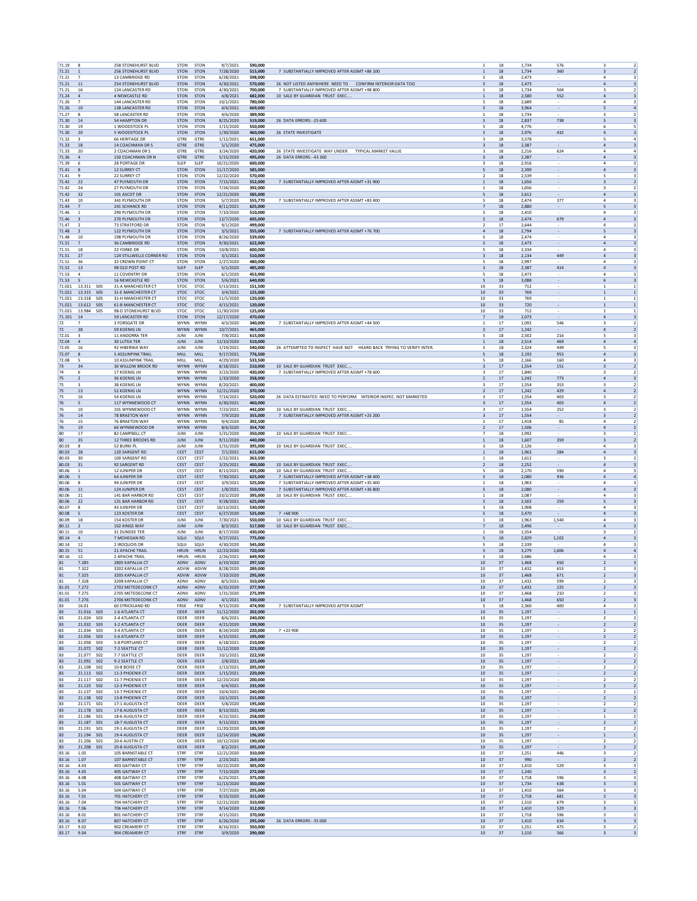| Block | Lot | Qual | Address | NBHD | NBHD | Sale Date | Sale Price | Notes | Class | Style | Sq Ft | Other | Beds | Baths |
|---|---|---|---|---|---|---|---|---|---|---|---|---|---|---|
| 71.19 | 8 | | 258 STONEHURST BLVD | STON | STON | 9/7/2021 | 590,000 | | 1 | 18 | 1,734 | 576 | 3 | 2 |
| 71.21 | 1 | | 256 STONEHURST BLVD | STON | STON | 7/28/2020 | 515,000 | 7 SUBSTANTIALLY IMPROVED AFTER ASSMT +86 100 | 1 | 18 | 1,734 | 360 | 3 | 2 |
| 71.21 | 7 | | 13 CAMBRIDGE RD | STON | STON | 6/28/2021 | 598,000 | | 5 | 18 | 2,473 | - | 4 | 3 |
| 71.21 | 11 | | 254 STONEHURST BLVD | STON | STON | 4/30/2021 | 570,000 | 26 NOT LISTED ANYWHERE NEED TO CONFIRM INTERIOR DATA TOO | 5 | 18 | 2,473 | - | 4 | 3 |
| 71.21 | 16 | | 124 LANCASTER RD | STON | STON | 4/30/2021 | 700,000 | 7 SUBSTANTIALLY IMPROVED AFTER ASSMT +98 800 | 1 | 18 | 1,734 | 504 | 3 | 2 |
| 71.24 | 4 | | 4 NEWCASTLE RD | STON | STON | 4/8/2021 | 682,000 | 10 SALE BY GUARDIAN TRUST EXEC.... | 1 | 18 | 2,580 | 552 | 4 | 3 |
| 71.26 | 7 | | 144 LANCASTER RD | STON | STON | 10/1/2021 | 780,000 | | 5 | 18 | 2,689 | - | 4 | 3 |
| 71.26 | 10 | | 138 LANCASTER RD | STON | STON | 4/6/2021 | 669,000 | | 5 | 18 | 3,964 | - | 5 | 4 |
| 71.27 | 8 | | 58 LANCASTER RD | STON | STON | 4/6/2020 | 389,900 | | 1 | 18 | 1,734 | - | 3 | 2 |
| 71.30 | 14 | | 54 HAMPTON DR | STON | STON | 8/25/2020 | 519,000 | 26 DATA ERRORS: -25 600 | 5 | 18 | 2,837 | 738 | 5 | 3 |
| 71.30 | 19 | | 1 WOODSTOCK PL | STON | STON | 1/15/2020 | 550,000 | | 5 | 18 | 4,776 | - | 6 | 5 |
| 71.30 | 20 | | 5 WOODSTOCK PL | STON | STON | 1/30/2020 | 460,000 | 26 STATE INVESTIGATE | 5 | 18 | 2,976 | 432 | 4 | 3 |
| 71.32 | 3 | | 66 HERITAGE DR | GTRE | GTRE | 1/12/2021 | 651,000 | | 3 | 18 | 3,578 | - | 5 | 4 |
| 71.33 | 18 | | 14 COACHMAN DR S | GTRE | GTRE | 5/1/2020 | 475,000 | | 3 | 18 | 2,387 | - | 4 | 3 |
| 71.33 | 20 | | 2 COACHMAN DR S | GTRE | GTRE | 3/24/2020 | 420,000 | 26 STATE INVESTIGATE WAY UNDER TYPICAL MARKET VALUE | 3 | 18 | 2,216 | 624 | 4 | 4 |
| 71.36 | 4 | | 150 COACHMAN DR N | GTRE | GTRE | 5/15/2020 | 495,000 | 26 DATA ERRORS: -43 300 | 3 | 18 | 2,387 | - | 4 | 3 |
| 71.39 | 6 | | 28 PORTAGE DR | SLEP | SLEP | 10/21/2020 | 600,000 | | 3 | 18 | 2,916 | - | 4 | 3 |
| 71.41 | 8 | | 12 SURREY CT | STON | STON | 11/17/2020 | 585,000 | | 5 | 18 | 2,399 | - | 4 | 3 |
| 71.41 | 9 | | 22 SURREY CT | STON | STON | 12/22/2020 | 570,000 | | 2 | 18 | 2,539 | - | 5 | 3 |
| 71.42 | 22 | | 47 PLYMOUTH DR | STON | STON | 7/15/2021 | 552,000 | 7 SUBSTANTIALLY IMPROVED AFTER ASSMT +31 900 | 1 | 18 | 1,656 | - | 3 | 2 |
| 71.42 | 24 | | 27 PLYMOUTH DR | STON | STON | 7/24/2020 | 392,000 | | 1 | 18 | 1,656 | - | 3 | 2 |
| 71.42 | 32 | | 101 ASCOT DR | STON | STON | 12/21/2020 | 585,000 | | 5 | 18 | 2,612 | - | 4 | 3 |
| 71.43 | 10 | | 341 PLYMOUTH DR | STON | STON | 5/7/2020 | 555,770 | 7 SUBSTANTIALLY IMPROVED AFTER ASSMT +83 400 | 5 | 18 | 2,474 | 377 | 4 | 3 |
| 71.44 | 7 | | 241 SCHANCK RD | STON | STON | 8/11/2021 | 625,000 | | 7 | 18 | 2,880 | - | 5 | 3 |
| 71.46 | 1 | | 290 PLYMOUTH DR | STON | STON | 7/10/2020 | 510,000 | | 5 | 18 | 2,410 | - | 4 | 3 |
| 71.46 | 3 | | 270 PLYMOUTH DR | STON | STON | 12/7/2020 | 605,000 | | 5 | 18 | 2,474 | 679 | 4 | 3 |
| 71.47 | 2 | | 73 STRATFORD DR | STON | STON | 9/1/2020 | 499,000 | | 2 | 17 | 2,644 | - | 4 | 3 |
| 71.48 | 2 | | 122 PLYMOUTH DR | STON | STON | 3/5/2021 | 555,000 | 7 SUBSTANTIALLY IMPROVED AFTER ASSMT +76 700 | 4 | 18 | 2,794 | - | 5 | 3 |
| 71.48 | 10 | | 198 PLYMOUTH DR | STON | STON | 8/26/2020 | 539,000 | | 5 | 18 | 2,474 | - | 4 | 3 |
| 71.51 | 7 | | 36 CAMBRIDGE RD | STON | STON | 9/30/2021 | 622,000 | | 5 | 18 | 2,473 | - | 4 | 3 |
| 71.51 | 18 | | 22 YORKE DR | STON | STON | 10/8/2021 | 600,000 | | 5 | 18 | 2,334 | - | 4 | 3 |
| 71.51 | 27 | | 124 STILLWELLS CORNER RD | STON | STON | 3/1/2021 | 510,000 | | 3 | 18 | 2,134 | 449 | 4 | 3 |
| 71.51 | 36 | | 32 CROWN POINT CT | STON | STON | 2/27/2020 | 480,000 | | 5 | 18 | 2,997 | - | 4 | 3 |
| 71.52 | 13 | | 98 OLD POST RD | SLEP | SLEP | 5/1/2020 | 485,000 | | 3 | 18 | 2,387 | 414 | 4 | 3 |
| 71.53 | 4 | | 11 COVENTRY DR | STON | STON | 6/1/2020 | 453,900 | | 5 | 18 | 2,473 | - | 4 | 3 |
| 71.53 | 5 | | 16 NEWCASTLE RD | STON | STON | 5/6/2021 | 640,000 | | 5 | 18 | 3,088 | - | 6 | 3 |
| 71.021 | 13.311 | S05 | 31-A MANCHESTER CT | STOC | STOC | 5/13/2021 | 151,500 | | 10 | 33 | 712 | - | 1 | 1 |
| 71.021 | 13.315 | S05 | 31-E MANCHESTER CT | STOC | STOC | 3/4/2021 | 125,000 | | 10 | 33 | 769 | - | 1 | 1 |
| 71.021 | 13.318 | S05 | 31-H MANCHESTER CT | STOC | STOC | 11/5/2020 | 120,000 | | 10 | 33 | 769 | - | 1 | 1 |
| 71.021 | 13.612 | S05 | 61-B MANCHESTER CT | STOC | STOC | 4/15/2021 | 120,000 | | 10 | 33 | 720 | - | 1 | 1 |
| 71.021 | 13.984 | S05 | 98-D STONEHURST BLVD | STOC | STOC | 11/30/2020 | 125,000 | | 10 | 33 | 712 | - | 1 | 1 |
| 71.101 | 14 | | 59 LANCASTER RD | STON | STON | 12/17/2020 | 470,000 | | 7 | 18 | 2,073 | - | 4 | 3 |
| 72 | 7 | | 3 FORSGATE DR | WYNN | WYNN | 4/3/2020 | 340,000 | 7 SUBSTANTIALLY IMPROVED AFTER ASSMT +44 500 | 1 | 17 | 1,092 | 546 | 3 | 2 |
| 72 | 28 | | 59 KOENIG LN | WYNN | WYNN | 10/7/2021 | 465,000 | | 2 | 17 | 1,242 | - | 4 | 2 |
| 72.01 | 3 | | 11 ANDORRA TER | JUNI | JUNI | 7/8/2021 | 615,000 | | 5 | 18 | 2,502 | 216 | 5 | 3 |
| 72.04 | 4 | | 30 LUTEA TER | JUNI | JUNI | 12/10/2020 | 510,000 | | 1 | 18 | 2,514 | 469 | 4 | 4 |
| 72.05 | 16 | | 92 HIBERNIA WAY | JUNI | JUNI | 1/19/2021 | 540,000 | 26 ATTEMPTED TO INSPECT HAVE NOT HEARD BACK TRYING TO VERIFY INTER. | 5 | 18 | 2,324 | 449 | 5 | 3 |
| 72.07 | 8 | | 5 ASSUNPINK TRAIL | MILL | MILL | 9/17/2021 | 776,500 | | 5 | 18 | 2,192 | 953 | 4 | 3 |
| 72.08 | 5 | | 10 ASSUNPINK TRAIL | MILL | MILL | 4/29/2020 | 533,500 | | 5 | 18 | 2,166 | 160 | 4 | 3 |
| 73 | 34 | | 36 WILLOW BROOK RD | WYNN | WYNN | 8/18/2021 | 210,000 | 10 SALE BY GUARDIAN TRUST EXEC.... | 3 | 17 | 1,554 | 151 | 3 | 2 |
| 74 | 6 | | 17 KOENIG LN | WYNN | WYNN | 3/23/2020 | 430,000 | 7 SUBSTANTIALLY IMPROVED AFTER ASSMT +78 600 | 3 | 17 | 1,840 | - | 3 | 2 |
| 75 | 2 | | 36 KOENIG LN | WYNN | WYNN | 1/10/2020 | 358,000 | | 2 | 17 | 1,242 | 773 | 4 | 3 |
| 75 | 3 | | 38 KOENIG LN | WYNN | WYNN | 8/20/2021 | 400,000 | | 3 | 17 | 1,554 | 353 | 3 | 2 |
| 75 | 13 | | 52 KOENIG LN | WYNN | WYNN | 12/21/2020 | 370,000 | | 2 | 17 | 1,242 | 429 | 4 | 2 |
| 75 | 16 | | 54 KOENIG LN | WYNN | WYNN | 7/14/2021 | 520,000 | 26 DATA ESTIMATED NEED TO PERFORM INTERIOR INSPEC. NOT MARKETED | 3 | 17 | 1,554 | 403 | 3 | 2 |
| 76 | 5 | | 117 WYNNEWOOD CT | WYNN | WYNN | 6/30/2021 | 460,000 | | 3 | 17 | 1,554 | 403 | 4 | 2 |
| 76 | 10 | | 101 WYNNEWOOD CT | WYNN | WYNN | 7/23/2021 | 442,000 | 10 SALE BY GUARDIAN TRUST EXEC.... | 3 | 17 | 1,554 | 252 | 3 | 2 |
| 76 | 14 | | 78 BRAETON WAY | WYNN | WYNN | 7/9/2020 | 355,000 | 7 SUBSTANTIALLY IMPROVED AFTER ASSMT +25 200 | 3 | 17 | 1,554 | - | 3 | 2 |
| 76 | 15 | | 76 BRAETON WAY | WYNN | WYNN | 9/4/2020 | 392,500 | | 2 | 17 | 1,418 | 85 | 4 | 2 |
| 76 | 19 | | 66 WYNNEWOOD DR | WYNN | WYNN | 8/6/2020 | 354,700 | | 2 | 17 | 1,506 | - | 4 | 2 |
| 80 | 17 | | 82 CAMPBELL CT | JUNI | JUNI | 1/31/2020 | 350,000 | 10 SALE BY GUARDIAN TRUST EXEC.... | 7 | 18 | 1,992 | - | 3 | 2 |
| 80 | 35 | | 12 THREE BROOKS RD | JUNI | JUNI | 9/11/2020 | 440,000 | | 1 | 18 | 1,607 | 359 | 3 | 2 |
| 80.03 | 8 | | 52 BURKI PL | JUNI | JUNI | 1/31/2020 | 395,000 | 10 SALE BY GUARDIAN TRUST EXEC.... | 3 | 18 | 2,126 | - | 4 | 3 |
| 80.03 | 28 | | 120 SARGENT RD | CEST | CEST | 7/1/2021 | 615,000 | | 1 | 18 | 1,963 | 284 | 4 | 3 |
| 80.03 | 30 | | 100 SARGENT RD | CEST | CEST | 1/2/2021 | 363,500 | | 1 | 18 | 1,612 | - | 3 | 2 |
| 80.03 | 31 | | 92 SARGENT RD | CEST | CEST | 3/25/2021 | 400,000 | 10 SALE BY GUARDIAN TRUST EXEC.... | 2 | 18 | 2,252 | - | 4 | 3 |
| 80.06 | 1 | | 12 JUNIPER DR | CEST | CEST | 8/13/2021 | 435,000 | 10 SALE BY GUARDIAN TRUST EXEC.... | 5 | 18 | 2,170 | 590 | 4 | 3 |
| 80.06 | 5 | | 64 JUNIPER DR | CEST | CEST | 7/30/2021 | 625,000 | 7 SUBSTANTIALLY IMPROVED AFTER ASSMT +38 400 | 5 | 18 | 2,080 | 936 | 4 | 4 |
| 80.06 | 8 | | 94 JUNIPER DR | CEST | CEST | 3/9/2021 | 525,000 | 7 SUBSTANTIALLY IMPROVED AFTER ASSMT +35 400 | 1 | 18 | 1,963 | - | 4 | 3 |
| 80.06 | 11 | | 124 JUNIPER DR | CEST | CEST | 1/8/2021 | 550,000 | 7 SUBSTANTIALLY IMPROVED AFTER ASSMT +36 800 | 5 | 18 | 2,080 | - | 4 | 3 |
| 80.06 | 21 | | 141 BAR HARBOR RD | CEST | CEST | 10/2/2020 | 395,000 | 10 SALE BY GUARDIAN TRUST EXEC.... | 1 | 18 | 2,087 | - | 4 | 3 |
| 80.06 | 22 | | 131 BAR HARBOR RD | CEST | CEST | 9/28/2021 | 625,000 | | 5 | 18 | 2,502 | 259 | 5 | 3 |
| 80.07 | 8 | | 43 JUNIPER DR | CEST | CEST | 10/13/2021 | 530,000 | | 3 | 18 | 1,908 | - | 4 | 3 |
| 80.08 | 5 | | 123 KOSTER DR | CEST | CEST | 6/27/2020 | 525,000 | 7 +68 900 | 5 | 18 | 2,470 | - | 4 | 3 |
| 80.09 | 18 | | 154 KOSTER DR | JUNI | JUNI | 7/30/2021 | 550,000 | 10 SALE BY GUARDIAN TRUST EXEC.... | 1 | 18 | 1,963 | 1,540 | 4 | 3 |
| 80.11 | 2 | | 102 KINGS WAY | JUNI | JUNI | 8/3/2021 | 517,000 | 10 SALE BY GUARDIAN TRUST EXEC.... | 7 | 18 | 2,496 | - | 4 | 3 |
| 80.11 | 10 | | 31 DUNDEE TER | JUNI | JUNI | 8/17/2020 | 430,000 | | 1 | 18 | 1,554 | - | 3 | 2 |
| 80.14 | 4 | | 7 MOHEGAN RD | SQUI | SQUI | 9/27/2021 | 775,000 | | 5 | 18 | 2,829 | 1,102 | 4 | 3 |
| 80.14 | 12 | | 2 IROQUOIS DR | SQUI | SQUI | 4/30/2020 | 545,000 | | 5 | 18 | 2,339 | - | 4 | 3 |
| 80.15 | 51 | | 21 APACHE TRAIL | HRUN | HRUN | 12/23/2020 | 720,000 | | 5 | 18 | 3,279 | 1,606 | 4 | 4 |
| 80.16 | 12 | | 2 APACHE TRAIL | HRUN | HRUN | 2/26/2021 | 649,900 | | 5 | 18 | 2,686 | - | 4 | 3 |
| 81 | 7.285 | | 2805 KAPALUA CT | ADNV | ADNV | 6/19/2020 | 297,500 | | 10 | 37 | 1,468 | 650 | 2 | 3 |
| 81 | 7.322 | | 3202 KAPALUA CT | ADVW | ADVW | 8/28/2020 | 289,000 | | 10 | 37 | 1,432 | 653 | 2 | 3 |
| 81 | 7.325 | | 3205 KAPALUA CT | ADVW | ADVW | 7/10/2020 | 295,000 | | 10 | 37 | 1,468 | 671 | 2 | 3 |
| 81 | 7.328 | | 3208 KAPALUA CT | ADNV | ADNV | 8/5/2021 | 310,000 | | 10 | 37 | 1,432 | 599 | 2 | 3 |
| 81.01 | 7.272 | | 2702 METEDECONK CT | ADNV | ADNV | 6/25/2020 | 277,900 | | 10 | 37 | 1,432 | 225 | 2 | 3 |
| 81.01 | 7.275 | | 2705 METEDECONK CT | ADNV | ADNV | 1/31/2020 | 275,999 | | 10 | 37 | 1,468 | 210 | 2 | 3 |
| 81.01 | 7.276 | | 2706 METEDECONK CT | ADNV | ADNV | 4/1/2021 | 330,000 | | 10 | 37 | 1,468 | 650 | 2 | 3 |
| 83 | 16.01 | | 60 STRICKLAND RD | FRSE | FRSE | 9/15/2020 | 474,900 | 7 SUBSTANTIALLY IMPROVED AFTER ASSMT | 5 | 18 | 2,360 | 400 | 4 | 3 |
| 83 | 21.016 | S03 | 1-6 ATLANTA CT | DEER | DEER | 11/12/2020 | 202,000 | | 10 | 35 | 1,197 | - | 1 | 1 |
| 83 | 21.024 | S03 | 2-4 ATLANTA CT | DEER | DEER | 8/6/2021 | 240,000 | | 10 | 35 | 1,197 | - | 2 | 2 |
| 83 | 21.032 | S03 | 3-2 ATLANTA CT | DEER | DEER | 4/21/2020 | 199,900 | | 10 | 35 | 1,197 | - | 2 | 2 |
| 83 | 21.034 | S03 | 3-4 ATLANTA CT | DEER | DEER | 8/24/2020 | 220,000 | 7 +23 900 | 10 | 35 | 1,197 | - | 2 | 2 |
| 83 | 21.056 | S03 | 5-6 ATLANTA CT | DEER | DEER | 6/15/2021 | 195,000 | | 10 | 35 | 1,197 | - | 2 | 2 |
| 83 | 21.058 | S03 | 5-8 PORTLAND CT | DEER | DEER | 6/18/2021 | 210,000 | | 10 | 35 | 1,197 | - | 2 | 2 |
| 83 | 21.072 | S02 | 7-2 SEATTLE CT | DEER | DEER | 11/12/2020 | 223,000 | | 10 | 35 | 1,197 | - | 2 | 2 |
| 83 | 21.077 | S02 | 7-7 SEATTLE CT | DEER | DEER | 10/1/2021 | 222,500 | | 10 | 35 | 1,197 | - | 2 | 2 |
| 83 | 21.092 | S02 | 9-2 SEATTLE CT | DEER | DEER | 2/8/2021 | 225,000 | | 10 | 35 | 1,197 | - | 2 | 2 |
| 83 | 21.108 | S02 | 10-8 BOISE CT | DEER | DEER | 1/13/2021 | 205,000 | | 10 | 35 | 1,197 | - | 2 | 2 |
| 83 | 21.113 | S02 | 11-3 PHOENIX CT | DEER | DEER | 1/15/2021 | 220,000 | | 10 | 35 | 1,197 | - | 2 | 2 |
| 83 | 21.117 | S02 | 11-7 PHOENIX CT | DEER | DEER | 12/23/2020 | 200,000 | | 10 | 35 | 1,197 | - | 2 | 2 |
| 83 | 21.123 | S02 | 12-3 PHOENIX CT | DEER | DEER | 6/4/2021 | 235,000 | | 10 | 35 | 1,197 | - | 2 | 2 |
| 83 | 21.137 | S02 | 13-7 PHOENIX CT | DEER | DEER | 10/4/2021 | 240,000 | | 10 | 35 | 1,197 | - | 2 | 1 |
| 83 | 21.138 | S02 | 13-8 PHOENIX CT | DEER | DEER | 10/1/2021 | 215,000 | | 10 | 35 | 1,197 | - | 2 | 2 |
| 83 | 21.171 | S01 | 17-1 AUGUSTA CT | DEER | DEER | 5/8/2020 | 195,000 | | 10 | 35 | 1,197 | - | 2 | 2 |
| 83 | 21.178 | S01 | 17-8 AUGUSTA CT | DEER | DEER | 8/13/2021 | 250,000 | | 10 | 35 | 1,197 | - | 2 | 2 |
| 83 | 21.186 | S01 | 18-6 AUGUSTA CT | DEER | DEER | 4/22/2021 | 258,000 | | 10 | 35 | 1,197 | - | 1 | 2 |
| 83 | 21.187 | S01 | 18-7 AUGUSTA CT | DEER | DEER | 9/15/2021 | 219,900 | | 10 | 35 | 1,197 | - | 2 | 2 |
| 83 | 21.191 | S01 | 19-1 AUGUSTA CT | DEER | DEER | 11/20/2020 | 185,500 | | 10 | 35 | 1,197 | - | 2 | 2 |
| 83 | 21.194 | S01 | 19-4 AUGUSTA CT | DEER | DEER | 12/14/2020 | 196,000 | | 10 | 35 | 1,197 | - | 1 | 1 |
| 83 | 21.206 | S01 | 20-6 AUSTIN CT | DEER | DEER | 10/12/2020 | 190,000 | | 10 | 35 | 1,197 | - | 2 | 2 |
| 83 | 21.208 | S01 | 20-8 AUGUSTA CT | DEER | DEER | 8/2/2021 | 205,000 | | 10 | 35 | 1,197 | - | 2 | 2 |
| 83.16 | 1.05 | | 105 BARNSTABLE CT | STRF | STRF | 12/21/2020 | 310,000 | | 10 | 37 | 1,251 | 446 | 3 | 2 |
| 83.16 | 1.07 | | 107 BARNSTABLE CT | STRF | STRF | 2/23/2021 | 269,000 | | 10 | 37 | 990 | - | 2 | 2 |
| 83.16 | 4.03 | | 403 GAITWAY CT | STRF | STRF | 10/22/2020 | 305,000 | | 10 | 37 | 1,410 | 529 | 3 | 3 |
| 83.16 | 4.05 | | 405 GAITWAY CT | STRF | STRF | 7/15/2020 | 272,000 | | 10 | 37 | 1,240 | - | 3 | 2 |
| 83.16 | 4.08 | | 408 GAITWAY CT | STRF | STRF | 6/23/2021 | 375,000 | | 10 | 37 | 1,718 | 596 | 3 | 3 |
| 83.16 | 5.01 | | 501 GAITWAY CT | STRF | STRF | 11/13/2020 | 350,000 | | 10 | 37 | 1,734 | 638 | 3 | 3 |
| 83.16 | 5.04 | | 504 GAITWAY CT | STRF | STRF | 7/27/2020 | 295,000 | | 10 | 37 | 1,410 | 564 | 3 | 3 |
| 83.16 | 7.01 | | 701 HATCHERY CT | STRF | STRF | 9/23/2020 | 315,000 | | 10 | 37 | 1,718 | 681 | 3 | 3 |
| 83.16 | 7.04 | | 704 HATCHERY CT | STRF | STRF | 12/21/2020 | 310,000 | | 10 | 37 | 1,510 | 679 | 3 | 3 |
| 83.16 | 7.06 | | 706 HATCHERY CT | STRF | STRF | 9/14/2020 | 312,000 | | 10 | 37 | 1,410 | 529 | 3 | 3 |
| 83.16 | 8.01 | | 801 HATCHERY CT | STRF | STRF | 4/15/2021 | 370,000 | | 10 | 37 | 1,718 | 596 | 3 | 3 |
| 83.16 | 8.07 | | 807 HATCHERY CT | STRF | STRF | 6/26/2020 | 295,000 | 26 DATA ERRORS: -35 000 | 10 | 37 | 1,410 | 634 | 3 | 3 |
| 83.17 | 9.02 | | 902 CREAMERY CT | STRF | STRF | 8/16/2021 | 350,000 | | 10 | 37 | 1,251 | 475 | 3 | 2 |
| 83.17 | 9.04 | | 904 CREAMERY CT | STRF | STRF | 3/9/2020 | 290,000 | | 10 | 37 | 1,510 | 566 | 3 | 3 |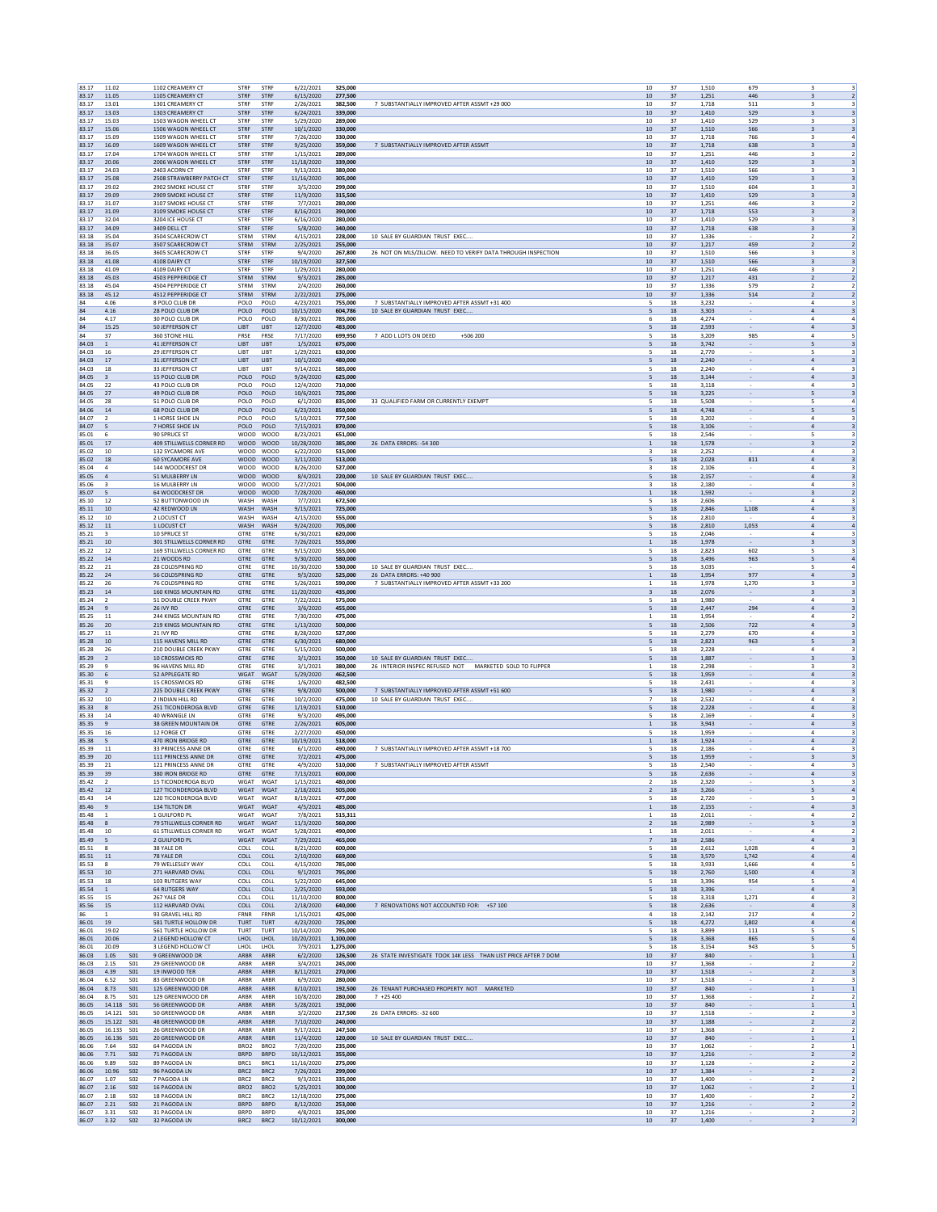| | | | | | | | | | | | | | | | |
|---|---|---|---|---|---|---|---|---|---|---|---|---|---|---|---|
| 83.17 | 11.02 | | 1102 CREAMERY CT | STRF | STRF | 6/22/2021 | 325,000 | | 10 | 37 | 1,510 | 679 | 3 | 3 |
| 83.17 | 11.05 | | 1105 CREAMERY CT | STRF | STRF | 6/15/2020 | 277,500 | | 10 | 37 | 1,251 | 446 | 3 | 2 |
| 83.17 | 13.01 | | 1301 CREAMERY CT | STRF | STRF | 2/26/2021 | 382,500 | 7 SUBSTANTIALLY IMPROVED AFTER ASSMT +29 000 | 10 | 37 | 1,718 | 511 | 3 | 3 |
| 83.17 | 13.03 | | 1303 CREAMERY CT | STRF | STRF | 6/24/2021 | 339,000 | | 10 | 37 | 1,410 | 529 | 3 | 3 |
| 83.17 | 15.03 | | 1503 WAGON WHEEL CT | STRF | STRF | 5/29/2020 | 289,000 | | 10 | 37 | 1,410 | 529 | 3 | 3 |
| 83.17 | 15.06 | | 1506 WAGON WHEEL CT | STRF | STRF | 10/1/2020 | 330,000 | | 10 | 37 | 1,510 | 566 | 3 | 3 |
| 83.17 | 15.09 | | 1509 WAGON WHEEL CT | STRF | STRF | 7/26/2020 | 330,000 | | 10 | 37 | 1,718 | 766 | 3 | 4 |
| 83.17 | 16.09 | | 1609 WAGON WHEEL CT | STRF | STRF | 9/25/2020 | 359,000 | 7 SUBSTANTIALLY IMPROVED AFTER ASSMT | 10 | 37 | 1,718 | 638 | 3 | 3 |
| 83.17 | 17.04 | | 1704 WAGON WHEEL CT | STRF | STRF | 1/15/2021 | 289,000 | | 10 | 37 | 1,251 | 446 | 3 | 2 |
| 83.17 | 20.06 | | 2006 WAGON WHEEL CT | STRF | STRF | 11/18/2020 | 339,000 | | 10 | 37 | 1,410 | 529 | 3 | 3 |
| 83.17 | 24.03 | | 2403 ACORN CT | STRF | STRF | 9/13/2021 | 380,000 | | 10 | 37 | 1,510 | 566 | 3 | 3 |
| 83.17 | 25.08 | | 2508 STRAWBERRY PATCH CT | STRF | STRF | 11/16/2020 | 305,000 | | 10 | 37 | 1,410 | 529 | 3 | 3 |
| 83.17 | 29.02 | | 2902 SMOKE HOUSE CT | STRF | STRF | 3/5/2020 | 299,000 | | 10 | 37 | 1,510 | 604 | 3 | 3 |
| 83.17 | 29.09 | | 2909 SMOKE HOUSE CT | STRF | STRF | 11/9/2020 | 315,500 | | 10 | 37 | 1,410 | 529 | 3 | 3 |
| 83.17 | 31.07 | | 3107 SMOKE HOUSE CT | STRF | STRF | 7/7/2021 | 280,000 | | 10 | 37 | 1,251 | 446 | 3 | 2 |
| 83.17 | 31.09 | | 3109 SMOKE HOUSE CT | STRF | STRF | 8/16/2021 | 390,000 | | 10 | 37 | 1,718 | 553 | 3 | 3 |
| 83.17 | 32.04 | | 3204 ICE HOUSE CT | STRF | STRF | 6/16/2020 | 280,000 | | 10 | 37 | 1,410 | 529 | 3 | 3 |
| 83.17 | 34.09 | | 3409 DELL CT | STRF | STRF | 5/8/2020 | 340,000 | | 10 | 37 | 1,718 | 638 | 3 | 3 |
| 83.18 | 35.04 | | 3504 SCARECROW CT | STRM | STRM | 4/15/2021 | 228,000 | 10 SALE BY GUARDIAN TRUST EXEC.... | 10 | 37 | 1,336 | - | 2 | 2 |
| 83.18 | 35.07 | | 3507 SCARECROW CT | STRM | STRM | 2/25/2021 | 255,000 | | 10 | 37 | 1,217 | 459 | 2 | 2 |
| 83.18 | 36.05 | | 3605 SCARECROW CT | STRF | STRF | 9/4/2020 | 267,800 | 26 NOT ON MLS/ZILLOW. NEED TO VERIFY DATA THROUGH INSPECTION | 10 | 37 | 1,510 | 566 | 3 | 3 |
| 83.18 | 41.08 | | 4108 DAIRY CT | STRF | STRF | 10/19/2020 | 327,500 | | 10 | 37 | 1,510 | 566 | 3 | 3 |
| 83.18 | 41.09 | | 4109 DAIRY CT | STRF | STRF | 1/29/2021 | 280,000 | | 10 | 37 | 1,251 | 446 | 3 | 2 |
| 83.18 | 45.03 | | 4503 PEPPERIDGE CT | STRM | STRM | 9/3/2021 | 285,000 | | 10 | 37 | 1,217 | 431 | 2 | 2 |
| 83.18 | 45.04 | | 4504 PEPPERIDGE CT | STRM | STRM | 2/4/2020 | 260,000 | | 10 | 37 | 1,336 | 579 | 2 | 2 |
| 83.18 | 45.12 | | 4512 PEPPERIDGE CT | STRM | STRM | 2/22/2021 | 275,000 | | 10 | 37 | 1,336 | 514 | 2 | 2 |
| 84 | 4.06 | | 8 POLO CLUB DR | POLO | POLO | 4/23/2021 | 755,000 | 7 SUBSTANTIALLY IMPROVED AFTER ASSMT +31 400 | 5 | 18 | 3,232 | - | 4 | 3 |
| 84 | 4.16 | | 28 POLO CLUB DR | POLO | POLO | 10/15/2020 | 604,786 | 10 SALE BY GUARDIAN TRUST EXEC.... | 5 | 18 | 3,303 | - | 4 | 3 |
| 84 | 4.17 | | 30 POLO CLUB DR | POLO | POLO | 8/30/2021 | 785,000 | | 6 | 18 | 4,274 | - | 4 | 4 |
| 84 | 15.25 | | 50 JEFFERSON CT | LIBT | LIBT | 12/7/2020 | 483,000 | | 5 | 18 | 2,593 | - | 4 | 3 |
| 84 | 37 | | 360 STONE HILL | FRSE | FRSE | 7/17/2020 | 699,950 | 7 ADD L LOTS ON DEED +506 200 | 5 | 18 | 3,209 | 985 | 4 | 5 |
| 84.03 | 1 | | 41 JEFFERSON CT | LIBT | LIBT | 1/5/2021 | 675,000 | | 5 | 18 | 3,742 | - | 5 | 3 |
| 84.03 | 16 | | 29 JEFFERSON CT | LIBT | LIBT | 1/29/2021 | 630,000 | | 5 | 18 | 2,770 | - | 5 | 3 |
| 84.03 | 17 | | 31 JEFFERSON CT | LIBT | LIBT | 10/1/2020 | 480,000 | | 5 | 18 | 2,240 | - | 4 | 3 |
| 84.03 | 18 | | 33 JEFFERSON CT | LIBT | LIBT | 9/14/2021 | 585,000 | | 5 | 18 | 2,240 | - | 4 | 3 |
| 84.05 | 3 | | 15 POLO CLUB DR | POLO | POLO | 9/24/2020 | 625,000 | | 5 | 18 | 3,144 | - | 4 | 3 |
| 84.05 | 22 | | 43 POLO CLUB DR | POLO | POLO | 12/4/2020 | 710,000 | | 5 | 18 | 3,118 | - | 4 | 3 |
| 84.05 | 27 | | 49 POLO CLUB DR | POLO | POLO | 10/6/2021 | 725,000 | | 5 | 18 | 3,225 | - | 5 | 3 |
| 84.05 | 28 | | 51 POLO CLUB DR | POLO | POLO | 6/1/2020 | 835,000 | 33 QUALIFIED FARM OR CURRENTLY EXEMPT | 5 | 18 | 5,508 | - | 5 | 4 |
| 84.06 | 14 | | 68 POLO CLUB DR | POLO | POLO | 6/23/2021 | 850,000 | | 5 | 18 | 4,748 | - | 5 | 5 |
| 84.07 | 2 | | 1 HORSE SHOE LN | POLO | POLO | 5/10/2021 | 777,500 | | 5 | 18 | 3,202 | - | 4 | 3 |
| 84.07 | 5 | | 7 HORSE SHOE LN | POLO | POLO | 7/15/2021 | 870,000 | | 5 | 18 | 3,106 | - | 4 | 3 |
| 85 | 6 | | 90 SPRUCE ST | WOOD | WOOD | 8/23/2021 | 651,000 | | 5 | 18 | 2,546 | - | 5 | 3 |
| 85.01 | 17 | | 409 STILLWELLS CORNER RD | WOOD | WOOD | 10/28/2020 | 385,000 | 26 DATA ERRORS: -54 300 | 1 | 18 | 1,578 | - | 3 | 2 |
| 85.02 | 10 | | 132 SYCAMORE AVE | WOOD | WOOD | 6/22/2020 | 515,000 | | 3 | 18 | 2,252 | - | 4 | 3 |
| 85.02 | 18 | | 60 SYCAMORE AVE | WOOD | WOOD | 3/11/2020 | 513,000 | | 5 | 18 | 2,028 | 811 | 4 | 3 |
| 85.04 | 4 | | 144 WOODCREST DR | WOOD | WOOD | 8/26/2020 | 527,000 | | 3 | 18 | 2,106 | - | 4 | 3 |
| 85.05 | 4 | | 51 MULBERRY LN | WOOD | WOOD | 8/4/2021 | 220,000 | 10 SALE BY GUARDIAN TRUST EXEC.... | 5 | 18 | 2,157 | - | 4 | 3 |
| 85.06 | 3 | | 16 MULBERRY LN | WOOD | WOOD | 5/27/2021 | 504,000 | | 3 | 18 | 2,180 | - | 4 | 3 |
| 85.07 | 5 | | 64 WOODCREST DR | WOOD | WOOD | 7/28/2020 | 460,000 | | 1 | 18 | 1,592 | - | 3 | 2 |
| 85.10 | 12 | | 52 BUTTONWOOD LN | WASH | WASH | 7/7/2021 | 672,500 | | 5 | 18 | 2,606 | - | 4 | 3 |
| 85.11 | 10 | | 42 REDWOOD LN | WASH | WASH | 9/15/2021 | 725,000 | | 5 | 18 | 2,846 | 1,108 | 4 | 3 |
| 85.12 | 10 | | 2 LOCUST CT | WASH | WASH | 4/15/2020 | 555,000 | | 5 | 18 | 2,810 | - | 4 | 3 |
| 85.12 | 11 | | 1 LOCUST CT | WASH | WASH | 9/24/2020 | 705,000 | | 5 | 18 | 2,810 | 1,053 | 4 | 4 |
| 85.21 | 3 | | 10 SPRUCE ST | GTRE | GTRE | 6/30/2021 | 620,000 | | 5 | 18 | 2,046 | - | 4 | 3 |
| 85.21 | 10 | | 301 STILLWELLS CORNER RD | GTRE | GTRE | 7/26/2021 | 555,000 | | 1 | 18 | 1,978 | - | 3 | 3 |
| 85.22 | 12 | | 169 STILLWELLS CORNER RD | GTRE | GTRE | 9/15/2020 | 555,000 | | 5 | 18 | 2,823 | 602 | 5 | 3 |
| 85.22 | 14 | | 21 WOODS RD | GTRE | GTRE | 9/30/2020 | 580,000 | | 5 | 18 | 3,496 | 963 | 5 | 4 |
| 85.22 | 21 | | 28 COLDSPRING RD | GTRE | GTRE | 10/30/2020 | 530,000 | 10 SALE BY GUARDIAN TRUST EXEC.... | 5 | 18 | 3,035 | - | 5 | 4 |
| 85.22 | 24 | | 56 COLDSPRING RD | GTRE | GTRE | 9/3/2020 | 525,000 | 26 DATA ERRORS: +40 900 | 1 | 18 | 1,954 | 977 | 4 | 3 |
| 85.22 | 26 | | 76 COLDSPRING RD | GTRE | GTRE | 5/26/2021 | 590,000 | 7 SUBSTANTIALLY IMPROVED AFTER ASSMT +33 200 | 1 | 18 | 1,978 | 1,270 | 3 | 3 |
| 85.23 | 14 | | 160 KINGS MOUNTAIN RD | GTRE | GTRE | 11/20/2020 | 435,000 | | 3 | 18 | 2,076 | - | 3 | 3 |
| 85.24 | 2 | | 51 DOUBLE CREEK PKWY | GTRE | GTRE | 7/22/2021 | 575,000 | | 5 | 18 | 1,980 | - | 4 | 3 |
| 85.24 | 9 | | 26 IVY RD | GTRE | GTRE | 3/6/2020 | 455,000 | | 5 | 18 | 2,447 | 294 | 4 | 3 |
| 85.25 | 11 | | 244 KINGS MOUNTAIN RD | GTRE | GTRE | 7/30/2020 | 475,000 | | 1 | 18 | 1,954 | - | 4 | 2 |
| 85.26 | 20 | | 219 KINGS MOUNTAIN RD | GTRE | GTRE | 1/13/2020 | 500,000 | | 5 | 18 | 2,506 | 722 | 4 | 3 |
| 85.27 | 11 | | 21 IVY RD | GTRE | GTRE | 8/28/2020 | 527,000 | | 5 | 18 | 2,279 | 670 | 4 | 3 |
| 85.28 | 10 | | 115 HAVENS MILL RD | GTRE | GTRE | 6/30/2021 | 680,000 | | 5 | 18 | 2,823 | 963 | 5 | 3 |
| 85.28 | 26 | | 210 DOUBLE CREEK PKWY | GTRE | GTRE | 5/15/2020 | 500,000 | | 5 | 18 | 2,228 | - | 4 | 3 |
| 85.29 | 2 | | 10 CROSSWICKS RD | GTRE | GTRE | 3/1/2021 | 350,000 | 10 SALE BY GUARDIAN TRUST EXEC.... | 5 | 18 | 1,887 | - | 3 | 3 |
| 85.29 | 9 | | 96 HAVENS MILL RD | GTRE | GTRE | 3/1/2021 | 380,000 | 26 INTERIOR INSPEC REFUSED NOT MARKETED SOLD TO FLIPPER | 1 | 18 | 2,298 | - | 3 | 3 |
| 85.30 | 6 | | 52 APPLEGATE RD | WGAT | WGAT | 5/29/2020 | 462,500 | | 5 | 18 | 1,959 | - | 4 | 3 |
| 85.31 | 9 | | 15 CROSSWICKS RD | GTRE | GTRE | 1/6/2020 | 482,500 | | 5 | 18 | 2,431 | - | 4 | 3 |
| 85.32 | 2 | | 225 DOUBLE CREEK PKWY | GTRE | GTRE | 9/8/2020 | 500,000 | 7 SUBSTANTIALLY IMPROVED AFTER ASSMT +51 600 | 5 | 18 | 1,980 | - | 4 | 3 |
| 85.32 | 10 | | 2 INDIAN HILL RD | GTRE | GTRE | 10/2/2020 | 475,000 | 10 SALE BY GUARDIAN TRUST EXEC.... | 7 | 18 | 2,532 | - | 4 | 3 |
| 85.33 | 8 | | 251 TICONDEROGA BLVD | GTRE | GTRE | 1/19/2021 | 510,000 | | 5 | 18 | 2,228 | - | 4 | 3 |
| 85.33 | 14 | | 40 WRANGLE LN | GTRE | GTRE | 9/3/2020 | 495,000 | | 5 | 18 | 2,169 | - | 4 | 3 |
| 85.35 | 9 | | 38 GREEN MOUNTAIN DR | GTRE | GTRE | 2/26/2021 | 605,000 | | 1 | 18 | 3,943 | - | 4 | 3 |
| 85.35 | 16 | | 12 FORGE CT | GTRE | GTRE | 2/27/2020 | 450,000 | | 5 | 18 | 1,959 | - | 4 | 3 |
| 85.38 | 5 | | 470 IRON BRIDGE RD | GTRE | GTRE | 10/19/2021 | 518,000 | | 1 | 18 | 1,924 | - | 4 | 2 |
| 85.39 | 11 | | 33 PRINCESS ANNE DR | GTRE | GTRE | 6/1/2020 | 490,000 | 7 SUBSTANTIALLY IMPROVED AFTER ASSMT +18 700 | 5 | 18 | 2,186 | - | 4 | 3 |
| 85.39 | 20 | | 111 PRINCESS ANNE DR | GTRE | GTRE | 7/2/2021 | 475,000 | | 5 | 18 | 1,959 | - | 3 | 3 |
| 85.39 | 21 | | 121 PRINCESS ANNE DR | GTRE | GTRE | 4/9/2020 | 510,000 | 7 SUBSTANTIALLY IMPROVED AFTER ASSMT | 5 | 18 | 2,540 | - | 4 | 3 |
| 85.39 | 39 | | 380 IRON BRIDGE RD | GTRE | GTRE | 7/13/2021 | 600,000 | | 5 | 18 | 2,636 | - | 4 | 3 |
| 85.42 | 2 | | 15 TICONDEROGA BLVD | WGAT | WGAT | 1/15/2021 | 480,000 | | 2 | 18 | 2,320 | - | 5 | 3 |
| 85.42 | 12 | | 127 TICONDEROGA BLVD | WGAT | WGAT | 2/18/2021 | 505,000 | | 2 | 18 | 3,266 | - | 5 | 4 |
| 85.43 | 14 | | 120 TICONDEROGA BLVD | WGAT | WGAT | 8/19/2021 | 477,000 | | 5 | 18 | 2,720 | - | 5 | 3 |
| 85.46 | 9 | | 134 TILTON DR | WGAT | WGAT | 4/5/2021 | 485,000 | | 1 | 18 | 2,155 | - | 4 | 3 |
| 85.48 | 1 | | 1 GUILFORD PL | WGAT | WGAT | 7/8/2021 | 515,311 | | 1 | 18 | 2,011 | - | 4 | 2 |
| 85.48 | 8 | | 79 STILLWELLS CORNER RD | WGAT | WGAT | 11/3/2020 | 560,000 | | 2 | 18 | 2,989 | - | 5 | 3 |
| 85.48 | 10 | | 61 STILLWELLS CORNER RD | WGAT | WGAT | 5/28/2021 | 490,000 | | 1 | 18 | 2,011 | - | 4 | 2 |
| 85.49 | 5 | | 2 GUILFORD PL | WGAT | WGAT | 7/29/2021 | 465,000 | | 7 | 18 | 2,586 | - | 4 | 3 |
| 85.51 | 8 | | 38 YALE DR | COLL | COLL | 8/21/2020 | 600,000 | | 5 | 18 | 2,612 | 1,028 | 4 | 3 |
| 85.51 | 11 | | 78 YALE DR | COLL | COLL | 2/10/2020 | 669,000 | | 5 | 18 | 3,570 | 1,742 | 4 | 4 |
| 85.53 | 8 | | 79 WELLESLEY WAY | COLL | COLL | 4/15/2020 | 785,000 | | 5 | 18 | 3,933 | 1,666 | 4 | 5 |
| 85.53 | 10 | | 271 HARVARD OVAL | COLL | COLL | 9/1/2021 | 795,000 | | 5 | 18 | 2,760 | 1,500 | 4 | 3 |
| 85.53 | 18 | | 103 RUTGERS WAY | COLL | COLL | 5/22/2020 | 645,000 | | 5 | 18 | 3,396 | 954 | 5 | 4 |
| 85.54 | 1 | | 64 RUTGERS WAY | COLL | COLL | 2/25/2020 | 593,000 | | 5 | 18 | 3,396 | - | 4 | 3 |
| 85.55 | 15 | | 267 YALE DR | COLL | COLL | 11/10/2020 | 800,000 | | 5 | 18 | 3,318 | 1,271 | 4 | 3 |
| 85.56 | 15 | | 112 HARVARD OVAL | COLL | COLL | 2/18/2020 | 640,000 | 7 RENOVATIONS NOT ACCOUNTED FOR: +57 100 | 5 | 18 | 2,636 | - | 4 | 3 |
| 86 | 1 | | 93 GRAVEL HILL RD | FRNR | FRNR | 1/15/2021 | 425,000 | | 4 | 18 | 2,142 | 217 | 4 | 2 |
| 86.01 | 19 | | 581 TURTLE HOLLOW DR | TURT | TURT | 4/23/2020 | 725,000 | | 5 | 18 | 4,272 | 1,802 | 4 | 4 |
| 86.01 | 19.02 | | 561 TURTLE HOLLOW DR | TURT | TURT | 10/14/2020 | 795,000 | | 5 | 18 | 3,899 | 111 | 5 | 5 |
| 86.01 | 20.06 | | 2 LEGEND HOLLOW CT | LHOL | LHOL | 10/20/2021 | 1,100,000 | | 5 | 18 | 3,368 | 865 | 5 | 4 |
| 86.01 | 20.09 | | 3 LEGEND HOLLOW CT | LHOL | LHOL | 7/9/2021 | 1,275,000 | | 5 | 18 | 3,154 | 943 | 5 | 5 |
| 86.03 | 1.05 | S01 | 9 GREENWOOD DR | ARBR | ARBR | 6/2/2020 | 126,500 | 26 STATE INVESTIGATE TOOK 14K LESS THAN LIST PRICE AFTER 7 DOM | 10 | 37 | 840 | - | 1 | 1 |
| 86.03 | 2.15 | S01 | 29 GREENWOOD DR | ARBR | ARBR | 3/4/2021 | 245,000 | | 10 | 37 | 1,368 | - | 2 | 2 |
| 86.03 | 4.39 | S01 | 19 INWOOD TER | ARBR | ARBR | 8/11/2021 | 270,000 | | 10 | 37 | 1,518 | - | 2 | 3 |
| 86.04 | 6.52 | S01 | 83 GREENWOOD DR | ARBR | ARBR | 6/9/2020 | 280,000 | | 10 | 37 | 1,518 | - | 2 | 3 |
| 86.04 | 8.73 | S01 | 125 GREENWOOD DR | ARBR | ARBR | 8/10/2021 | 192,500 | 26 TENANT PURCHASED PROPERTY NOT MARKETED | 10 | 37 | 840 | - | 1 | 1 |
| 86.04 | 8.75 | S01 | 129 GREENWOOD DR | ARBR | ARBR | 10/8/2020 | 280,000 | 7 +25 400 | 10 | 37 | 1,368 | - | 2 | 2 |
| 86.05 | 14.118 | S01 | 56 GREENWOOD DR | ARBR | ARBR | 5/28/2021 | 192,000 | | 10 | 37 | 840 | - | 1 | 1 |
| 86.05 | 14.121 | S01 | 50 GREENWOOD DR | ARBR | ARBR | 3/2/2020 | 217,500 | 26 DATA ERRORS: -32 600 | 10 | 37 | 1,518 | - | 2 | 3 |
| 86.05 | 15.122 | S01 | 48 GREENWOOD DR | ARBR | ARBR | 7/10/2020 | 240,000 | | 10 | 37 | 1,188 | - | 2 | 2 |
| 86.05 | 16.133 | S01 | 26 GREENWOOD DR | ARBR | ARBR | 9/17/2021 | 247,500 | | 10 | 37 | 1,368 | - | 2 | 2 |
| 86.05 | 16.136 | S01 | 20 GREENWOOD DR | ARBR | ARBR | 11/4/2020 | 120,000 | 10 SALE BY GUARDIAN TRUST EXEC.... | 10 | 37 | 840 | - | 1 | 1 |
| 86.06 | 7.64 | S02 | 64 PAGODA LN | BRO2 | BRO2 | 7/20/2020 | 235,000 | | 10 | 37 | 1,062 | - | 2 | 1 |
| 86.06 | 7.71 | S02 | 71 PAGODA LN | BRPD | BRPD | 10/12/2021 | 355,000 | | 10 | 37 | 1,216 | - | 2 | 2 |
| 86.06 | 9.89 | S02 | 89 PAGODA LN | BRC1 | BRC1 | 11/16/2020 | 275,000 | | 10 | 37 | 1,128 | - | 2 | 2 |
| 86.06 | 10.96 | S02 | 96 PAGODA LN | BRC2 | BRC2 | 7/26/2021 | 299,000 | | 10 | 37 | 1,384 | - | 2 | 2 |
| 86.07 | 1.07 | S02 | 7 PAGODA LN | BRC2 | BRC2 | 9/3/2021 | 335,000 | | 10 | 37 | 1,400 | - | 2 | 2 |
| 86.07 | 2.16 | S02 | 16 PAGODA LN | BRO2 | BRO2 | 5/25/2021 | 300,000 | | 10 | 37 | 1,062 | - | 2 | 1 |
| 86.07 | 2.18 | S02 | 18 PAGODA LN | BRC2 | BRC2 | 12/18/2020 | 275,000 | | 10 | 37 | 1,400 | - | 2 | 2 |
| 86.07 | 2.21 | S02 | 21 PAGODA LN | BRPD | BRPD | 8/12/2020 | 253,000 | | 10 | 37 | 1,216 | - | 2 | 2 |
| 86.07 | 3.31 | S02 | 31 PAGODA LN | BRPD | BRPD | 4/8/2021 | 325,000 | | 10 | 37 | 1,216 | - | 2 | 2 |
| 86.07 | 3.32 | S02 | 32 PAGODA LN | BRC2 | BRC2 | 10/12/2021 | 300,000 | | 10 | 37 | 1,400 | - | 2 | 2 |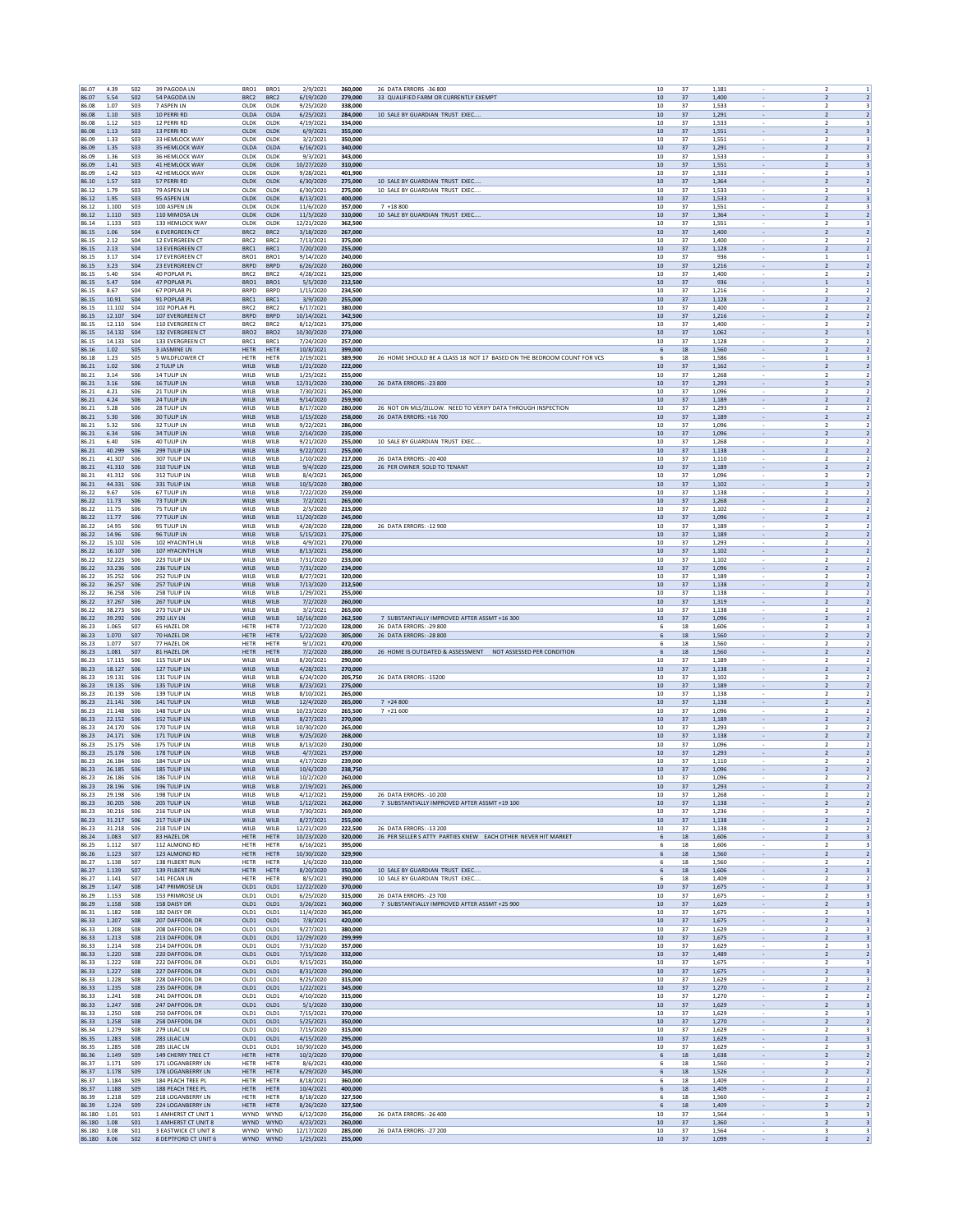| | | | | | | | | | | | | | | | |
|---|---|---|---|---|---|---|---|---|---|---|---|---|---|---|---|
| 86.07 | 4.39 | S02 | 39 PAGODA LN | BRO1 | BRO1 | 2/9/2021 | 260,000 | 26 DATA ERRORS -36 800 | 10 | 37 | 1,181 | - | 2 | 1 |
| 86.07 | 5.54 | S02 | 54 PAGODA LN | BRC2 | BRC2 | 6/19/2020 | 279,000 | 33 QUALIFIED FARM OR CURRENTLY EXEMPT | 10 | 37 | 1,400 | - | 2 | 2 |
| 86.08 | 1.07 | S03 | 7 ASPEN LN | OLDK | OLDK | 9/25/2020 | 338,000 | | 10 | 37 | 1,533 | - | 2 | 3 |
| 86.08 | 1.10 | S03 | 10 PERRI RD | OLDA | OLDA | 6/25/2021 | 284,000 | 10 SALE BY GUARDIAN TRUST EXEC.... | 10 | 37 | 1,291 | - | 2 | 2 |
| 86.08 | 1.12 | S03 | 12 PERRI RD | OLDK | OLDK | 4/19/2021 | 334,000 | | 10 | 37 | 1,533 | - | 2 | 3 |
| 86.08 | 1.13 | S03 | 13 PERRI RD | OLDK | OLDK | 6/9/2021 | 355,000 | | 10 | 37 | 1,551 | - | 2 | 3 |
| 86.09 | 1.33 | S03 | 33 HEMLOCK WAY | OLDK | OLDK | 3/2/2021 | 350,000 | | 10 | 37 | 1,551 | - | 2 | 3 |
| 86.09 | 1.35 | S03 | 35 HEMLOCK WAY | OLDA | OLDA | 6/16/2021 | 340,000 | | 10 | 37 | 1,291 | - | 2 | 2 |
| 86.09 | 1.36 | S03 | 36 HEMLOCK WAY | OLDK | OLDK | 9/3/2021 | 343,000 | | 10 | 37 | 1,533 | - | 2 | 3 |
| 86.09 | 1.41 | S03 | 41 HEMLOCK WAY | OLDK | OLDK | 10/27/2020 | 310,000 | | 10 | 37 | 1,551 | - | 2 | 3 |
| 86.09 | 1.42 | S03 | 42 HEMLOCK WAY | OLDK | OLDK | 9/28/2021 | 401,900 | | 10 | 37 | 1,533 | - | 2 | 3 |
| 86.10 | 1.57 | S03 | 57 PERRI RD | OLDK | OLDK | 6/30/2020 | 275,000 | 10 SALE BY GUARDIAN TRUST EXEC.... | 10 | 37 | 1,364 | - | 2 | 2 |
| 86.12 | 1.79 | S03 | 79 ASPEN LN | OLDK | OLDK | 6/30/2021 | 275,000 | 10 SALE BY GUARDIAN TRUST EXEC.... | 10 | 37 | 1,533 | - | 2 | 3 |
| 86.12 | 1.95 | S03 | 95 ASPEN LN | OLDK | OLDK | 8/13/2021 | 400,000 | | 10 | 37 | 1,533 | - | 2 | 3 |
| 86.12 | 1.100 | S03 | 100 ASPEN LN | OLDK | OLDK | 11/6/2020 | 357,000 | 7 +18 800 | 10 | 37 | 1,551 | - | 2 | 3 |
| 86.12 | 1.110 | S03 | 110 MIMOSA LN | OLDK | OLDK | 11/5/2020 | 310,000 | 10 SALE BY GUARDIAN TRUST EXEC.... | 10 | 37 | 1,364 | - | 2 | 2 |
| 86.14 | 1.133 | S03 | 133 HEMLOCK WAY | OLDK | OLDK | 12/21/2020 | 362,500 | | 10 | 37 | 1,551 | - | 2 | 3 |
| 86.15 | 1.06 | S04 | 6 EVERGREEN CT | BRC2 | BRC2 | 3/18/2020 | 267,000 | | 10 | 37 | 1,400 | - | 2 | 2 |
| 86.15 | 2.12 | S04 | 12 EVERGREEN CT | BRC2 | BRC2 | 7/13/2021 | 375,000 | | 10 | 37 | 1,400 | - | 2 | 2 |
| 86.15 | 2.13 | S04 | 13 EVERGREEN CT | BRC1 | BRC1 | 7/20/2020 | 255,000 | | 10 | 37 | 1,128 | - | 2 | 2 |
| 86.15 | 3.17 | S04 | 17 EVERGREEN CT | BRO1 | BRO1 | 9/14/2020 | 240,000 | | 10 | 37 | 936 | - | 1 | 1 |
| 86.15 | 3.23 | S04 | 23 EVERGREEN CT | BRPD | BRPD | 6/26/2020 | 260,000 | | 10 | 37 | 1,216 | - | 2 | 2 |
| 86.15 | 5.40 | S04 | 40 POPLAR PL | BRC2 | BRC2 | 4/28/2021 | 325,000 | | 10 | 37 | 1,400 | - | 2 | 2 |
| 86.15 | 5.47 | S04 | 47 POPLAR PL | BRO1 | BRO1 | 5/5/2020 | 212,500 | | 10 | 37 | 936 | - | 1 | 1 |
| 86.15 | 8.67 | S04 | 67 POPLAR PL | BRPD | BRPD | 1/15/2020 | 234,500 | | 10 | 37 | 1,216 | - | 2 | 2 |
| 86.15 | 10.91 | S04 | 91 POPLAR PL | BRC1 | BRC1 | 3/9/2020 | 255,000 | | 10 | 37 | 1,128 | - | 2 | 2 |
| 86.15 | 11.102 | S04 | 102 POPLAR PL | BRC2 | BRC2 | 6/17/2021 | 380,000 | | 10 | 37 | 1,400 | - | 2 | 2 |
| 86.15 | 12.107 | S04 | 107 EVERGREEN CT | BRPD | BRPD | 10/14/2021 | 342,500 | | 10 | 37 | 1,216 | - | 2 | 2 |
| 86.15 | 12.110 | S04 | 110 EVERGREEN CT | BRC2 | BRC2 | 8/12/2021 | 375,000 | | 10 | 37 | 1,400 | - | 2 | 2 |
| 86.15 | 14.132 | S04 | 132 EVERGREEN CT | BRO2 | BRO2 | 10/30/2020 | 273,000 | | 10 | 37 | 1,062 | - | 2 | 1 |
| 86.15 | 14.133 | S04 | 133 EVERGREEN CT | BRC1 | BRC1 | 7/24/2020 | 257,000 | | 10 | 37 | 1,128 | - | 2 | 2 |
| 86.16 | 1.02 | S05 | 3 JASMINE LN | HETR | HETR | 10/8/2021 | 399,000 | | 6 | 18 | 1,560 | - | 2 | 2 |
| 86.18 | 1.23 | S05 | 5 WILDFLOWER CT | HETR | HETR | 2/19/2021 | 389,900 | 26 HOME SHOULD BE A CLASS 18 NOT 17 BASED ON THE BEDROOM COUNT FOR VCS | 6 | 18 | 1,586 | - | 1 | 3 |
| 86.21 | 1.02 | S06 | 2 TULIP LN | WILB | WILB | 1/21/2020 | 222,000 | | 10 | 37 | 1,162 | - | 2 | 2 |
| 86.21 | 3.14 | S06 | 14 TULIP LN | WILB | WILB | 1/25/2021 | 255,000 | | 10 | 37 | 1,268 | - | 2 | 2 |
| 86.21 | 3.16 | S06 | 16 TULIP LN | WILB | WILB | 12/31/2020 | 230,000 | 26 DATA ERRORS: -23 800 | 10 | 37 | 1,293 | - | 2 | 2 |
| 86.21 | 4.21 | S06 | 21 TULIP LN | WILB | WILB | 7/30/2021 | 265,000 | | 10 | 37 | 1,096 | - | 2 | 2 |
| 86.21 | 4.24 | S06 | 24 TULIP LN | WILB | WILB | 9/14/2020 | 259,900 | | 10 | 37 | 1,189 | - | 2 | 2 |
| 86.21 | 5.28 | S06 | 28 TULIP LN | WILB | WILB | 8/17/2020 | 280,000 | 26 NOT ON MLS/ZILLOW. NEED TO VERIFY DATA THROUGH INSPECTION | 10 | 37 | 1,293 | - | 2 | 2 |
| 86.21 | 5.30 | S06 | 30 TULIP LN | WILB | WILB | 1/15/2020 | 258,000 | 26 DATA ERRORS: +16 700 | 10 | 37 | 1,189 | - | 2 | 2 |
| 86.21 | 5.32 | S06 | 32 TULIP LN | WILB | WILB | 9/22/2021 | 286,000 | | 10 | 37 | 1,096 | - | 2 | 2 |
| 86.21 | 6.34 | S06 | 34 TULIP LN | WILB | WILB | 2/14/2020 | 235,000 | | 10 | 37 | 1,096 | - | 2 | 2 |
| 86.21 | 6.40 | S06 | 40 TULIP LN | WILB | WILB | 9/21/2020 | 255,000 | 10 SALE BY GUARDIAN TRUST EXEC.... | 10 | 37 | 1,268 | - | 2 | 2 |
| 86.21 | 40.299 | S06 | 299 TULIP LN | WILB | WILB | 9/22/2021 | 255,000 | | 10 | 37 | 1,138 | - | 2 | 2 |
| 86.21 | 41.307 | S06 | 307 TULIP LN | WILB | WILB | 1/10/2020 | 217,000 | 26 DATA ERRORS: -20 400 | 10 | 37 | 1,110 | - | 2 | 2 |
| 86.21 | 41.310 | S06 | 310 TULIP LN | WILB | WILB | 9/4/2020 | 225,000 | 26 PER OWNER SOLD TO TENANT | 10 | 37 | 1,189 | - | 2 | 2 |
| 86.21 | 41.312 | S06 | 312 TULIP LN | WILB | WILB | 8/4/2021 | 265,000 | | 10 | 37 | 1,096 | - | 2 | 2 |
| 86.21 | 44.331 | S06 | 331 TULIP LN | WILB | WILB | 10/5/2020 | 280,000 | | 10 | 37 | 1,102 | - | 2 | 2 |
| 86.22 | 9.67 | S06 | 67 TULIP LN | WILB | WILB | 7/22/2020 | 259,000 | | 10 | 37 | 1,138 | - | 2 | 2 |
| 86.22 | 11.73 | S06 | 73 TULIP LN | WILB | WILB | 7/2/2021 | 265,000 | | 10 | 37 | 1,268 | - | 2 | 2 |
| 86.22 | 11.75 | S06 | 75 TULIP LN | WILB | WILB | 2/5/2020 | 215,000 | | 10 | 37 | 1,102 | - | 2 | 2 |
| 86.22 | 11.77 | S06 | 77 TULIP LN | WILB | WILB | 11/20/2020 | 245,000 | | 10 | 37 | 1,096 | - | 2 | 2 |
| 86.22 | 14.95 | S06 | 95 TULIP LN | WILB | WILB | 4/28/2020 | 228,000 | 26 DATA ERRORS: -12 900 | 10 | 37 | 1,189 | - | 2 | 2 |
| 86.22 | 14.96 | S06 | 96 TULIP LN | WILB | WILB | 5/15/2021 | 275,000 | | 10 | 37 | 1,189 | - | 2 | 2 |
| 86.22 | 15.102 | S06 | 102 HYACINTH LN | WILB | WILB | 4/9/2021 | 270,000 | | 10 | 37 | 1,293 | - | 2 | 2 |
| 86.22 | 16.107 | S06 | 107 HYACINTH LN | WILB | WILB | 8/13/2021 | 258,000 | | 10 | 37 | 1,102 | - | 2 | 2 |
| 86.22 | 32.223 | S06 | 223 TULIP LN | WILB | WILB | 7/31/2020 | 233,000 | | 10 | 37 | 1,102 | - | 2 | 2 |
| 86.22 | 33.236 | S06 | 236 TULIP LN | WILB | WILB | 7/31/2020 | 234,000 | | 10 | 37 | 1,096 | - | 2 | 2 |
| 86.22 | 35.252 | S06 | 252 TULIP LN | WILB | WILB | 8/27/2021 | 320,000 | | 10 | 37 | 1,189 | - | 2 | 2 |
| 86.22 | 36.257 | S06 | 257 TULIP LN | WILB | WILB | 7/13/2020 | 212,500 | | 10 | 37 | 1,138 | - | 2 | 2 |
| 86.22 | 36.258 | S06 | 258 TULIP LN | WILB | WILB | 1/29/2021 | 255,000 | | 10 | 37 | 1,138 | - | 2 | 2 |
| 86.22 | 37.267 | S06 | 267 TULIP LN | WILB | WILB | 7/2/2020 | 260,000 | | 10 | 37 | 1,319 | - | 2 | 2 |
| 86.22 | 38.273 | S06 | 273 TULIP LN | WILB | WILB | 3/2/2021 | 265,000 | | 10 | 37 | 1,138 | - | 2 | 2 |
| 86.22 | 39.292 | S06 | 292 LILY LN | WILB | WILB | 10/16/2020 | 262,500 | 7 SUBSTANTIALLY IMPROVED AFTER ASSMT +16 300 | 10 | 37 | 1,096 | - | 2 | 2 |
| 86.23 | 1.065 | S07 | 65 HAZEL DR | HETR | HETR | 7/22/2020 | 328,000 | 26 DATA ERRORS: -29 800 | 6 | 18 | 1,606 | - | 2 | 3 |
| 86.23 | 1.070 | S07 | 70 HAZEL DR | HETR | HETR | 5/22/2020 | 305,000 | 26 DATA ERRORS: -28 800 | 6 | 18 | 1,560 | - | 2 | 2 |
| 86.23 | 1.077 | S07 | 77 HAZEL DR | HETR | HETR | 9/1/2021 | 470,000 | | 6 | 18 | 1,560 | - | 2 | 2 |
| 86.23 | 1.081 | S07 | 81 HAZEL DR | HETR | HETR | 7/2/2020 | 288,000 | 26 HOME IS OUTDATED & ASSESSMENT NOT ASSESSED PER CONDITION | 6 | 18 | 1,560 | - | 2 | 2 |
| 86.23 | 17.115 | S06 | 115 TULIP LN | WILB | WILB | 8/20/2021 | 290,000 | | 10 | 37 | 1,189 | - | 2 | 2 |
| 86.23 | 18.127 | S06 | 127 TULIP LN | WILB | WILB | 4/28/2021 | 270,000 | | 10 | 37 | 1,138 | - | 2 | 2 |
| 86.23 | 19.131 | S06 | 131 TULIP LN | WILB | WILB | 6/24/2020 | 205,750 | 26 DATA ERRORS: -15200 | 10 | 37 | 1,102 | - | 2 | 2 |
| 86.23 | 19.135 | S06 | 135 TULIP LN | WILB | WILB | 8/23/2021 | 275,000 | | 10 | 37 | 1,189 | - | 2 | 2 |
| 86.23 | 20.139 | S06 | 139 TULIP LN | WILB | WILB | 8/10/2021 | 265,000 | | 10 | 37 | 1,138 | - | 2 | 2 |
| 86.23 | 21.141 | S06 | 141 TULIP LN | WILB | WILB | 12/4/2020 | 265,000 | 7 +24 800 | 10 | 37 | 1,138 | - | 2 | 2 |
| 86.23 | 21.148 | S06 | 148 TULIP LN | WILB | WILB | 10/23/2020 | 265,500 | 7 +21 600 | 10 | 37 | 1,096 | - | 2 | 2 |
| 86.23 | 22.152 | S06 | 152 TULIP LN | WILB | WILB | 8/27/2021 | 270,000 | | 10 | 37 | 1,189 | - | 2 | 2 |
| 86.23 | 24.170 | S06 | 170 TULIP LN | WILB | WILB | 10/30/2020 | 265,000 | | 10 | 37 | 1,293 | - | 2 | 2 |
| 86.23 | 24.171 | S06 | 171 TULIP LN | WILB | WILB | 9/25/2020 | 268,000 | | 10 | 37 | 1,138 | - | 2 | 2 |
| 86.23 | 25.175 | S06 | 175 TULIP LN | WILB | WILB | 8/13/2020 | 230,000 | | 10 | 37 | 1,096 | - | 2 | 2 |
| 86.23 | 25.178 | S06 | 178 TULIP LN | WILB | WILB | 4/7/2021 | 257,000 | | 10 | 37 | 1,293 | - | 2 | 2 |
| 86.23 | 26.184 | S06 | 184 TULIP LN | WILB | WILB | 4/17/2020 | 239,000 | | 10 | 37 | 1,110 | - | 2 | 2 |
| 86.23 | 26.185 | S06 | 185 TULIP LN | WILB | WILB | 10/6/2020 | 238,750 | | 10 | 37 | 1,096 | - | 2 | 2 |
| 86.23 | 26.186 | S06 | 186 TULIP LN | WILB | WILB | 10/2/2020 | 260,000 | | 10 | 37 | 1,096 | - | 2 | 2 |
| 86.23 | 28.196 | S06 | 196 TULIP LN | WILB | WILB | 2/19/2021 | 265,000 | | 10 | 37 | 1,293 | - | 2 | 2 |
| 86.23 | 29.198 | S06 | 198 TULIP LN | WILB | WILB | 4/12/2021 | 259,000 | 26 DATA ERRORS: -10 200 | 10 | 37 | 1,268 | - | 2 | 2 |
| 86.23 | 30.205 | S06 | 205 TULIP LN | WILB | WILB | 1/12/2021 | 262,000 | 7 SUBSTANTIALLY IMPROVED AFTER ASSMT +19 100 | 10 | 37 | 1,138 | - | 2 | 2 |
| 86.23 | 30.216 | S06 | 216 TULIP LN | WILB | WILB | 7/30/2021 | 269,000 | | 10 | 37 | 1,236 | - | 2 | 2 |
| 86.23 | 31.217 | S06 | 217 TULIP LN | WILB | WILB | 8/27/2021 | 255,000 | | 10 | 37 | 1,138 | - | 2 | 2 |
| 86.23 | 31.218 | S06 | 218 TULIP LN | WILB | WILB | 12/21/2020 | 222,500 | 26 DATA ERRORS: -13 200 | 10 | 37 | 1,138 | - | 2 | 2 |
| 86.24 | 1.083 | S07 | 83 HAZEL DR | HETR | HETR | 10/23/2020 | 320,000 | 26 PER SELLER S ATTY PARTIES KNEW EACH OTHER NEVER HIT MARKET | 6 | 18 | 1,606 | - | 2 | 3 |
| 86.25 | 1.112 | S07 | 112 ALMOND RD | HETR | HETR | 6/16/2021 | 395,000 | | 6 | 18 | 1,606 | - | 2 | 3 |
| 86.26 | 1.123 | S07 | 123 ALMOND RD | HETR | HETR | 10/30/2020 | 329,900 | | 6 | 18 | 1,560 | - | 2 | 2 |
| 86.27 | 1.138 | S07 | 138 FILBERT RUN | HETR | HETR | 1/6/2020 | 310,000 | | 6 | 18 | 1,560 | - | 2 | 2 |
| 86.27 | 1.139 | S07 | 139 FILBERT RUN | HETR | HETR | 8/20/2020 | 350,000 | 10 SALE BY GUARDIAN TRUST EXEC.... | 6 | 18 | 1,606 | - | 2 | 3 |
| 86.27 | 1.141 | S07 | 141 PECAN LN | HETR | HETR | 8/5/2021 | 390,000 | 10 SALE BY GUARDIAN TRUST EXEC.... | 6 | 18 | 1,409 | - | 2 | 2 |
| 86.29 | 1.147 | S08 | 147 PRIMROSE LN | OLD1 | OLD1 | 12/22/2020 | 370,000 | | 10 | 37 | 1,675 | - | 2 | 3 |
| 86.29 | 1.153 | S08 | 153 PRIMROSE LN | OLD1 | OLD1 | 6/25/2021 | 315,000 | 26 DATA ERRORS: -23 700 | 10 | 37 | 1,675 | - | 2 | 3 |
| 86.29 | 1.158 | S08 | 158 DAISY DR | OLD1 | OLD1 | 3/26/2021 | 360,000 | 7 SUBSTANTIALLY IMPROVED AFTER ASSMT +25 900 | 10 | 37 | 1,629 | - | 2 | 3 |
| 86.31 | 1.182 | S08 | 182 DAISY DR | OLD1 | OLD1 | 11/4/2020 | 365,000 | | 10 | 37 | 1,675 | - | 2 | 3 |
| 86.33 | 1.207 | S08 | 207 DAFFODIL DR | OLD1 | OLD1 | 7/8/2021 | 420,000 | | 10 | 37 | 1,675 | - | 2 | 3 |
| 86.33 | 1.208 | S08 | 208 DAFFODIL DR | OLD1 | OLD1 | 9/27/2021 | 380,000 | | 10 | 37 | 1,629 | - | 2 | 3 |
| 86.33 | 1.213 | S08 | 213 DAFFODIL DR | OLD1 | OLD1 | 12/29/2020 | 299,999 | | 10 | 37 | 1,675 | - | 2 | 3 |
| 86.33 | 1.214 | S08 | 214 DAFFODIL DR | OLD1 | OLD1 | 7/31/2020 | 357,000 | | 10 | 37 | 1,629 | - | 2 | 3 |
| 86.33 | 1.220 | S08 | 220 DAFFODIL DR | OLD1 | OLD1 | 7/15/2020 | 332,000 | | 10 | 37 | 1,489 | - | 2 | 2 |
| 86.33 | 1.222 | S08 | 222 DAFFODIL DR | OLD1 | OLD1 | 9/15/2021 | 350,000 | | 10 | 37 | 1,675 | - | 2 | 3 |
| 86.33 | 1.227 | S08 | 227 DAFFODIL DR | OLD1 | OLD1 | 8/31/2020 | 290,000 | | 10 | 37 | 1,675 | - | 2 | 3 |
| 86.33 | 1.228 | S08 | 228 DAFFODIL DR | OLD1 | OLD1 | 9/25/2020 | 315,000 | | 10 | 37 | 1,629 | - | 2 | 3 |
| 86.33 | 1.235 | S08 | 235 DAFFODIL DR | OLD1 | OLD1 | 1/22/2021 | 345,000 | | 10 | 37 | 1,270 | - | 2 | 2 |
| 86.33 | 1.241 | S08 | 241 DAFFODIL DR | OLD1 | OLD1 | 4/10/2020 | 315,000 | | 10 | 37 | 1,270 | - | 2 | 2 |
| 86.33 | 1.247 | S08 | 247 DAFFODIL DR | OLD1 | OLD1 | 5/1/2020 | 330,000 | | 10 | 37 | 1,629 | - | 2 | 3 |
| 86.33 | 1.250 | S08 | 250 DAFFODIL DR | OLD1 | OLD1 | 7/15/2021 | 370,000 | | 10 | 37 | 1,629 | - | 2 | 3 |
| 86.33 | 1.258 | S08 | 258 DAFFODIL DR | OLD1 | OLD1 | 5/25/2021 | 350,000 | | 10 | 37 | 1,270 | - | 2 | 2 |
| 86.34 | 1.279 | S08 | 279 LILAC LN | OLD1 | OLD1 | 7/15/2020 | 315,000 | | 10 | 37 | 1,629 | - | 2 | 3 |
| 86.35 | 1.283 | S08 | 283 LILAC LN | OLD1 | OLD1 | 4/15/2020 | 295,000 | | 10 | 37 | 1,629 | - | 2 | 3 |
| 86.35 | 1.285 | S08 | 285 LILAC LN | OLD1 | OLD1 | 10/30/2020 | 345,000 | | 10 | 37 | 1,629 | - | 2 | 3 |
| 86.36 | 1.149 | S09 | 149 CHERRY TREE CT | HETR | HETR | 10/2/2020 | 370,000 | | 6 | 18 | 1,638 | - | 2 | 2 |
| 86.37 | 1.171 | S09 | 171 LOGANBERRY LN | HETR | HETR | 8/6/2021 | 430,000 | | 6 | 18 | 1,560 | - | 2 | 2 |
| 86.37 | 1.178 | S09 | 178 LOGANBERRY LN | HETR | HETR | 6/29/2020 | 345,000 | | 6 | 18 | 1,526 | - | 2 | 2 |
| 86.37 | 1.184 | S09 | 184 PEACH TREE PL | HETR | HETR | 8/18/2021 | 360,000 | | 6 | 18 | 1,409 | - | 2 | 2 |
| 86.37 | 1.188 | S09 | 188 PEACH TREE PL | HETR | HETR | 10/4/2021 | 400,000 | | 6 | 18 | 1,409 | - | 2 | 2 |
| 86.39 | 1.218 | S09 | 218 LOGANBERRY LN | HETR | HETR | 8/18/2020 | 327,500 | | 6 | 18 | 1,560 | - | 2 | 2 |
| 86.39 | 1.224 | S09 | 224 LOGANBERRY LN | HETR | HETR | 8/26/2020 | 327,500 | | 6 | 18 | 1,409 | - | 2 | 2 |
| 86.180 | 1.01 | S01 | 1 AMHERST CT UNIT 1 | WYND | WYND | 6/12/2020 | 256,000 | 26 DATA ERRORS: -26 400 | 10 | 37 | 1,564 | - | 3 | 3 |
| 86.180 | 1.08 | S01 | 1 AMHERST CT UNIT 8 | WYND | WYND | 4/23/2021 | 260,000 | | 10 | 37 | 1,360 | - | 2 | 3 |
| 86.180 | 3.08 | S01 | 3 EASTWICK CT UNIT 8 | WYND | WYND | 12/17/2020 | 285,000 | 26 DATA ERRORS: -27 200 | 10 | 37 | 1,564 | - | 3 | 3 |
| 86.180 | 8.06 | S02 | 8 DEPTFORD CT UNIT 6 | WYND | WYND | 1/25/2021 | 255,000 | | 10 | 37 | 1,099 | - | 2 | 2 |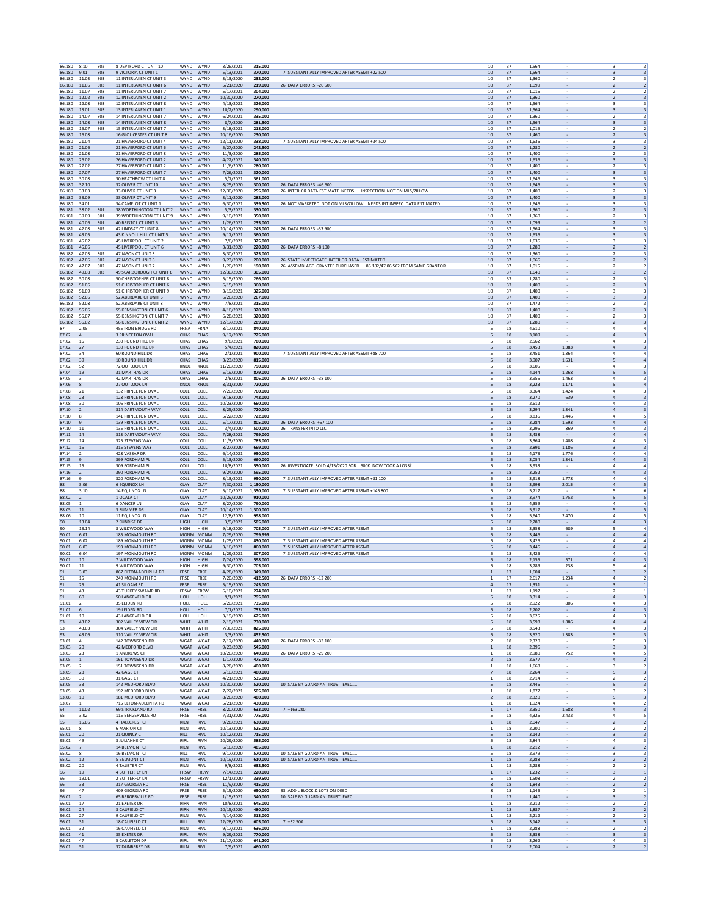| | | | | | | | | | | | | | | |
|---|---|---|---|---|---|---|---|---|---|---|---|---|---|---|
| 86.180 | 8.10 | S02 | 8 DEPTFORD CT UNIT 10 | WYND | WYND | 3/26/2021 | 315,000 | | 10 | 37 | 1,564 | - | 3 | 3 |
| 86.180 | 9.01 | S03 | 9 VICTORIA CT UNIT 1 | WYND | WYND | 5/13/2021 | 370,000 | 7 SUBSTANTIALLY IMPROVED AFTER ASSMT +22 500 | 10 | 37 | 1,564 | - | 3 | 3 |
| 86.180 | 11.03 | S03 | 11 INTERLAKEN CT UNIT 3 | WYND | WYND | 3/13/2020 | 232,000 | | 10 | 37 | 1,360 | - | 2 | 3 |
| 86.180 | 11.06 | S03 | 11 INTERLAKEN CT UNIT 6 | WYND | WYND | 5/21/2020 | 219,000 | 26 DATA ERRORS: -20 500 | 10 | 37 | 1,099 | - | 2 | 2 |
| 86.180 | 11.07 | S03 | 11 INTERLAKEN CT UNIT 7 | WYND | WYND | 5/17/2021 | 304,000 | | 10 | 37 | 1,015 | - | 2 | 2 |
| 86.180 | 12.02 | S03 | 12 INTERLAKEN CT UNIT 2 | WYND | WYND | 10/30/2020 | 270,000 | | 10 | 37 | 1,360 | - | 2 | 3 |
| 86.180 | 12.08 | S03 | 12 INTERLAKEN CT UNIT 8 | WYND | WYND | 4/13/2021 | 326,000 | | 10 | 37 | 1,564 | - | 3 | 3 |
| 86.180 | 13.01 | S03 | 13 INTERLAKEN CT UNIT 1 | WYND | WYND | 10/2/2020 | 290,000 | | 10 | 37 | 1,564 | - | 3 | 3 |
| 86.180 | 14.07 | S03 | 14 INTERLAKEN CT UNIT 7 | WYND | WYND | 6/24/2021 | 335,000 | | 10 | 37 | 1,360 | - | 2 | 3 |
| 86.180 | 14.08 | S03 | 14 INTERLAKEN CT UNIT 8 | WYND | WYND | 8/7/2020 | 281,500 | | 10 | 37 | 1,564 | - | 3 | 3 |
| 86.180 | 15.07 | S03 | 15 INTERLAKEN CT UNIT 7 | WYND | WYND | 3/18/2021 | 218,000 | | 10 | 37 | 1,015 | - | 2 | 2 |
| 86.180 | 16.08 | | 16 GLOUCESTER CT UNIT 8 | WYND | WYND | 10/16/2020 | 230,000 | | 10 | 37 | 1,460 | - | 2 | 3 |
| 86.180 | 21.04 | | 21 HAVERFORD CT UNIT 4 | WYND | WYND | 12/11/2020 | 338,000 | 7 SUBSTANTIALLY IMPROVED AFTER ASSMT +34 500 | 10 | 37 | 1,636 | - | 3 | 3 |
| 86.180 | 21.06 | | 21 HAVERFORD CT UNIT 6 | WYND | WYND | 5/27/2020 | 242,500 | | 10 | 37 | 1,280 | - | 2 | 2 |
| 86.180 | 21.08 | | 21 HAVERFORD CT UNIT 8 | WYND | WYND | 11/3/2020 | 285,000 | | 10 | 37 | 1,400 | - | 2 | 3 |
| 86.180 | 26.02 | | 26 HAVERFORD CT UNIT 2 | WYND | WYND | 4/22/2021 | 340,000 | | 10 | 37 | 1,636 | - | 3 | 3 |
| 86.180 | 27.02 | | 27 HAVERFORD CT UNIT 2 | WYND | WYND | 11/6/2020 | 280,000 | | 10 | 37 | 1,400 | - | 2 | 3 |
| 86.180 | 27.07 | | 27 HAVERFORD CT UNIT 7 | WYND | WYND | 7/26/2021 | 320,000 | | 10 | 37 | 1,400 | - | 3 | 3 |
| 86.180 | 30.08 | | 30 HEATHROW CT UNIT 8 | WYND | WYND | 5/7/2021 | 361,000 | | 10 | 37 | 1,646 | - | 3 | 3 |
| 86.180 | 32.10 | | 32 OLIVER CT UNIT 10 | WYND | WYND | 8/25/2020 | 300,000 | 26 DATA ERRORS: -46 600 | 10 | 37 | 1,646 | - | 3 | 3 |
| 86.180 | 33.03 | | 33 OLIVER CT UNIT 3 | WYND | WYND | 12/30/2020 | 255,000 | 26 INTERIOR DATA ESTIMATE NEEDS INSPECTION NOT ON MLS/ZILLOW | 10 | 37 | 1,400 | - | 2 | 3 |
| 86.180 | 33.09 | | 33 OLIVER CT UNIT 9 | WYND | WYND | 3/11/2020 | 282,000 | | 10 | 37 | 1,400 | - | 3 | 3 |
| 86.180 | 34.01 | | 34 CAMELOT CT UNIT 1 | WYND | WYND | 6/30/2021 | 339,500 | 26 NOT MARKETED NOT ON MLS/ZILLOW NEEDS INT INSPEC DATA ESTIMATED | 10 | 37 | 1,646 | - | 3 | 3 |
| 86.181 | 38.02 | S01 | 38 WORTHINGTON CT UNIT 2 | WYND | WYND | 5/3/2021 | 330,000 | | 10 | 37 | 1,360 | - | 2 | 3 |
| 86.181 | 39.09 | S01 | 39 WORTHINGTON CT UNIT 9 | WYND | WYND | 9/10/2021 | 350,000 | | 10 | 37 | 1,360 | - | 2 | 3 |
| 86.181 | 40.06 | S01 | 40 BRISTOL CT UNIT 6 | WYND | WYND | 1/26/2021 | 235,000 | | 10 | 37 | 1,099 | - | 2 | 2 |
| 86.181 | 42.08 | S02 | 42 LINDSAY CT UNIT 8 | WYND | WYND | 10/14/2020 | 245,000 | 26 DATA ERRORS -33 900 | 10 | 37 | 1,564 | - | 3 | 3 |
| 86.181 | 43.05 | | 43 KINNOLL HILL CT UNIT 5 | WYND | WYND | 9/17/2021 | 360,000 | | 10 | 37 | 1,636 | - | 3 | 3 |
| 86.181 | 45.02 | | 45 LIVERPOOL CT UNIT 2 | WYND | WYND | 7/6/2021 | 325,000 | | 10 | 17 | 1,636 | - | 3 | 3 |
| 86.181 | 45.06 | | 45 LIVERPOOL CT UNIT 6 | WYND | WYND | 3/31/2020 | 220,000 | 26 DATA ERRORS: -8 100 | 10 | 37 | 1,280 | - | 2 | 2 |
| 86.182 | 47.03 | S02 | 47 JASON CT UNIT 3 | WYND | WYND | 3/30/2021 | 325,000 | | 10 | 37 | 1,360 | - | 2 | 3 |
| 86.182 | 47.06 | S02 | 47 JASON CT UNIT 6 | WYND | WYND | 9/23/2020 | 200,000 | 26 STATE INVESTIGATE INTERIOR DATA ESTIMATED | 10 | 37 | 1,066 | - | 2 | 2 |
| 86.182 | 47.07 | S02 | 47 JASON CT UNIT 7 | WYND | WYND | 1/20/2021 | 190,000 | 26 ASSEMBLAGE GRANTEE PURCHASED 86.182/47.06 S02 FROM SAME GRANTOR | 10 | 37 | 1,015 | - | 2 | 2 |
| 86.182 | 49.08 | S03 | 49 SCARBOROUGH CT UNIT 8 | WYND | WYND | 12/30/2020 | 305,000 | | 10 | 37 | 1,640 | - | 3 | 2 |
| 86.182 | 50.08 | | 50 CHRISTOPHER CT UNIT 8 | WYND | WYND | 5/15/2020 | 266,000 | | 10 | 37 | 1,280 | - | 2 | 3 |
| 86.182 | 51.06 | | 51 CHRISTOPHER CT UNIT 6 | WYND | WYND | 6/15/2021 | 360,000 | | 10 | 37 | 1,400 | - | 2 | 3 |
| 86.182 | 51.09 | | 51 CHRISTOPHER CT UNIT 9 | WYND | WYND | 3/19/2021 | 325,000 | | 10 | 37 | 1,400 | - | 3 | 3 |
| 86.182 | 52.06 | | 52 ABERDARE CT UNIT 6 | WYND | WYND | 6/26/2020 | 267,000 | | 10 | 37 | 1,400 | - | 3 | 3 |
| 86.182 | 52.08 | | 52 ABERDARE CT UNIT 8 | WYND | WYND | 7/8/2021 | 315,000 | | 10 | 37 | 1,472 | - | 2 | 3 |
| 86.182 | 55.06 | | 55 KENSINGTON CT UNIT 6 | WYND | WYND | 4/16/2021 | 320,000 | | 10 | 37 | 1,400 | - | 2 | 3 |
| 86.182 | 55.07 | | 55 KENSINGTON CT UNIT 7 | WYND | WYND | 6/28/2021 | 320,000 | | 10 | 37 | 1,400 | - | 2 | 3 |
| 86.182 | 56.02 | | 56 KENSINGTON CT UNIT 2 | WYND | WYND | 12/17/2020 | 289,000 | | 10 | 37 | 1,280 | - | 2 | 3 |
| 87 | 2.05 | | 455 IRON BRIDGE RD | FRNA | FRNA | 8/17/2021 | 840,000 | | 5 | 18 | 4,610 | - | 4 | 4 |
| 87.02 | 4 | | 3 PRINCETON OVAL | CHAS | CHAS | 9/17/2020 | 725,000 | | 5 | 18 | 3,109 | - | 4 | 3 |
| 87.02 | 16 | | 230 ROUND HILL DR | CHAS | CHAS | 9/8/2021 | 780,000 | | 5 | 18 | 2,562 | - | 4 | 3 |
| 87.02 | 27 | | 130 ROUND HILL DR | CHAS | CHAS | 5/4/2021 | 820,000 | | 5 | 18 | 3,453 | 1,383 | 4 | 3 |
| 87.02 | 34 | | 60 ROUND HILL DR | CHAS | CHAS | 2/1/2021 | 900,000 | 7 SUBSTANTIALLY IMPROVED AFTER ASSMT +88 700 | 5 | 18 | 3,451 | 1,364 | 4 | 4 |
| 87.02 | 39 | | 10 ROUND HILL DR | CHAS | CHAS | 3/23/2020 | 815,000 | | 5 | 18 | 3,907 | 1,631 | 5 | 4 |
| 87.02 | 52 | | 72 OUTLOOK LN | KNOL | KNOL | 11/20/2020 | 790,000 | | 5 | 18 | 3,605 | - | 4 | 3 |
| 87.04 | 19 | | 31 MARTHAS DR | CHAS | CHAS | 5/19/2020 | 879,000 | | 5 | 18 | 4,144 | 1,268 | 5 | 5 |
| 87.05 | 3 | | 42 MARTHAS DR | CHAS | CHAS | 2/8/2021 | 806,000 | 26 DATA ERRORS: -38 100 | 5 | 18 | 3,955 | 1,463 | 4 | 3 |
| 87.06 | 8 | | 27 OUTLOOK LN | KNOL | KNOL | 8/31/2020 | 720,000 | | 5 | 18 | 3,223 | 1,171 | 5 | 4 |
| 87.08 | 21 | | 132 PRINCETON OVAL | COLL | COLL | 7/20/2020 | 760,000 | | 5 | 18 | 3,364 | 1,424 | 4 | 3 |
| 87.08 | 23 | | 128 PRINCETON OVAL | COLL | COLL | 9/18/2020 | 742,000 | | 5 | 18 | 3,270 | 639 | 4 | 3 |
| 87.08 | 30 | | 106 PRINCETON OVAL | COLL | COLL | 10/23/2020 | 660,000 | | 5 | 18 | 2,612 | - | 4 | 3 |
| 87.10 | 2 | | 314 DARTMOUTH WAY | COLL | COLL | 8/25/2020 | 720,000 | | 5 | 18 | 3,294 | 1,341 | 4 | 3 |
| 87.10 | 8 | | 141 PRINCETON OVAL | COLL | COLL | 5/22/2020 | 722,000 | | 5 | 18 | 3,836 | 1,446 | 4 | 5 |
| 87.10 | 9 | | 139 PRINCETON OVAL | COLL | COLL | 5/17/2021 | 805,000 | 26 DATA ERRORS: +57 100 | 5 | 18 | 3,284 | 1,593 | 4 | 4 |
| 87.10 | 11 | | 135 PRINCETON OVAL | COLL | COLL | 3/4/2020 | 500,000 | 26 TRANSFER INTO LLC | 5 | 18 | 3,296 | 869 | 4 | 3 |
| 87.11 | 14 | | 313 DARTMOUTH WAY | COLL | COLL | 7/28/2021 | 799,000 | | 5 | 18 | 3,438 | - | 4 | 4 |
| 87.12 | 14 | | 325 STEVENS WAY | COLL | COLL | 11/3/2020 | 785,000 | | 5 | 18 | 3,364 | 1,408 | 4 | 3 |
| 87.12 | 15 | | 315 STEVENS WAY | COLL | COLL | 8/27/2020 | 669,000 | | 5 | 18 | 2,891 | 1,186 | 3 | 3 |
| 87.14 | 2 | | 428 VASSAR DR | COLL | COLL | 6/14/2021 | 950,000 | | 5 | 18 | 4,173 | 1,776 | 4 | 4 |
| 87.15 | 9 | | 399 FORDHAM PL | COLL | COLL | 5/13/2020 | 660,000 | | 5 | 18 | 3,054 | 1,341 | 4 | 3 |
| 87.15 | 15 | | 309 FORDHAM PL | COLL | COLL | 10/8/2021 | 550,000 | 26 INVESTIGATE SOLD 4/15/2020 FOR 600K NOW TOOK A LOSS? | 5 | 18 | 3,933 | - | 4 | 4 |
| 87.16 | 2 | | 390 FORDHAM PL | COLL | COLL | 9/24/2020 | 595,000 | | 5 | 18 | 3,252 | - | 4 | 3 |
| 87.16 | 9 | | 320 FORDHAM PL | COLL | COLL | 8/13/2021 | 950,000 | 7 SUBSTANTIALLY IMPROVED AFTER ASSMT +81 100 | 5 | 18 | 3,918 | 1,778 | 4 | 4 |
| 88 | 3.06 | | 6 EQUINOX LN | CLAY | CLAY | 7/30/2021 | 1,150,000 | | 5 | 18 | 3,998 | 2,015 | 4 | 5 |
| 88 | 3.10 | | 14 EQUINOX LN | CLAY | CLAY | 5/10/2021 | 1,350,000 | 7 SUBSTANTIALLY IMPROVED AFTER ASSMT +145 800 | 5 | 18 | 5,717 | - | 5 | 6 |
| 88.02 | 2 | | 1 OCALA CT | CLAY | CLAY | 10/29/2020 | 910,000 | | 5 | 18 | 3,974 | 1,752 | 5 | 5 |
| 88.05 | 1 | | 6 DANCER LN | CLAY | CLAY | 8/27/2020 | 790,000 | | 5 | 18 | 4,359 | - | 4 | 4 |
| 88.05 | 11 | | 3 SUMMER DR | CLAY | CLAY | 10/14/2021 | 1,300,000 | | 5 | 18 | 5,917 | - | 5 | 5 |
| 88.06 | 10 | | 11 EQUINOX LN | CLAY | CLAY | 12/8/2020 | 998,000 | | 5 | 18 | 5,640 | 2,470 | 4 | 5 |
| 90 | 13.04 | | 2 SUNRISE DR | HIGH | HIGH | 3/9/2021 | 585,000 | | 5 | 18 | 2,280 | - | 4 | 3 |
| 90 | 13.14 | | 8 WILDWOOD WAY | HIGH | HIGH | 9/18/2020 | 705,000 | 7 SUBSTANTIALLY IMPROVED AFTER ASSMT | 5 | 18 | 3,358 | 689 | 5 | 4 |
| 90.01 | 6.01 | | 185 MONMOUTH RD | MONM | MONM | 7/29/2020 | 799,999 | | 5 | 18 | 3,446 | - | 4 | 4 |
| 90.01 | 6.02 | | 189 MONMOUTH RD | MONM | MONM | 1/25/2021 | 830,000 | 7 SUBSTANTIALLY IMPROVED AFTER ASSMT | 5 | 18 | 3,426 | - | 4 | 4 |
| 90.01 | 6.03 | | 193 MONMOUTH RD | MONM | MONM | 3/16/2021 | 860,000 | 7 SUBSTANTIALLY IMPROVED AFTER ASSMT | 5 | 18 | 3,446 | - | 4 | 4 |
| 90.01 | 6.04 | | 197 MONMOUTH RD | MONM | MONM | 1/29/2021 | 807,000 | 7 SUBSTANTIALLY IMPROVED AFTER ASSMT | 5 | 18 | 3,426 | - | 4 | 4 |
| 90.01 | 10 | | 7 WILDWOOD WAY | HIGH | HIGH | 7/24/2020 | 598,000 | | 5 | 18 | 2,155 | 571 | 4 | 3 |
| 90.01 | 11 | | 9 WILDWOOD WAY | HIGH | HIGH | 9/30/2020 | 705,000 | | 5 | 18 | 3,789 | 238 | 5 | 4 |
| 91 | 3.03 | | 867 ELTON-ADELPHIA RD | FRSE | FRSE | 4/28/2020 | 349,000 | | 1 | 17 | 1,604 | - | 3 | 2 |
| 91 | 15 | | 249 MONMOUTH RD | FRSE | FRSE | 7/20/2020 | 412,500 | 26 DATA ERRORS: -12 200 | 1 | 17 | 2,617 | 1,234 | 4 | 2 |
| 91 | 25 | | 41 SILOAM RD | FRSE | FRSE | 5/15/2020 | 245,000 | | 4 | 17 | 1,331 | - | 3 | 1 |
| 91 | 43 | | 43 TURKEY SWAMP RD | FRSW | FRSW | 6/10/2021 | 274,000 | | 1 | 17 | 1,197 | - | 2 | 1 |
| 91 | 60 | | 50 LANGEVELD DR | HOLL | HOLL | 9/1/2021 | 795,000 | | 5 | 18 | 3,314 | - | 4 | 3 |
| 91.01 | 2 | | 35 LEIDEN RD | HOLL | HOLL | 5/20/2021 | 735,000 | | 5 | 18 | 2,922 | 806 | 4 | 3 |
| 91.01 | 6 | | 19 LEIDEN RD | HOLL | HOLL | 7/1/2021 | 753,000 | | 5 | 18 | 2,702 | - | 4 | 3 |
| 91.01 | 10 | | 43 LANGEVELD DR | HOLL | HOLL | 3/19/2020 | 625,000 | | 5 | 18 | 3,625 | - | 4 | 3 |
| 93 | 43.02 | | 302 VALLEY VIEW CIR | WHIT | WHIT | 2/19/2021 | 730,000 | | 5 | 18 | 3,598 | 1,886 | 4 | 4 |
| 93 | 43.03 | | 304 VALLEY VIEW CIR | WHIT | WHIT | 7/30/2021 | 825,000 | | 5 | 18 | 3,543 | - | 4 | 3 |
| 93 | 43.06 | | 310 VALLEY VIEW CIR | WHIT | WHIT | 3/3/2020 | 852,500 | | 5 | 18 | 3,520 | 1,383 | 5 | 3 |
| 93.01 | 4 | | 142 TOWNSEND DR | WGAT | WGAT | 7/17/2020 | 440,000 | 26 DATA ERRORS: -33 100 | 2 | 18 | 2,320 | - | 5 | 3 |
| 93.03 | 20 | | 42 MEDFORD BLVD | WGAT | WGAT | 9/23/2020 | 545,000 | | 1 | 18 | 2,396 | - | 3 | 3 |
| 93.03 | 23 | | 1 ANDREWS CT | WGAT | WGAT | 10/26/2020 | 640,000 | 26 DATA ERRORS: -29 200 | 1 | 18 | 2,980 | 752 | 4 | 5 |
| 93.05 | 1 | | 161 TOWNSEND DR | WGAT | WGAT | 1/17/2020 | 475,000 | | 2 | 18 | 2,577 | - | 4 | 2 |
| 93.05 | 2 | | 151 TOWNSEND DR | WGAT | WGAT | 8/28/2020 | 400,000 | | 1 | 18 | 1,668 | - | 3 | 2 |
| 93.05 | 28 | | 42 GAGE CT | WGAT | WGAT | 5/10/2021 | 480,000 | | 7 | 18 | 2,264 | - | 5 | 3 |
| 93.05 | 30 | | 31 GAGE CT | WGAT | WGAT | 4/21/2020 | 535,000 | | 1 | 18 | 2,714 | - | 2 | 2 |
| 93.05 | 33 | | 142 MEDFORD BLVD | WGAT | WGAT | 10/30/2020 | 520,000 | 10 SALE BY GUARDIAN TRUST EXEC.... | 5 | 18 | 3,446 | - | 5 | 3 |
| 93.05 | 43 | | 192 MEDFORD BLVD | WGAT | WGAT | 7/22/2021 | 505,000 | | 1 | 18 | 1,877 | - | 3 | 2 |
| 93.06 | 10 | | 181 MEDFORD BLVD | WGAT | WGAT | 8/26/2020 | 480,000 | | 2 | 18 | 2,320 | - | 5 | 3 |
| 93.07 | 1 | | 715 ELTON-ADELPHIA RD | WGAT | WGAT | 5/21/2020 | 430,000 | | 1 | 18 | 1,924 | - | 4 | 2 |
| 94 | 11.02 | | 69 STRICKLAND RD | FRSE | FRSE | 8/20/2020 | 633,000 | 7 +163 200 | 1 | 17 | 2,350 | 1,688 | 4 | 3 |
| 95 | 3.02 | | 115 BERGERVILLE RD | FRSE | FRSE | 7/31/2020 | 775,000 | | 5 | 18 | 4,326 | 2,432 | 4 | 5 |
| 95 | 15.06 | | 4 HALECREST CT | RILN | RIVL | 9/28/2021 | 630,000 | | 1 | 18 | 2,047 | - | 2 | 2 |
| 95.01 | 8 | | 6 MARION CT | RILN | RIVL | 10/13/2020 | 525,000 | | 1 | 18 | 2,200 | - | 2 | 2 |
| 95.01 | 20 | | 21 QUINCY CT | RILL | RIVL | 10/12/2021 | 715,000 | | 5 | 18 | 3,142 | - | 3 | 3 |
| 95.01 | 49 | | 3 JULIANNE CT | RIRL | RIVN | 10/29/2020 | 585,000 | | 5 | 18 | 2,844 | - | 4 | 3 |
| 95.02 | 7 | | 14 BELMONT CT | RILN | RIVL | 6/16/2020 | 485,000 | | 1 | 18 | 2,212 | - | 2 | 2 |
| 95.02 | 8 | | 16 BELMONT CT | RILL | RIVL | 9/17/2020 | 570,000 | 10 SALE BY GUARDIAN TRUST EXEC.... | 5 | 18 | 2,979 | - | 3 | 3 |
| 95.02 | 12 | | 5 BELMONT CT | RILN | RIVL | 10/19/2021 | 610,000 | 10 SALE BY GUARDIAN TRUST EXEC.... | 1 | 18 | 2,288 | - | 2 | 2 |
| 95.02 | 20 | | 4 TALISTER CT | RILN | RIVL | 9/8/2021 | 632,500 | | 1 | 18 | 2,288 | - | 2 | 2 |
| 96 | 19 | | 4 BUTTERFLY LN | FRSW | FRSW | 7/14/2021 | 220,000 | | 1 | 17 | 1,232 | - | 3 | 1 |
| 96 | 19.01 | | 2 BUTTERFLY LN | FRSW | FRSW | 12/1/2020 | 339,500 | | 5 | 18 | 1,508 | - | 2 | 2 |
| 96 | 33 | | 317 GEORGIA RD | FRSE | FRSE | 11/9/2020 | 415,000 | | 8 | 18 | 1,843 | - | 2 | 2 |
| 96 | 47 | | 409 GEORGIA RD | FRSE | FRSE | 5/15/2020 | 650,000 | 33 ADD L BLOCK & LOTS ON DEED | 8 | 18 | 1,146 | - | 2 | 1 |
| 96.01 | 2 | | 65 BERGERVILLE RD | FRSE | FRSE | 1/15/2021 | 340,000 | 10 SALE BY GUARDIAN TRUST EXEC.... | 1 | 17 | 1,440 | - | 3 | 2 |
| 96.01 | 17 | | 21 EXETER DR | RIRN | RIVN | 10/8/2021 | 645,000 | | 1 | 18 | 2,212 | - | 2 | 2 |
| 96.01 | 24 | | 3 CAUFIELD CT | RIRN | RIVN | 10/15/2020 | 480,000 | | 1 | 18 | 1,887 | - | 2 | 2 |
| 96.01 | 27 | | 9 CAUFIELD CT | RILN | RIVL | 4/14/2020 | 513,000 | | 1 | 18 | 2,212 | - | 2 | 2 |
| 96.01 | 31 | | 18 CAUFIELD CT | RILL | RIVL | 12/28/2020 | 605,000 | 7 +32 500 | 5 | 18 | 3,142 | - | 3 | 3 |
| 96.01 | 32 | | 16 CAUFIELD CT | RILN | RIVL | 9/17/2021 | 636,000 | | 1 | 18 | 2,288 | - | 2 | 2 |
| 96.01 | 41 | | 35 EXETER DR | RIRL | RIVN | 9/29/2021 | 770,000 | | 5 | 18 | 3,338 | - | 3 | 3 |
| 96.01 | 47 | | 5 CARLETON DR | RIRL | RIVN | 11/17/2020 | 641,200 | | 5 | 18 | 3,262 | - | 4 | 3 |
| 96.01 | 51 | | 37 DUNBERRY DR | RILN | RIVL | 7/9/2021 | 460,000 | | 1 | 18 | 2,004 | - | 2 | 2 |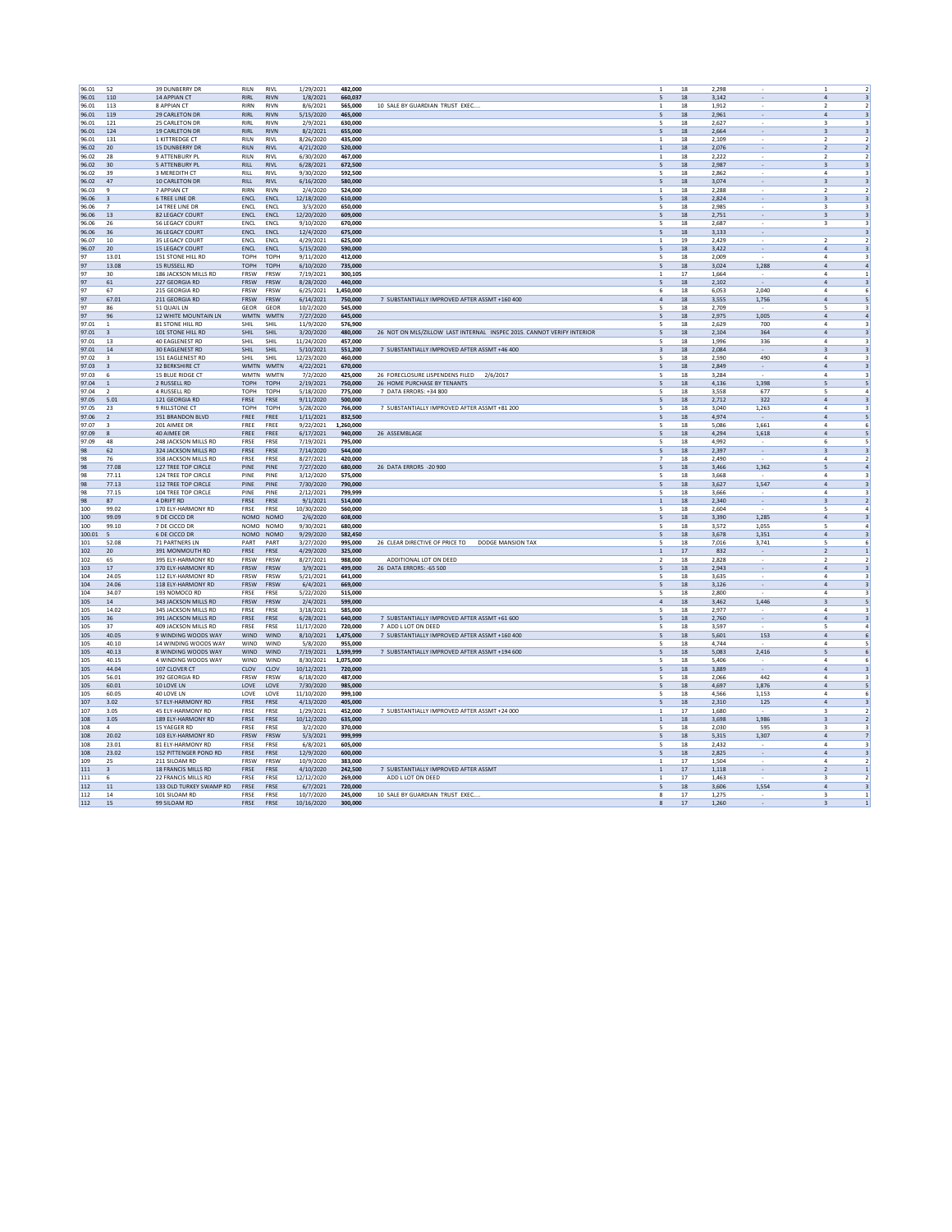| | | | | | | | | | | | | | |
|---|---|---|---|---|---|---|---|---|---|---|---|---|---|
| 96.01 | 52 | 39 DUNBERRY DR | RILN | RIVL | 1/29/2021 | 482,000 | | 1 | 18 | 2,298 | - | 1 | 2 |
| 96.01 | 110 | 14 APPIAN CT | RIRL | RIVN | 1/8/2021 | 660,037 | | 5 | 18 | 3,142 | - | 4 | 3 |
| 96.01 | 113 | 8 APPIAN CT | RIRN | RIVN | 8/6/2021 | 565,000 | 10 SALE BY GUARDIAN TRUST EXEC.... | 1 | 18 | 1,912 | - | 2 | 2 |
| 96.01 | 119 | 29 CARLETON DR | RIRL | RIVN | 5/15/2020 | 465,000 | | 5 | 18 | 2,961 | - | 4 | 3 |
| 96.01 | 121 | 25 CARLETON DR | RIRL | RIVN | 2/9/2021 | 630,000 | | 5 | 18 | 2,627 | - | 3 | 3 |
| 96.01 | 124 | 19 CARLETON DR | RIRL | RIVN | 8/2/2021 | 655,000 | | 5 | 18 | 2,664 | - | 3 | 3 |
| 96.01 | 131 | 1 KITTREDGE CT | RILN | RIVL | 8/26/2020 | 435,000 | | 1 | 18 | 2,109 | - | 2 | 2 |
| 96.02 | 20 | 15 DUNBERRY DR | RILN | RIVL | 4/21/2020 | 520,000 | | 1 | 18 | 2,076 | - | 2 | 2 |
| 96.02 | 28 | 9 ATTENBURY PL | RILN | RIVL | 6/30/2020 | 467,000 | | 1 | 18 | 2,222 | - | 2 | 2 |
| 96.02 | 30 | 5 ATTENBURY PL | RILL | RIVL | 6/28/2021 | 672,500 | | 5 | 18 | 2,987 | - | 3 | 3 |
| 96.02 | 39 | 3 MEREDITH CT | RILL | RIVL | 9/30/2020 | 592,500 | | 5 | 18 | 2,862 | - | 4 | 3 |
| 96.02 | 47 | 10 CARLETON DR | RILL | RIVL | 6/16/2020 | 580,000 | | 5 | 18 | 3,074 | - | 3 | 3 |
| 96.03 | 9 | 7 APPIAN CT | RIRN | RIVN | 2/4/2020 | 524,000 | | 1 | 18 | 2,288 | - | 2 | 2 |
| 96.06 | 3 | 6 TREE LINE DR | ENCL | ENCL | 12/18/2020 | 610,000 | | 5 | 18 | 2,824 | - | 3 | 3 |
| 96.06 | 7 | 14 TREE LINE DR | ENCL | ENCL | 3/3/2020 | 650,000 | | 5 | 18 | 2,985 | - | 3 | 3 |
| 96.06 | 13 | 82 LEGACY COURT | ENCL | ENCL | 12/20/2020 | 609,000 | | 5 | 18 | 2,751 | - | 3 | 3 |
| 96.06 | 26 | 56 LEGACY COURT | ENCL | ENCL | 9/10/2020 | 670,000 | | 5 | 18 | 2,687 | - | 3 | 3 |
| 96.06 | 36 | 36 LEGACY COURT | ENCL | ENCL | 12/4/2020 | 675,000 | | 5 | 18 | 3,133 | - | | 3 |
| 96.07 | 10 | 35 LEGACY COURT | ENCL | ENCL | 4/29/2021 | 625,000 | | 1 | 19 | 2,429 | - | 2 | 2 |
| 96.07 | 20 | 15 LEGACY COURT | ENCL | ENCL | 5/15/2020 | 590,000 | | 5 | 18 | 3,422 | - | 4 | 3 |
| 97 | 13.01 | 151 STONE HILL RD | TOPH | TOPH | 9/11/2020 | 412,000 | | 5 | 18 | 2,009 | - | 4 | 3 |
| 97 | 13.08 | 15 RUSSELL RD | TOPH | TOPH | 6/10/2020 | 735,000 | | 5 | 18 | 3,024 | 1,288 | 4 | 4 |
| 97 | 30 | 186 JACKSON MILLS RD | FRSW | FRSW | 7/19/2021 | 300,105 | | 1 | 17 | 1,664 | - | 4 | 1 |
| 97 | 61 | 227 GEORGIA RD | FRSW | FRSW | 8/28/2020 | 440,000 | | 5 | 18 | 2,102 | - | 4 | 3 |
| 97 | 67 | 215 GEORGIA RD | FRSW | FRSW | 6/25/2021 | 1,450,000 | | 6 | 18 | 6,053 | 2,040 | 4 | 6 |
| 97 | 67.01 | 211 GEORGIA RD | FRSW | FRSW | 6/14/2021 | 750,000 | 7 SUBSTANTIALLY IMPROVED AFTER ASSMT +160 400 | 4 | 18 | 3,555 | 1,756 | 4 | 5 |
| 97 | 86 | 51 QUAIL LN | GEOR | GEOR | 10/2/2020 | 545,000 | | 5 | 18 | 2,709 | - | 5 | 3 |
| 97 | 96 | 12 WHITE MOUNTAIN LN | WMTN | WMTN | 7/27/2020 | 645,000 | | 5 | 18 | 2,975 | 1,005 | 4 | 4 |
| 97.01 | 1 | 81 STONE HILL RD | SHIL | SHIL | 11/9/2020 | 576,900 | | 5 | 18 | 2,629 | 700 | 4 | 3 |
| 97.01 | 3 | 101 STONE HILL RD | SHIL | SHIL | 3/20/2020 | 480,000 | 26 NOT ON MLS/ZILLOW LAST INTERNAL INSPEC 2015. CANNOT VERIFY INTERIOR | 5 | 18 | 2,104 | 364 | 4 | 3 |
| 97.01 | 13 | 40 EAGLENEST RD | SHIL | SHIL | 11/24/2020 | 457,000 | | 5 | 18 | 1,996 | 336 | 4 | 3 |
| 97.01 | 14 | 30 EAGLENEST RD | SHIL | SHIL | 5/10/2021 | 551,200 | 7 SUBSTANTIALLY IMPROVED AFTER ASSMT +46 400 | 3 | 18 | 2,084 | - | 3 | 3 |
| 97.02 | 3 | 151 EAGLENEST RD | SHIL | SHIL | 12/23/2020 | 460,000 | | 5 | 18 | 2,590 | 490 | 4 | 3 |
| 97.03 | 3 | 32 BERKSHIRE CT | WMTN | WMTN | 4/22/2021 | 670,000 | | 5 | 18 | 2,849 | - | 4 | 3 |
| 97.03 | 6 | 15 BLUE RIDGE CT | WMTN | WMTN | 7/2/2020 | 425,000 | 26 FORECLOSURE LISPENDENS FILED 2/6/2017 | 5 | 18 | 3,284 | - | 4 | 3 |
| 97.04 | 1 | 2 RUSSELL RD | TOPH | TOPH | 2/19/2021 | 750,000 | 26 HOME PURCHASE BY TENANTS | 5 | 18 | 4,136 | 1,398 | 5 | 5 |
| 97.04 | 2 | 4 RUSSELL RD | TOPH | TOPH | 5/18/2020 | 775,000 | 7 DATA ERRORS: +34 800 | 5 | 18 | 3,558 | 677 | 5 | 4 |
| 97.05 | 5.01 | 121 GEORGIA RD | FRSE | FRSE | 9/11/2020 | 500,000 | | 5 | 18 | 2,712 | 322 | 4 | 3 |
| 97.05 | 23 | 9 RILLSTONE CT | TOPH | TOPH | 5/28/2020 | 766,000 | 7 SUBSTANTIALLY IMPROVED AFTER ASSMT +81 200 | 5 | 18 | 3,040 | 1,263 | 4 | 3 |
| 97.06 | 2 | 351 BRANDON BLVD | FREE | FREE | 1/11/2021 | 832,500 | | 5 | 18 | 4,974 | - | 4 | 5 |
| 97.07 | 3 | 201 AIMEE DR | FREE | FREE | 9/22/2021 | 1,260,000 | | 5 | 18 | 5,086 | 1,661 | 4 | 6 |
| 97.09 | 8 | 40 AIMEE DR | FREE | FREE | 6/17/2021 | 940,000 | 26 ASSEMBLAGE | 5 | 18 | 4,294 | 1,618 | 4 | 5 |
| 97.09 | 48 | 248 JACKSON MILLS RD | FRSE | FRSE | 7/19/2021 | 795,000 | | 5 | 18 | 4,992 | - | 6 | 5 |
| 98 | 62 | 324 JACKSON MILLS RD | FRSE | FRSE | 7/14/2020 | 544,000 | | 5 | 18 | 2,397 | - | 3 | 3 |
| 98 | 76 | 358 JACKSON MILLS RD | FRSE | FRSE | 8/27/2021 | 420,000 | | 7 | 18 | 2,490 | - | 4 | 2 |
| 98 | 77.08 | 127 TREE TOP CIRCLE | PINE | PINE | 7/27/2020 | 680,000 | 26 DATA ERRORS -20 900 | 5 | 18 | 3,466 | 1,362 | 5 | 4 |
| 98 | 77.11 | 124 TREE TOP CIRCLE | PINE | PINE | 3/12/2020 | 575,000 | | 5 | 18 | 3,668 | - | 4 | 3 |
| 98 | 77.13 | 112 TREE TOP CIRCLE | PINE | PINE | 7/30/2020 | 790,000 | | 5 | 18 | 3,627 | 1,547 | 4 | 3 |
| 98 | 77.15 | 104 TREE TOP CIRCLE | PINE | PINE | 2/12/2021 | 799,999 | | 5 | 18 | 3,666 | - | 4 | 3 |
| 98 | 87 | 4 DRIFT RD | FRSE | FRSE | 9/1/2021 | 514,000 | | 1 | 18 | 2,340 | - | 3 | 2 |
| 100 | 99.02 | 170 ELY-HARMONY RD | FRSE | FRSE | 10/30/2020 | 560,000 | | 5 | 18 | 2,604 | - | 5 | 4 |
| 100 | 99.09 | 9 DE CICCO DR | NOMO | NOMO | 2/6/2020 | 608,000 | | 5 | 18 | 3,390 | 1,285 | 4 | 3 |
| 100 | 99.10 | 7 DE CICCO DR | NOMO | NOMO | 9/30/2021 | 680,000 | | 5 | 18 | 3,572 | 1,055 | 5 | 4 |
| 100.01 | 5 | 6 DE CICCO DR | NOMO | NOMO | 9/29/2020 | 582,450 | | 5 | 18 | 3,678 | 1,351 | 4 | 3 |
| 101 | 52.08 | 71 PARTNERS LN | PART | PART | 3/27/2020 | 995,000 | 26 CLEAR DIRECTIVE OF PRICE TO DODGE MANSION TAX | 5 | 18 | 7,016 | 3,741 | 5 | 6 |
| 102 | 20 | 391 MONMOUTH RD | FRSE | FRSE | 4/29/2020 | 325,000 | | 1 | 17 | 832 | - | 2 | 1 |
| 102 | 65 | 395 ELY-HARMONY RD | FRSW | FRSW | 8/27/2021 | 988,000 | ADDITIONAL LOT ON DEED | 2 | 18 | 2,828 | - | 2 | 2 |
| 103 | 17 | 370 ELY-HARMONY RD | FRSW | FRSW | 3/9/2021 | 499,000 | 26 DATA ERRORS: -65 500 | 5 | 18 | 2,943 | - | 4 | 3 |
| 104 | 24.05 | 112 ELY-HARMONY RD | FRSW | FRSW | 5/21/2021 | 641,000 | | 5 | 18 | 3,635 | - | 4 | 3 |
| 104 | 24.06 | 118 ELY-HARMONY RD | FRSW | FRSW | 6/4/2021 | 669,000 | | 5 | 18 | 3,126 | - | 4 | 3 |
| 104 | 34.07 | 193 NOMOCO RD | FRSE | FRSE | 5/22/2020 | 515,000 | | 5 | 18 | 2,800 | - | 4 | 3 |
| 105 | 14 | 343 JACKSON MILLS RD | FRSW | FRSW | 2/4/2021 | 599,000 | | 4 | 18 | 3,462 | 1,446 | 3 | 5 |
| 105 | 14.02 | 345 JACKSON MILLS RD | FRSE | FRSE | 3/18/2021 | 585,000 | | 5 | 18 | 2,977 | - | 4 | 3 |
| 105 | 36 | 391 JACKSON MILLS RD | FRSE | FRSE | 6/28/2021 | 640,000 | 7 SUBSTANTIALLY IMPROVED AFTER ASSMT +61 600 | 5 | 18 | 2,760 | - | 4 | 3 |
| 105 | 37 | 409 JACKSON MILLS RD | FRSE | FRSE | 11/17/2020 | 720,000 | 7 ADD L LOT ON DEED | 5 | 18 | 3,597 | - | 5 | 4 |
| 105 | 40.05 | 9 WINDING WOODS WAY | WIND | WIND | 8/10/2021 | 1,475,000 | 7 SUBSTANTIALLY IMPROVED AFTER ASSMT +160 400 | 5 | 18 | 5,601 | 153 | 4 | 6 |
| 105 | 40.10 | 14 WINDING WOODS WAY | WIND | WIND | 5/8/2020 | 955,000 | | 5 | 18 | 4,744 | - | 4 | 5 |
| 105 | 40.13 | 8 WINDING WOODS WAY | WIND | WIND | 7/19/2021 | 1,599,999 | 7 SUBSTANTIALLY IMPROVED AFTER ASSMT +194 600 | 5 | 18 | 5,083 | 2,416 | 5 | 6 |
| 105 | 40.15 | 4 WINDING WOODS WAY | WIND | WIND | 8/30/2021 | 1,075,000 | | 5 | 18 | 5,406 | - | 4 | 6 |
| 105 | 44.04 | 107 CLOVER CT | CLOV | CLOV | 10/12/2021 | 720,000 | | 5 | 18 | 3,889 | - | 4 | 3 |
| 105 | 56.01 | 392 GEORGIA RD | FRSW | FRSW | 6/18/2020 | 487,000 | | 5 | 18 | 2,066 | 442 | 4 | 3 |
| 105 | 60.01 | 10 LOVE LN | LOVE | LOVE | 7/30/2020 | 985,000 | | 5 | 18 | 4,697 | 1,876 | 4 | 5 |
| 105 | 60.05 | 40 LOVE LN | LOVE | LOVE | 11/10/2020 | 999,100 | | 5 | 18 | 4,566 | 1,153 | 4 | 6 |
| 107 | 3.02 | 57 ELY-HARMONY RD | FRSE | FRSE | 4/13/2020 | 405,000 | | 5 | 18 | 2,310 | 125 | 4 | 3 |
| 107 | 3.05 | 45 ELY-HARMONY RD | FRSE | FRSE | 1/29/2021 | 452,000 | 7 SUBSTANTIALLY IMPROVED AFTER ASSMT +24 000 | 1 | 17 | 1,680 | - | 3 | 2 |
| 108 | 3.05 | 189 ELY-HARMONY RD | FRSE | FRSE | 10/12/2020 | 635,000 | | 1 | 18 | 3,698 | 1,986 | 3 | 2 |
| 108 | 4 | 15 YAEGER RD | FRSE | FRSE | 3/2/2020 | 370,000 | | 5 | 18 | 2,030 | 595 | 3 | 3 |
| 108 | 20.02 | 103 ELY-HARMONY RD | FRSW | FRSW | 5/3/2021 | 999,999 | | 5 | 18 | 5,315 | 1,307 | 4 | 7 |
| 108 | 23.01 | 81 ELY-HARMONY RD | FRSE | FRSE | 6/8/2021 | 605,000 | | 5 | 18 | 2,432 | - | 4 | 3 |
| 108 | 23.02 | 152 PITTENGER POND RD | FRSE | FRSE | 12/9/2020 | 600,000 | | 5 | 18 | 2,825 | - | 4 | 3 |
| 109 | 25 | 211 SILOAM RD | FRSW | FRSW | 10/9/2020 | 383,000 | | 1 | 17 | 1,504 | - | 4 | 2 |
| 111 | 3 | 18 FRANCIS MILLS RD | FRSE | FRSE | 4/10/2020 | 242,500 | 7 SUBSTANTIALLY IMPROVED AFTER ASSMT | 1 | 17 | 1,118 | - | 2 | 1 |
| 111 | 6 | 22 FRANCIS MILLS RD | FRSE | FRSE | 12/12/2020 | 269,000 | ADD L LOT ON DEED | 1 | 17 | 1,463 | - | 3 | 2 |
| 112 | 11 | 133 OLD TURKEY SWAMP RD | FRSE | FRSE | 6/7/2021 | 720,000 | | 5 | 18 | 3,606 | 1,554 | 4 | 3 |
| 112 | 14 | 101 SILOAM RD | FRSE | FRSE | 10/7/2020 | 245,000 | 10 SALE BY GUARDIAN TRUST EXEC.... | 8 | 17 | 1,275 | - | 3 | 1 |
| 112 | 15 | 99 SILOAM RD | FRSE | FRSE | 10/16/2020 | 300,000 | | 8 | 17 | 1,260 | - | 3 | 1 |